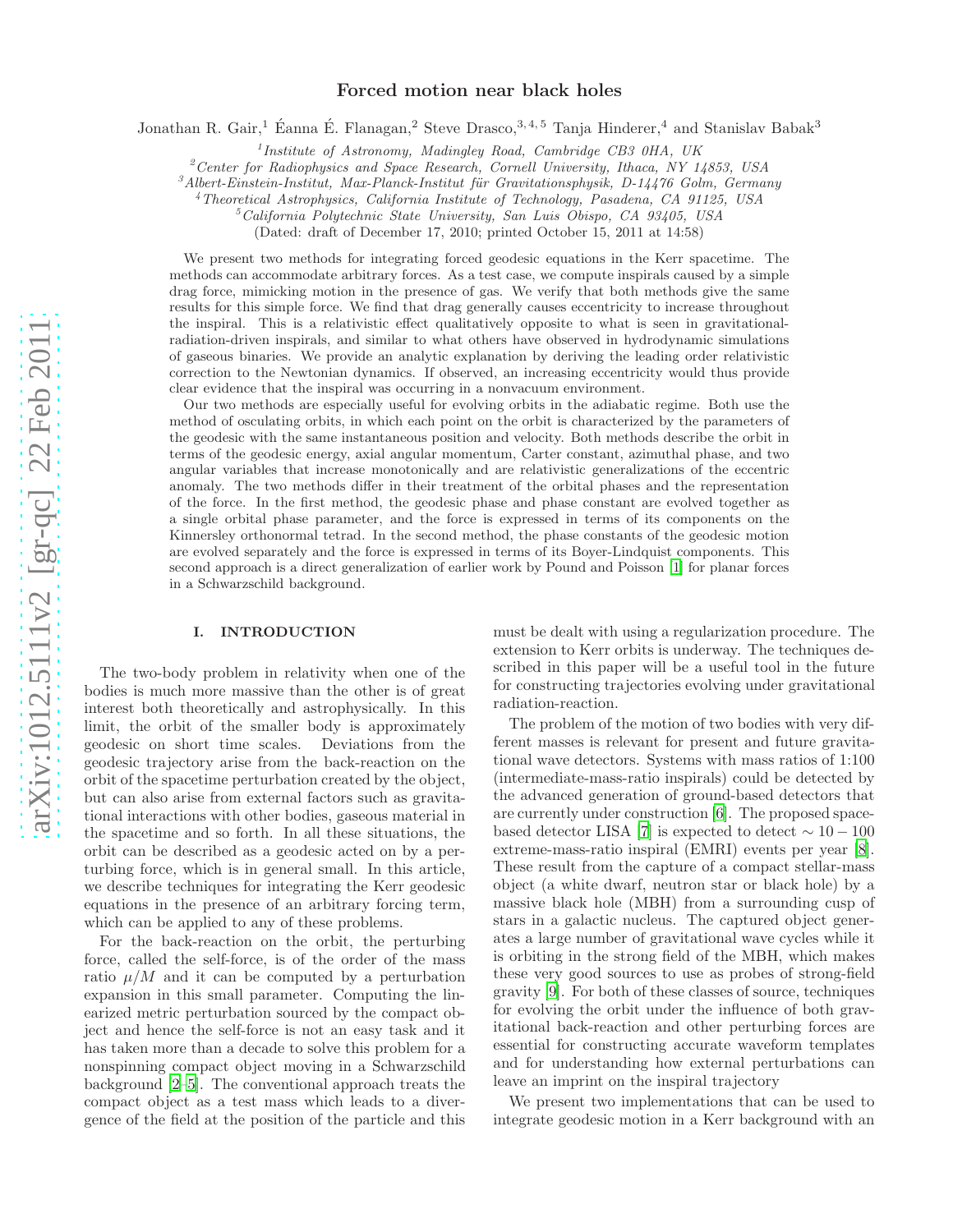# Forced motion near black holes

Jonathan R. Gair,[1] Éanna É. Flanagan,[2] Steve Drasco,[3,4,5] Tanja Hinderer,[4] and Stanislav Babak[3]

[1]*Institute of Astronomy, Madingley Road, Cambridge CB3 0HA, UK*
[2]*Center for Radiophysics and Space Research, Cornell University, Ithaca, NY 14853, USA*
[3]*Albert-Einstein-Institut, Max-Planck-Institut für Gravitationsphysik, D-14476 Golm, Germany*
[4]*Theoretical Astrophysics, California Institute of Technology, Pasadena, CA 91125, USA*
[5]*California Polytechnic State University, San Luis Obispo, CA 93405, USA*

(Dated: draft of December 17, 2010; printed October 15, 2011 at 14:58)

We present two methods for integrating forced geodesic equations in the Kerr spacetime. The methods can accommodate arbitrary forces. As a test case, we compute inspirals caused by a simple drag force, mimicking motion in the presence of gas. We verify that both methods give the same results for this simple force. We find that drag generally causes eccentricity to increase throughout the inspiral. This is a relativistic effect qualitatively opposite to what is seen in gravitational-radiation-driven inspirals, and similar to what others have observed in hydrodynamic simulations of gaseous binaries. We provide an analytic explanation by deriving the leading order relativistic correction to the Newtonian dynamics. If observed, an increasing eccentricity would thus provide clear evidence that the inspiral was occurring in a nonvacuum environment.

Our two methods are especially useful for evolving orbits in the adiabatic regime. Both use the method of osculating orbits, in which each point on the orbit is characterized by the parameters of the geodesic with the same instantaneous position and velocity. Both methods describe the orbit in terms of the geodesic energy, axial angular momentum, Carter constant, azimuthal phase, and two angular variables that increase monotonically and are relativistic generalizations of the eccentric anomaly. The two methods differ in their treatment of the orbital phases and the representation of the force. In the first method, the geodesic phase and phase constant are evolved together as a single orbital phase parameter, and the force is expressed in terms of its components on the Kinnersley orthonormal tetrad. In the second method, the phase constants of the geodesic motion are evolved separately and the force is expressed in terms of its Boyer-Lindquist components. This second approach is a direct generalization of earlier work by Pound and Poisson [1] for planar forces in a Schwarzschild background.

## I. INTRODUCTION

The two-body problem in relativity when one of the bodies is much more massive than the other is of great interest both theoretically and astrophysically. In this limit, the orbit of the smaller body is approximately geodesic on short time scales. Deviations from the geodesic trajectory arise from the back-reaction on the orbit of the spacetime perturbation created by the object, but can also arise from external factors such as gravitational interactions with other bodies, gaseous material in the spacetime and so forth. In all these situations, the orbit can be described as a geodesic acted on by a perturbing force, which is in general small. In this article, we describe techniques for integrating the Kerr geodesic equations in the presence of an arbitrary forcing term, which can be applied to any of these problems.

For the back-reaction on the orbit, the perturbing force, called the self-force, is of the order of the mass ratio $\mu/M$ and it can be computed by a perturbation expansion in this small parameter. Computing the linearized metric perturbation sourced by the compact object and hence the self-force is not an easy task and it has taken more than a decade to solve this problem for a nonspinning compact object moving in a Schwarzschild background [2–5]. The conventional approach treats the compact object as a test mass which leads to a divergence of the field at the position of the particle and this must be dealt with using a regularization procedure. The extension to Kerr orbits is underway. The techniques described in this paper will be a useful tool in the future for constructing trajectories evolving under gravitational radiation-reaction.

The problem of the motion of two bodies with very different masses is relevant for present and future gravitational wave detectors. Systems with mass ratios of 1:100 (intermediate-mass-ratio inspirals) could be detected by the advanced generation of ground-based detectors that are currently under construction [6]. The proposed space-based detector LISA [7] is expected to detect $\sim 10-100$ extreme-mass-ratio inspiral (EMRI) events per year [8]. These result from the capture of a compact stellar-mass object (a white dwarf, neutron star or black hole) by a massive black hole (MBH) from a surrounding cusp of stars in a galactic nucleus. The captured object generates a large number of gravitational wave cycles while it is orbiting in the strong field of the MBH, which makes these very good sources to use as probes of strong-field gravity [9]. For both of these classes of source, techniques for evolving the orbit under the influence of both gravitational back-reaction and other perturbing forces are essential for constructing accurate waveform templates and for understanding how external perturbations can leave an imprint on the inspiral trajectory

We present two implementations that can be used to integrate geodesic motion in a Kerr background with an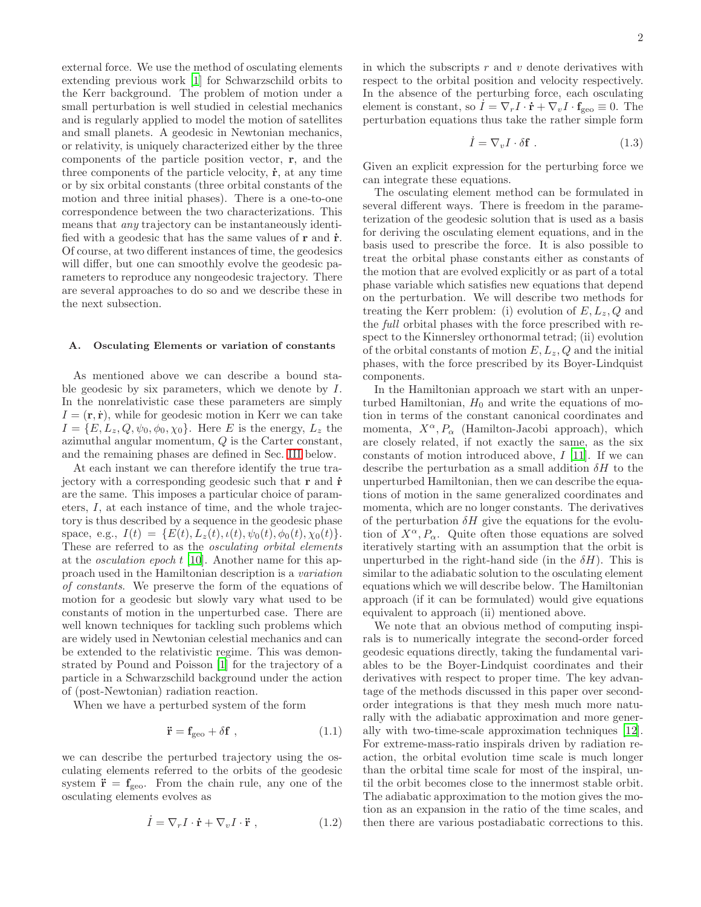external force. We use the method of osculating elements extending previous work [1] for Schwarzschild orbits to the Kerr background. The problem of motion under a small perturbation is well studied in celestial mechanics and is regularly applied to model the motion of satellites and small planets. A geodesic in Newtonian mechanics, or relativity, is uniquely characterized either by the three components of the particle position vector, $\mathbf{r}$, and the three components of the particle velocity, $\dot{\mathbf{r}}$, at any time or by six orbital constants (three orbital constants of the motion and three initial phases). There is a one-to-one correspondence between the two characterizations. This means that *any* trajectory can be instantaneously identified with a geodesic that has the same values of $\mathbf{r}$ and $\dot{\mathbf{r}}$. Of course, at two different instances of time, the geodesics will differ, but one can smoothly evolve the geodesic parameters to reproduce any nongeodesic trajectory. There are several approaches to do so and we describe these in the next subsection.

### A. Osculating Elements or variation of constants

As mentioned above we can describe a bound stable geodesic by six parameters, which we denote by $I$. In the nonrelativistic case these parameters are simply $I = (\mathbf{r}, \dot{\mathbf{r}})$, while for geodesic motion in Kerr we can take $I = \{E, L_z, Q, \psi_0, \phi_0, \chi_0\}$. Here $E$ is the energy, $L_z$ the azimuthal angular momentum, $Q$ is the Carter constant, and the remaining phases are defined in Sec. III below.

At each instant we can therefore identify the true trajectory with a corresponding geodesic such that $\mathbf{r}$ and $\dot{\mathbf{r}}$ are the same. This imposes a particular choice of parameters, $I$, at each instance of time, and the whole trajectory is thus described by a sequence in the geodesic phase space, e.g., $I(t) = \{E(t), L_z(t), \iota(t), \psi_0(t), \phi_0(t), \chi_0(t)\}$. These are referred to as the *osculating orbital elements* at the *osculation epoch* $t$ [10]. Another name for this approach used in the Hamiltonian description is a *variation of constants*. We preserve the form of the equations of motion for a geodesic but slowly vary what used to be constants of motion in the unperturbed case. There are well known techniques for tackling such problems which are widely used in Newtonian celestial mechanics and can be extended to the relativistic regime. This was demonstrated by Pound and Poisson [1] for the trajectory of a particle in a Schwarzschild background under the action of (post-Newtonian) radiation reaction.

When we have a perturbed system of the form

$$\ddot{\mathbf{r}} = \mathbf{f}_{\rm geo} + \delta\mathbf{f} \ , \tag{1.1}$$

we can describe the perturbed trajectory using the osculating elements referred to the orbits of the geodesic system $\ddot{\mathbf{r}} = \mathbf{f}_{\rm geo}$. From the chain rule, any one of the osculating elements evolves as

$$\dot{I} = \nabla_r I \cdot \dot{\mathbf{r}} + \nabla_v I \cdot \ddot{\mathbf{r}} \ , \tag{1.2}$$

in which the subscripts $r$ and $v$ denote derivatives with respect to the orbital position and velocity respectively. In the absence of the perturbing force, each osculating element is constant, so $\dot{I} = \nabla_r I \cdot \dot{\mathbf{r}} + \nabla_v I \cdot \mathbf{f}_{\rm geo} \equiv 0$. The perturbation equations thus take the rather simple form

$$\dot{I} = \nabla_v I \cdot \delta\mathbf{f} \ . \tag{1.3}$$

Given an explicit expression for the perturbing force we can integrate these equations.

The osculating element method can be formulated in several different ways. There is freedom in the parameterization of the geodesic solution that is used as a basis for deriving the osculating element equations, and in the basis used to prescribe the force. It is also possible to treat the orbital phase constants either as constants of the motion that are evolved explicitly or as part of a total phase variable which satisfies new equations that depend on the perturbation. We will describe two methods for treating the Kerr problem: (i) evolution of $E, L_z, Q$ and the *full* orbital phases with the force prescribed with respect to the Kinnersley orthonormal tetrad; (ii) evolution of the orbital constants of motion $E, L_z, Q$ and the initial phases, with the force prescribed by its Boyer-Lindquist components.

In the Hamiltonian approach we start with an unperturbed Hamiltonian, $H_0$ and write the equations of motion in terms of the constant canonical coordinates and momenta, $X^\alpha, P_\alpha$ (Hamilton-Jacobi approach), which are closely related, if not exactly the same, as the six constants of motion introduced above, $I$ [11]. If we can describe the perturbation as a small addition $\delta H$ to the unperturbed Hamiltonian, then we can describe the equations of motion in the same generalized coordinates and momenta, which are no longer constants. The derivatives of the perturbation $\delta H$ give the equations for the evolution of $X^\alpha, P_\alpha$. Quite often those equations are solved iteratively starting with an assumption that the orbit is unperturbed in the right-hand side (in the $\delta H$). This is similar to the adiabatic solution to the osculating element equations which we will describe below. The Hamiltonian approach (if it can be formulated) would give equations equivalent to approach (ii) mentioned above.

We note that an obvious method of computing inspirals is to numerically integrate the second-order forced geodesic equations directly, taking the fundamental variables to be the Boyer-Lindquist coordinates and their derivatives with respect to proper time. The key advantage of the methods discussed in this paper over second-order integrations is that they mesh much more naturally with the adiabatic approximation and more generally with two-time-scale approximation techniques [12]. For extreme-mass-ratio inspirals driven by radiation reaction, the orbital evolution time scale is much longer than the orbital time scale for most of the inspiral, until the orbit becomes close to the innermost stable orbit. The adiabatic approximation to the motion gives the motion as an expansion in the ratio of the time scales, and then there are various postadiabatic corrections to this.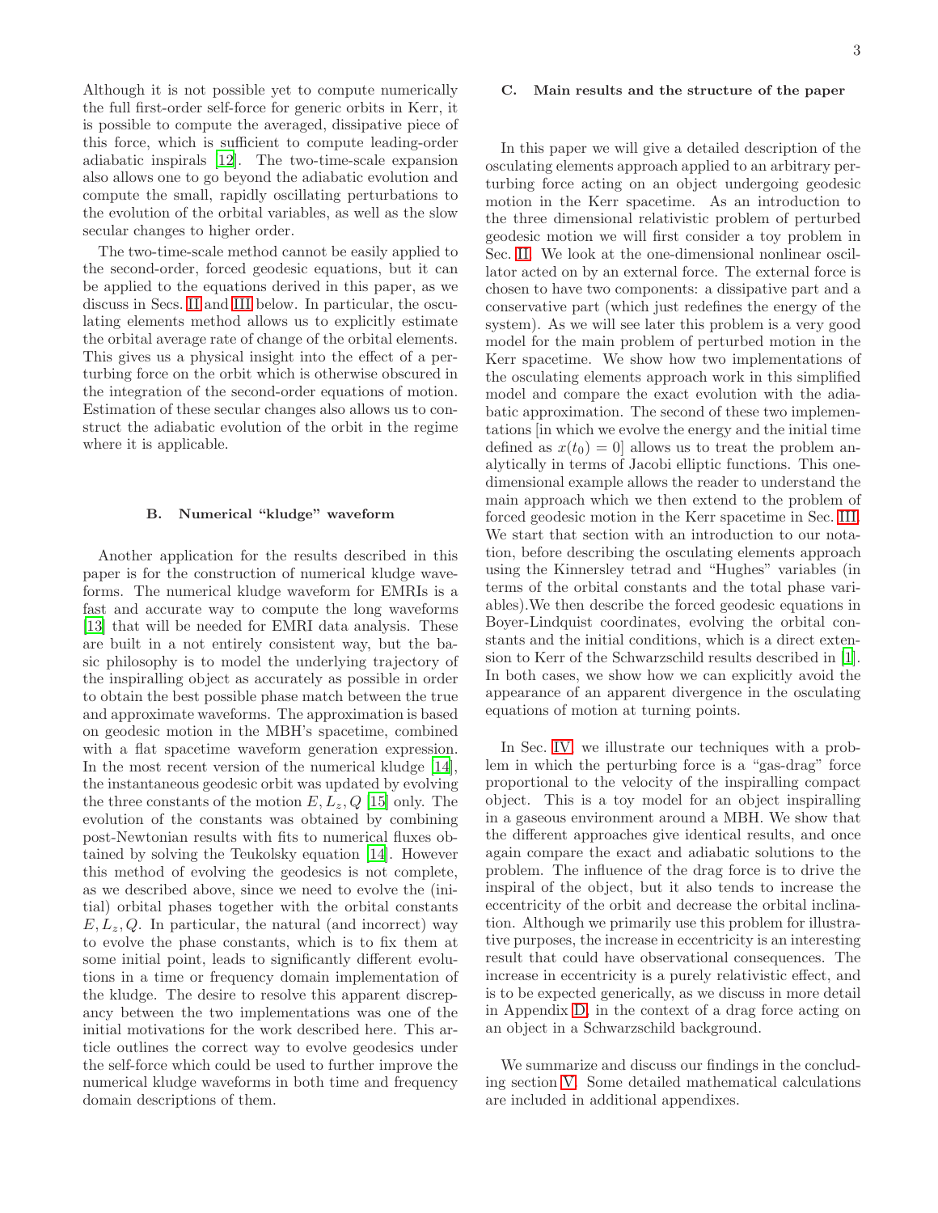Although it is not possible yet to compute numerically the full first-order self-force for generic orbits in Kerr, it is possible to compute the averaged, dissipative piece of this force, which is sufficient to compute leading-order adiabatic inspirals [12]. The two-time-scale expansion also allows one to go beyond the adiabatic evolution and compute the small, rapidly oscillating perturbations to the evolution of the orbital variables, as well as the slow secular changes to higher order.

The two-time-scale method cannot be easily applied to the second-order, forced geodesic equations, but it can be applied to the equations derived in this paper, as we discuss in Secs. II and III below. In particular, the osculating elements method allows us to explicitly estimate the orbital average rate of change of the orbital elements. This gives us a physical insight into the effect of a perturbing force on the orbit which is otherwise obscured in the integration of the second-order equations of motion. Estimation of these secular changes also allows us to construct the adiabatic evolution of the orbit in the regime where it is applicable.

### B. Numerical "kludge" waveform

Another application for the results described in this paper is for the construction of numerical kludge waveforms. The numerical kludge waveform for EMRIs is a fast and accurate way to compute the long waveforms [13] that will be needed for EMRI data analysis. These are built in a not entirely consistent way, but the basic philosophy is to model the underlying trajectory of the inspiralling object as accurately as possible in order to obtain the best possible phase match between the true and approximate waveforms. The approximation is based on geodesic motion in the MBH's spacetime, combined with a flat spacetime waveform generation expression. In the most recent version of the numerical kludge [14], the instantaneous geodesic orbit was updated by evolving the three constants of the motion $E, L_z, Q$ [15] only. The evolution of the constants was obtained by combining post-Newtonian results with fits to numerical fluxes obtained by solving the Teukolsky equation [14]. However this method of evolving the geodesics is not complete, as we described above, since we need to evolve the (initial) orbital phases together with the orbital constants $E, L_z, Q$. In particular, the natural (and incorrect) way to evolve the phase constants, which is to fix them at some initial point, leads to significantly different evolutions in a time or frequency domain implementation of the kludge. The desire to resolve this apparent discrepancy between the two implementations was one of the initial motivations for the work described here. This article outlines the correct way to evolve geodesics under the self-force which could be used to further improve the numerical kludge waveforms in both time and frequency domain descriptions of them.

### C. Main results and the structure of the paper

In this paper we will give a detailed description of the osculating elements approach applied to an arbitrary perturbing force acting on an object undergoing geodesic motion in the Kerr spacetime. As an introduction to the three dimensional relativistic problem of perturbed geodesic motion we will first consider a toy problem in Sec. II. We look at the one-dimensional nonlinear oscillator acted on by an external force. The external force is chosen to have two components: a dissipative part and a conservative part (which just redefines the energy of the system). As we will see later this problem is a very good model for the main problem of perturbed motion in the Kerr spacetime. We show how two implementations of the osculating elements approach work in this simplified model and compare the exact evolution with the adiabatic approximation. The second of these two implementations [in which we evolve the energy and the initial time defined as $x(t_0) = 0$] allows us to treat the problem analytically in terms of Jacobi elliptic functions. This one-dimensional example allows the reader to understand the main approach which we then extend to the problem of forced geodesic motion in the Kerr spacetime in Sec. III. We start that section with an introduction to our notation, before describing the osculating elements approach using the Kinnersley tetrad and "Hughes" variables (in terms of the orbital constants and the total phase variables).We then describe the forced geodesic equations in Boyer-Lindquist coordinates, evolving the orbital constants and the initial conditions, which is a direct extension to Kerr of the Schwarzschild results described in [1]. In both cases, we show how we can explicitly avoid the appearance of an apparent divergence in the osculating equations of motion at turning points.

In Sec. IV we illustrate our techniques with a problem in which the perturbing force is a "gas-drag" force proportional to the velocity of the inspiralling compact object. This is a toy model for an object inspiralling in a gaseous environment around a MBH. We show that the different approaches give identical results, and once again compare the exact and adiabatic solutions to the problem. The influence of the drag force is to drive the inspiral of the object, but it also tends to increase the eccentricity of the orbit and decrease the orbital inclination. Although we primarily use this problem for illustrative purposes, the increase in eccentricity is an interesting result that could have observational consequences. The increase in eccentricity is a purely relativistic effect, and is to be expected generically, as we discuss in more detail in Appendix D, in the context of a drag force acting on an object in a Schwarzschild background.

We summarize and discuss our findings in the concluding section V. Some detailed mathematical calculations are included in additional appendixes.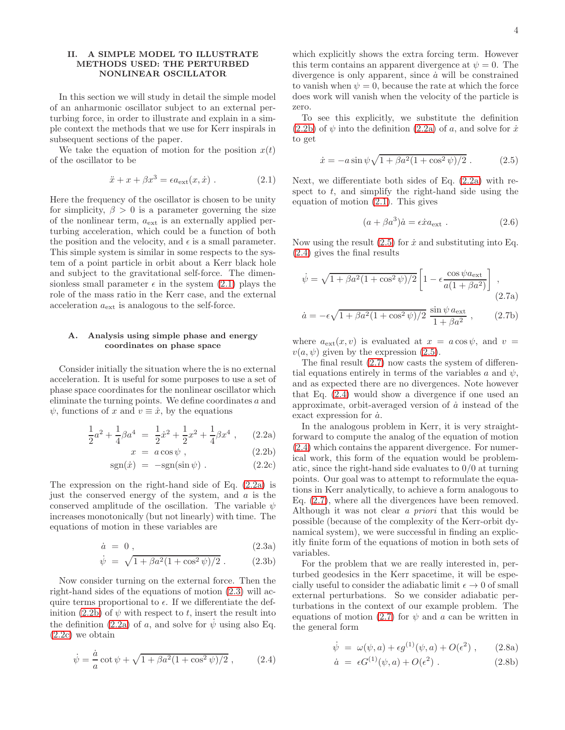## II. A SIMPLE MODEL TO ILLUSTRATE METHODS USED: THE PERTURBED NONLINEAR OSCILLATOR

In this section we will study in detail the simple model of an anharmonic oscillator subject to an external perturbing force, in order to illustrate and explain in a simple context the methods that we use for Kerr inspirals in subsequent sections of the paper.

We take the equation of motion for the position $x(t)$ of the oscillator to be

$$\ddot{x} + x + \beta x^3 = \epsilon a_{\rm ext}(x, \dot{x}) \,. \tag{2.1}$$

Here the frequency of the oscillator is chosen to be unity for simplicity, $\beta > 0$ is a parameter governing the size of the nonlinear term, $a_{\rm ext}$ is an externally applied perturbing acceleration, which could be a function of both the position and the velocity, and $\epsilon$ is a small parameter. This simple system is similar in some respects to the system of a point particle in orbit about a Kerr black hole and subject to the gravitational self-force. The dimensionless small parameter $\epsilon$ in the system (2.1) plays the role of the mass ratio in the Kerr case, and the external acceleration $a_{\rm ext}$ is analogous to the self-force.

### A. Analysis using simple phase and energy coordinates on phase space

Consider initially the situation where the is no external acceleration. It is useful for some purposes to use a set of phase space coordinates for the nonlinear oscillator which eliminate the turning points. We define coordinates $a$ and $\psi$, functions of $x$ and $v \equiv \dot{x}$, by the equations

$$\frac{1}{2}a^2 + \frac{1}{4}\beta a^4 = \frac{1}{2}\dot{x}^2 + \frac{1}{2}x^2 + \frac{1}{4}\beta x^4 \,, \tag{2.2a}$$

$$x = a\cos\psi \,, \tag{2.2b}$$

$$\mathrm{sgn}(\dot{x}) = -\mathrm{sgn}(\sin\psi) \,. \tag{2.2c}$$

The expression on the right-hand side of Eq. (2.2a) is just the conserved energy of the system, and $a$ is the conserved amplitude of the oscillation. The variable $\psi$ increases monotonically (but not linearly) with time. The equations of motion in these variables are

$$\dot{a} = 0 \,, \tag{2.3a}$$

$$\dot{\psi} = \sqrt{1 + \beta a^2(1 + \cos^2\psi)/2} \,. \tag{2.3b}$$

Now consider turning on the external force. Then the right-hand sides of the equations of motion (2.3) will acquire terms proportional to $\epsilon$. If we differentiate the definition (2.2b) of $\psi$ with respect to $t$, insert the result into the definition (2.2a) of $a$, and solve for $\dot{\psi}$ using also Eq. (2.2c) we obtain

$$\dot{\psi} = \frac{\dot{a}}{a}\cot\psi + \sqrt{1 + \beta a^2(1 + \cos^2\psi)/2} \,, \tag{2.4}$$

which explicitly shows the extra forcing term. However this term contains an apparent divergence at $\psi = 0$. The divergence is only apparent, since $\dot{a}$ will be constrained to vanish when $\psi = 0$, because the rate at which the force does work will vanish when the velocity of the particle is zero.

To see this explicitly, we substitute the definition (2.2b) of $\psi$ into the definition (2.2a) of $a$, and solve for $\dot{x}$ to get

$$\dot{x} = -a\sin\psi\sqrt{1 + \beta a^2(1 + \cos^2\psi)/2} \,. \tag{2.5}$$

Next, we differentiate both sides of Eq. (2.2a) with respect to $t$, and simplify the right-hand side using the equation of motion (2.1). This gives

$$(a + \beta a^3)\dot{a} = \epsilon \dot{x} a_{\rm ext} \,. \tag{2.6}$$

Now using the result (2.5) for $\dot{x}$ and substituting into Eq. (2.4) gives the final results

$$\dot{\psi} = \sqrt{1 + \beta a^2(1 + \cos^2\psi)/2}\left[1 - \epsilon\frac{\cos\psi\, a_{\rm ext}}{a(1 + \beta a^2)}\right] \,, \tag{2.7a}$$

$$\dot{a} = -\epsilon\sqrt{1 + \beta a^2(1 + \cos^2\psi)/2}\,\frac{\sin\psi\, a_{\rm ext}}{1 + \beta a^2} \,, \tag{2.7b}$$

where $a_{\rm ext}(x, v)$ is evaluated at $x = a\cos\psi$, and $v = v(a, \psi)$ given by the expression (2.5).

The final result (2.7) now casts the system of differential equations entirely in terms of the variables $a$ and $\psi$, and as expected there are no divergences. Note however that Eq. (2.4) would show a divergence if one used an approximate, orbit-averaged version of $\dot{a}$ instead of the exact expression for $\dot{a}$.

In the analogous problem in Kerr, it is very straightforward to compute the analog of the equation of motion (2.4) which contains the apparent divergence. For numerical work, this form of the equation would be problematic, since the right-hand side evaluates to 0/0 at turning points. Our goal was to attempt to reformulate the equations in Kerr analytically, to achieve a form analogous to Eq. (2.7), where all the divergences have been removed. Although it was not clear *a priori* that this would be possible (because of the complexity of the Kerr-orbit dynamical system), we were successful in finding an explicitly finite form of the equations of motion in both sets of variables.

For the problem that we are really interested in, perturbed geodesics in the Kerr spacetime, it will be especially useful to consider the adiabatic limit $\epsilon \to 0$ of small external perturbations. So we consider adiabatic perturbations in the context of our example problem. The equations of motion (2.7) for $\psi$ and $a$ can be written in the general form

$$\dot{\psi} = \omega(\psi, a) + \epsilon g^{(1)}(\psi, a) + O(\epsilon^2) \,, \tag{2.8a}$$

$$\dot{a} = \epsilon G^{(1)}(\psi, a) + O(\epsilon^2) \,. \tag{2.8b}$$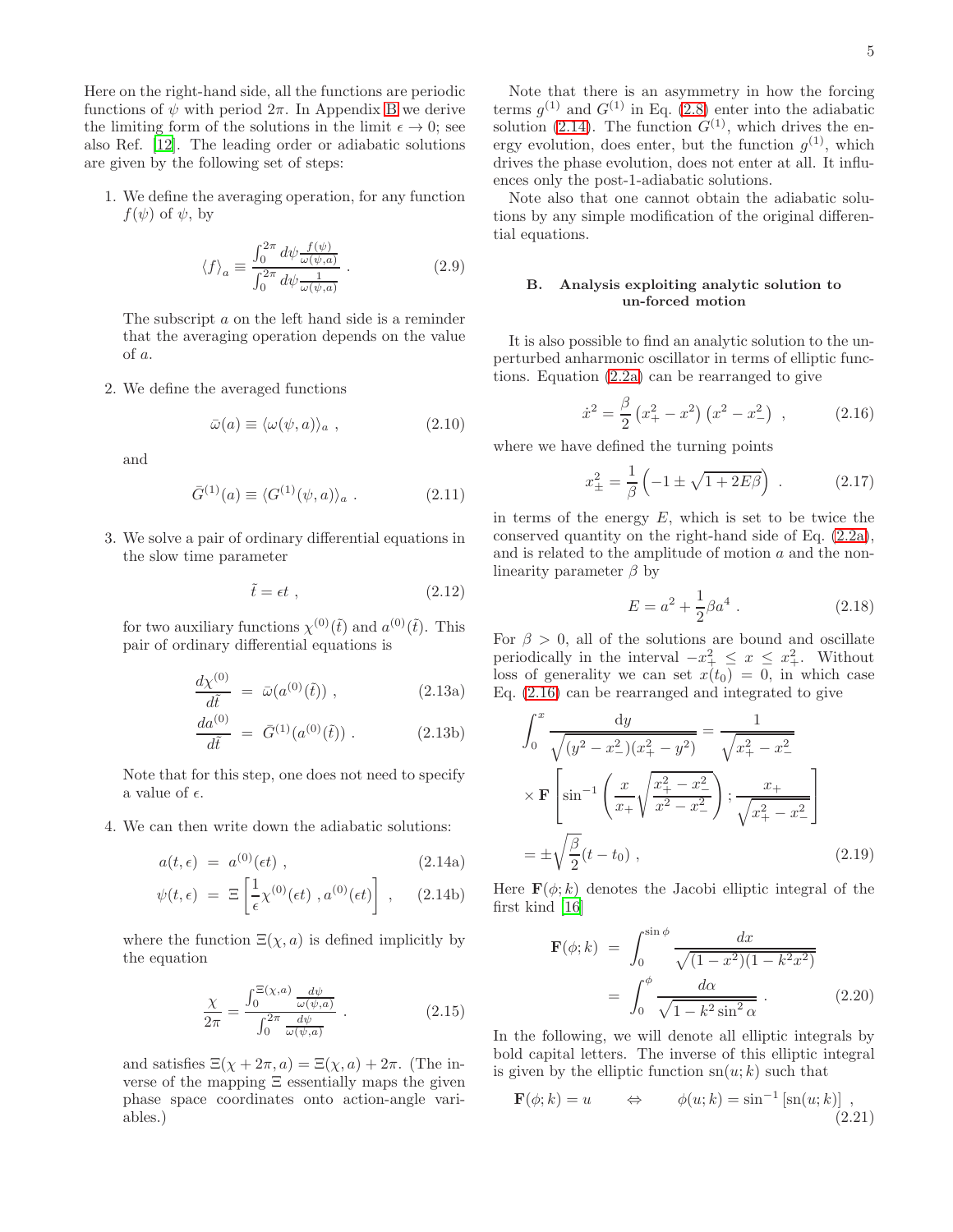Here on the right-hand side, all the functions are periodic functions of $\psi$ with period $2\pi$. In Appendix B we derive the limiting form of the solutions in the limit $\epsilon \to 0$; see also Ref. [12]. The leading order or adiabatic solutions are given by the following set of steps:

1. We define the averaging operation, for any function $f(\psi)$ of $\psi$, by

$$\langle f \rangle_a \equiv \frac{\int_0^{2\pi} d\psi \frac{f(\psi)}{\omega(\psi,a)}}{\int_0^{2\pi} d\psi \frac{1}{\omega(\psi,a)}} \; . \tag{2.9}$$

The subscript $a$ on the left hand side is a reminder that the averaging operation depends on the value of $a$.

2. We define the averaged functions

$$\bar{\omega}(a) \equiv \langle \omega(\psi,a) \rangle_a \; , \tag{2.10}$$

and

$$\bar{G}^{(1)}(a) \equiv \langle G^{(1)}(\psi,a) \rangle_a \; . \tag{2.11}$$

3. We solve a pair of ordinary differential equations in the slow time parameter

$$\tilde{t} = \epsilon t \; , \tag{2.12}$$

for two auxiliary functions $\chi^{(0)}(\tilde{t})$ and $a^{(0)}(\tilde{t})$. This pair of ordinary differential equations is

$$\frac{d\chi^{(0)}}{d\tilde{t}} \;=\; \bar{\omega}(a^{(0)}(\tilde{t})) \; , \tag{2.13a}$$

$$\frac{da^{(0)}}{d\tilde{t}} \;=\; \bar{G}^{(1)}(a^{(0)}(\tilde{t})) \; . \tag{2.13b}$$

Note that for this step, one does not need to specify a value of $\epsilon$.

4. We can then write down the adiabatic solutions:

$$a(t,\epsilon) \;=\; a^{(0)}(\epsilon t) \; , \tag{2.14a}$$

$$\psi(t,\epsilon) \;=\; \Xi\left[\frac{1}{\epsilon}\chi^{(0)}(\epsilon t) \; , a^{(0)}(\epsilon t)\right] \; , \tag{2.14b}$$

where the function $\Xi(\chi,a)$ is defined implicitly by the equation

$$\frac{\chi}{2\pi} = \frac{\int_0^{\Xi(\chi,a)} \frac{d\psi}{\omega(\psi,a)}}{\int_0^{2\pi} \frac{d\psi}{\omega(\psi,a)}} \; . \tag{2.15}$$

and satisfies $\Xi(\chi + 2\pi, a) = \Xi(\chi, a) + 2\pi$. (The inverse of the mapping $\Xi$ essentially maps the given phase space coordinates onto action-angle variables.)

Note that there is an asymmetry in how the forcing terms $g^{(1)}$ and $G^{(1)}$ in Eq. (2.8) enter into the adiabatic solution (2.14). The function $G^{(1)}$, which drives the energy evolution, does enter, but the function $g^{(1)}$, which drives the phase evolution, does not enter at all. It influences only the post-1-adiabatic solutions.

Note also that one cannot obtain the adiabatic solutions by any simple modification of the original differential equations.

### B. Analysis exploiting analytic solution to un-forced motion

It is also possible to find an analytic solution to the unperturbed anharmonic oscillator in terms of elliptic functions. Equation (2.2a) can be rearranged to give

$$\dot{x}^2 = \frac{\beta}{2}\left(x_+^2 - x^2\right)\left(x^2 - x_-^2\right) \; , \tag{2.16}$$

where we have defined the turning points

$$x_\pm^2 = \frac{1}{\beta}\left(-1 \pm \sqrt{1 + 2E\beta}\right) \; . \tag{2.17}$$

in terms of the energy $E$, which is set to be twice the conserved quantity on the right-hand side of Eq. (2.2a), and is related to the amplitude of motion $a$ and the nonlinearity parameter $\beta$ by

$$E = a^2 + \frac{1}{2}\beta a^4 \; . \tag{2.18}$$

For $\beta > 0$, all of the solutions are bound and oscillate periodically in the interval $-x_+^2 \leq x \leq x_+^2$. Without loss of generality we can set $x(t_0) = 0$, in which case Eq. (2.16) can be rearranged and integrated to give

$$\begin{aligned}
\int_0^x \frac{\mathrm{d}y}{\sqrt{(y^2 - x_-^2)(x_+^2 - y^2)}} &= \frac{1}{\sqrt{x_+^2 - x_-^2}} \\
&\times \mathbf{F}\left[\sin^{-1}\left(\frac{x}{x_+}\sqrt{\frac{x_+^2 - x_-^2}{x^2 - x_-^2}}\right) ; \frac{x_+}{\sqrt{x_+^2 - x_-^2}}\right] \\
&= \pm\sqrt{\frac{\beta}{2}}(t - t_0) \; ,
\end{aligned} \tag{2.19}$$

Here $\mathbf{F}(\phi;k)$ denotes the Jacobi elliptic integral of the first kind [16]

$$\begin{aligned}
\mathbf{F}(\phi;k) \;&=\; \int_0^{\sin\phi} \frac{dx}{\sqrt{(1-x^2)(1-k^2x^2)}} \\
&=\; \int_0^{\phi} \frac{d\alpha}{\sqrt{1 - k^2\sin^2\alpha}} \; .
\end{aligned} \tag{2.20}$$

In the following, we will denote all elliptic integrals by bold capital letters. The inverse of this elliptic integral is given by the elliptic function $\mathrm{sn}(u;k)$ such that

$$\mathbf{F}(\phi;k) = u \qquad \Leftrightarrow \qquad \phi(u;k) = \sin^{-1}\left[\mathrm{sn}(u;k)\right] \; , \tag{2.21}$$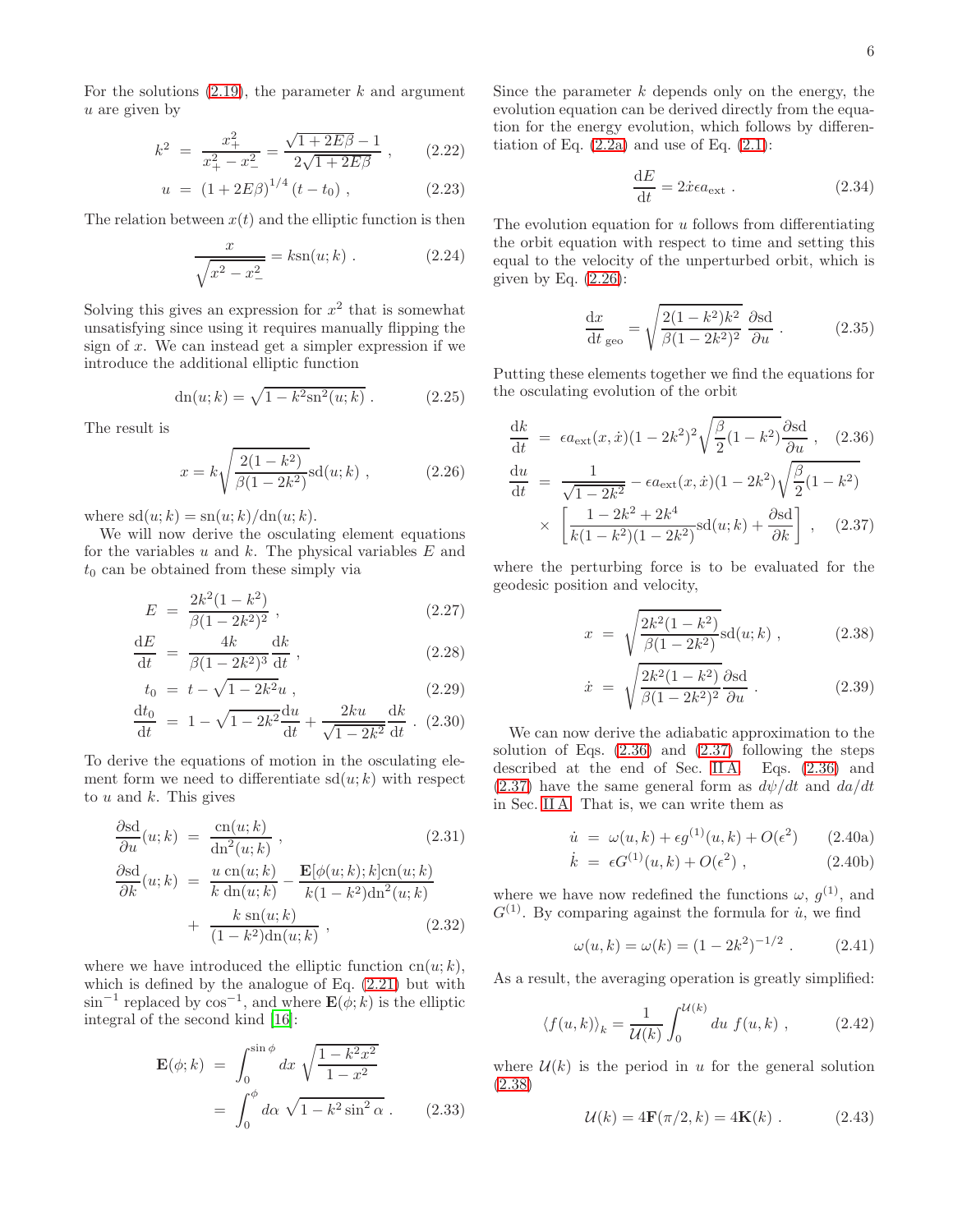For the solutions (2.19), the parameter $k$ and argument $u$ are given by

$$k^2 = \frac{x_+^2}{x_+^2 - x_-^2} = \frac{\sqrt{1+2E\beta}-1}{2\sqrt{1+2E\beta}} \;, \tag{2.22}$$

$$u = (1+2E\beta)^{1/4}(t-t_0) \;, \tag{2.23}$$

The relation between $x(t)$ and the elliptic function is then

$$\frac{x}{\sqrt{x^2 - x_-^2}} = k\mathrm{sn}(u;k) \;. \tag{2.24}$$

Solving this gives an expression for $x^2$ that is somewhat unsatisfying since using it requires manually flipping the sign of $x$. We can instead get a simpler expression if we introduce the additional elliptic function

$$\mathrm{dn}(u;k) = \sqrt{1-k^2\mathrm{sn}^2(u;k)} \;. \tag{2.25}$$

The result is

$$x = k\sqrt{\frac{2(1-k^2)}{\beta(1-2k^2)}}\mathrm{sd}(u;k) \;, \tag{2.26}$$

where $\mathrm{sd}(u;k) = \mathrm{sn}(u;k)/\mathrm{dn}(u;k)$.

We will now derive the osculating element equations for the variables $u$ and $k$. The physical variables $E$ and $t_0$ can be obtained from these simply via

$$E = \frac{2k^2(1-k^2)}{\beta(1-2k^2)^2} \;, \tag{2.27}$$

$$\frac{\mathrm{d}E}{\mathrm{d}t} = \frac{4k}{\beta(1-2k^2)^3}\frac{\mathrm{d}k}{\mathrm{d}t} \;, \tag{2.28}$$

$$t_0 = t - \sqrt{1-2k^2}u \;, \tag{2.29}$$

$$\frac{\mathrm{d}t_0}{\mathrm{d}t} = 1 - \sqrt{1-2k^2}\frac{\mathrm{d}u}{\mathrm{d}t} + \frac{2ku}{\sqrt{1-2k^2}}\frac{\mathrm{d}k}{\mathrm{d}t} \;. \tag{2.30}$$

To derive the equations of motion in the osculating element form we need to differentiate $\mathrm{sd}(u;k)$ with respect to $u$ and $k$. This gives

$$\frac{\partial \mathrm{sd}}{\partial u}(u;k) = \frac{\mathrm{cn}(u;k)}{\mathrm{dn}^2(u;k)} \;, \tag{2.31}$$

$$\frac{\partial \mathrm{sd}}{\partial k}(u;k) = \frac{u\,\mathrm{cn}(u;k)}{k\,\mathrm{dn}(u;k)} - \frac{\mathbf{E}[\phi(u;k);k]\mathrm{cn}(u;k)}{k(1-k^2)\mathrm{dn}^2(u;k)} + \frac{k\,\mathrm{sn}(u;k)}{(1-k^2)\mathrm{dn}(u;k)} \;, \tag{2.32}$$

where we have introduced the elliptic function $\mathrm{cn}(u;k)$, which is defined by the analogue of Eq. (2.21) but with $\sin^{-1}$ replaced by $\cos^{-1}$, and where $\mathbf{E}(\phi;k)$ is the elliptic integral of the second kind [16]:

$$\mathbf{E}(\phi;k) = \int_0^{\sin\phi} dx\,\sqrt{\frac{1-k^2x^2}{1-x^2}} = \int_0^{\phi} d\alpha\,\sqrt{1-k^2\sin^2\alpha} \;. \tag{2.33}$$

Since the parameter $k$ depends only on the energy, the evolution equation can be derived directly from the equation for the energy evolution, which follows by differentiation of Eq. (2.2a) and use of Eq. (2.1):

$$\frac{\mathrm{d}E}{\mathrm{d}t} = 2\dot{x}\epsilon a_{\mathrm{ext}} \;. \tag{2.34}$$

The evolution equation for $u$ follows from differentiating the orbit equation with respect to time and setting this equal to the velocity of the unperturbed orbit, which is given by Eq. (2.26):

$$\left.\frac{\mathrm{d}x}{\mathrm{d}t}\right._{\mathrm{geo}} = \sqrt{\frac{2(1-k^2)k^2}{\beta(1-2k^2)^2}}\,\frac{\partial \mathrm{sd}}{\partial u} \;. \tag{2.35}$$

Putting these elements together we find the equations for the osculating evolution of the orbit

$$\frac{\mathrm{d}k}{\mathrm{d}t} = \epsilon a_{\mathrm{ext}}(x,\dot{x})(1-2k^2)^2\sqrt{\frac{\beta}{2}(1-k^2)}\frac{\partial \mathrm{sd}}{\partial u} \;, \tag{2.36}$$

$$\frac{\mathrm{d}u}{\mathrm{d}t} = \frac{1}{\sqrt{1-2k^2}} - \epsilon a_{\mathrm{ext}}(x,\dot{x})(1-2k^2)\sqrt{\frac{\beta}{2}(1-k^2)} \times \left[\frac{1-2k^2+2k^4}{k(1-k^2)(1-2k^2)}\mathrm{sd}(u;k) + \frac{\partial \mathrm{sd}}{\partial k}\right] \;, \tag{2.37}$$

where the perturbing force is to be evaluated for the geodesic position and velocity,

$$x = \sqrt{\frac{2k^2(1-k^2)}{\beta(1-2k^2)}}\mathrm{sd}(u;k) \;, \tag{2.38}$$

$$\dot{x} = \sqrt{\frac{2k^2(1-k^2)}{\beta(1-2k^2)^2}}\frac{\partial \mathrm{sd}}{\partial u} \;. \tag{2.39}$$

We can now derive the adiabatic approximation to the solution of Eqs. (2.36) and (2.37) following the steps described at the end of Sec. II A. Eqs. (2.36) and (2.37) have the same general form as $d\psi/dt$ and $da/dt$ in Sec. II A. That is, we can write them as

$$\dot{u} = \omega(u,k) + \epsilon g^{(1)}(u,k) + O(\epsilon^2) \tag{2.40a}$$

$$\dot{k} = \epsilon G^{(1)}(u,k) + O(\epsilon^2) \;, \tag{2.40b}$$

where we have now redefined the functions $\omega$, $g^{(1)}$, and $G^{(1)}$. By comparing against the formula for $\dot{u}$, we find

$$\omega(u,k) = \omega(k) = (1-2k^2)^{-1/2} \;. \tag{2.41}$$

As a result, the averaging operation is greatly simplified:

$$\langle f(u,k)\rangle_k = \frac{1}{\mathcal{U}(k)}\int_0^{\mathcal{U}(k)} du\; f(u,k) \;, \tag{2.42}$$

where $\mathcal{U}(k)$ is the period in $u$ for the general solution (2.38)

$$\mathcal{U}(k) = 4\mathbf{F}(\pi/2,k) = 4\mathbf{K}(k) \;. \tag{2.43}$$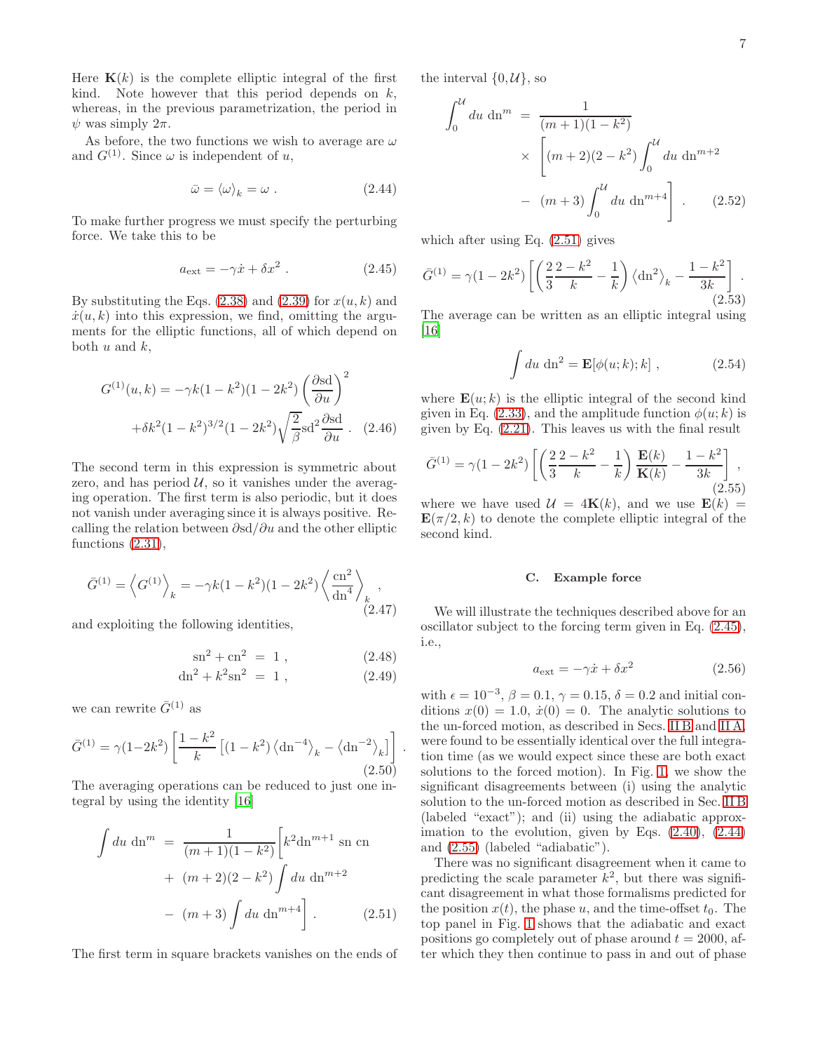Here $\mathbf{K}(k)$ is the complete elliptic integral of the first kind. Note however that this period depends on $k$, whereas, in the previous parametrization, the period in $\psi$ was simply $2\pi$.

As before, the two functions we wish to average are $\omega$ and $G^{(1)}$. Since $\omega$ is independent of $u$,

$$\bar{\omega} = \langle \omega \rangle_k = \omega \ . \tag{2.44}$$

To make further progress we must specify the perturbing force. We take this to be

$$a_{\rm ext} = -\gamma \dot{x} + \delta x^2 \ . \tag{2.45}$$

By substituting the Eqs. (2.38) and (2.39) for $x(u,k)$ and $\dot{x}(u,k)$ into this expression, we find, omitting the arguments for the elliptic functions, all of which depend on both $u$ and $k$,

$$\begin{aligned} G^{(1)}(u,k) &= -\gamma k(1-k^2)(1-2k^2)\left(\frac{\partial \mathrm{sd}}{\partial u}\right)^2 \\ &\quad + \delta k^2 (1-k^2)^{3/2}(1-2k^2)\sqrt{\frac{2}{\beta}}\mathrm{sd}^2 \frac{\partial \mathrm{sd}}{\partial u} \ . \end{aligned} \tag{2.46}$$

The second term in this expression is symmetric about zero, and has period $\mathcal{U}$, so it vanishes under the averaging operation. The first term is also periodic, but it does not vanish under averaging since it is always positive. Recalling the relation between $\partial \mathrm{sd}/\partial u$ and the other elliptic functions (2.31),

$$\bar{G}^{(1)} = \left\langle G^{(1)} \right\rangle_k = -\gamma k(1-k^2)(1-2k^2)\left\langle \frac{\mathrm{cn}^2}{\mathrm{dn}^4} \right\rangle_k \ , \tag{2.47}$$

and exploiting the following identities,

$$\mathrm{sn}^2 + \mathrm{cn}^2 = 1 \ , \tag{2.48}$$

$$\mathrm{dn}^2 + k^2 \mathrm{sn}^2 = 1 \ , \tag{2.49}$$

we can rewrite $\bar{G}^{(1)}$ as

$$\bar{G}^{(1)} = \gamma(1-2k^2)\left[\frac{1-k^2}{k}\left[(1-k^2)\left\langle \mathrm{dn}^{-4}\right\rangle_k - \left\langle \mathrm{dn}^{-2}\right\rangle_k\right]\right] \ . \tag{2.50}$$

The averaging operations can be reduced to just one integral by using the identity [16]

$$\begin{aligned} \int du\ \mathrm{dn}^m &= \frac{1}{(m+1)(1-k^2)}\Big[k^2 \mathrm{dn}^{m+1}\ \mathrm{sn}\ \mathrm{cn} \\ &\quad + (m+2)(2-k^2)\int du\ \mathrm{dn}^{m+2} \\ &\quad - (m+3)\int du\ \mathrm{dn}^{m+4}\Big] \ . \end{aligned} \tag{2.51}$$

The first term in square brackets vanishes on the ends of the interval $\{0, \mathcal{U}\}$, so

$$\begin{aligned} \int_0^{\mathcal{U}} du\ \mathrm{dn}^m &= \frac{1}{(m+1)(1-k^2)} \\ &\quad \times \left[(m+2)(2-k^2)\int_0^{\mathcal{U}} du\ \mathrm{dn}^{m+2} \right. \\ &\quad \left. - (m+3)\int_0^{\mathcal{U}} du\ \mathrm{dn}^{m+4}\right] \ . \end{aligned} \tag{2.52}$$

which after using Eq. (2.51) gives

$$\bar{G}^{(1)} = \gamma(1-2k^2)\left[\left(\frac{2}{3}\frac{2-k^2}{k} - \frac{1}{k}\right)\left\langle \mathrm{dn}^2\right\rangle_k - \frac{1-k^2}{3k}\right] \ . \tag{2.53}$$

The average can be written as an elliptic integral using [16]

$$\int du\ \mathrm{dn}^2 = \mathbf{E}[\phi(u;k);k] \ , \tag{2.54}$$

where $\mathbf{E}(u;k)$ is the elliptic integral of the second kind given in Eq. (2.33), and the amplitude function $\phi(u;k)$ is given by Eq. (2.21). This leaves us with the final result

$$\bar{G}^{(1)} = \gamma(1-2k^2)\left[\left(\frac{2}{3}\frac{2-k^2}{k} - \frac{1}{k}\right)\frac{\mathbf{E}(k)}{\mathbf{K}(k)} - \frac{1-k^2}{3k}\right] \ , \tag{2.55}$$

where we have used $\mathcal{U} = 4\mathbf{K}(k)$, and we use $\mathbf{E}(k) = \mathbf{E}(\pi/2, k)$ to denote the complete elliptic integral of the second kind.

### C. Example force

We will illustrate the techniques described above for an oscillator subject to the forcing term given in Eq. (2.45), i.e.,

$$a_{\rm ext} = -\gamma \dot{x} + \delta x^2 \tag{2.56}$$

with $\epsilon = 10^{-3}$, $\beta = 0.1$, $\gamma = 0.15$, $\delta = 0.2$ and initial conditions $x(0) = 1.0$, $\dot{x}(0) = 0$. The analytic solutions to the un-forced motion, as described in Secs. II B and II A, were found to be essentially identical over the full integration time (as we would expect since these are both exact solutions to the forced motion). In Fig. 1, we show the significant disagreements between (i) using the analytic solution to the un-forced motion as described in Sec. II B (labeled "exact"); and (ii) using the adiabatic approximation to the evolution, given by Eqs. (2.40), (2.44) and (2.55) (labeled "adiabatic").

There was no significant disagreement when it came to predicting the scale parameter $k^2$, but there was significant disagreement in what those formalisms predicted for the position $x(t)$, the phase $u$, and the time-offset $t_0$. The top panel in Fig. 1 shows that the adiabatic and exact positions go completely out of phase around $t = 2000$, after which they then continue to pass in and out of phase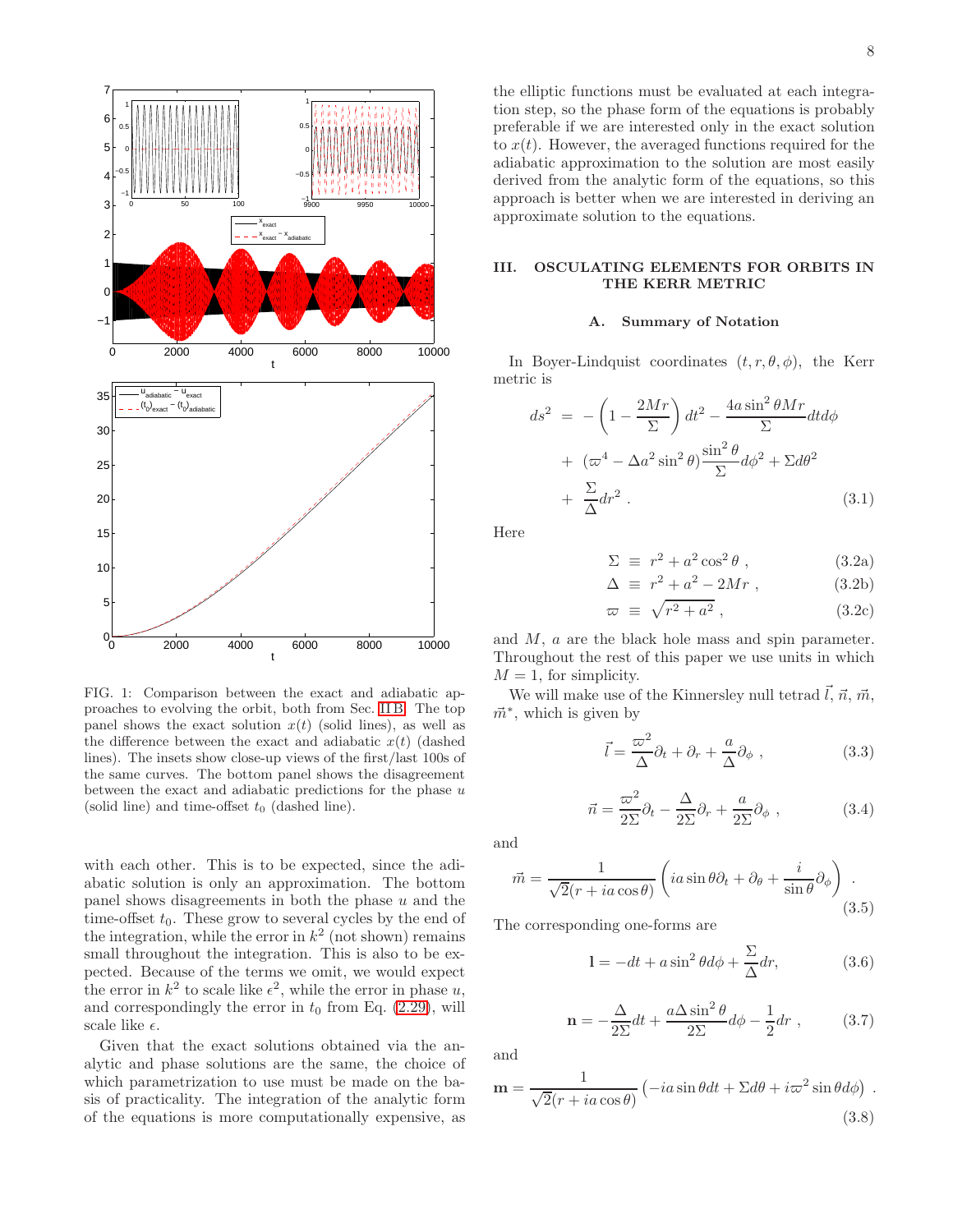FIG. 1: Comparison between the exact and adiabatic approaches to evolving the orbit, both from Sec. II B. The top panel shows the exact solution $x(t)$ (solid lines), as well as the difference between the exact and adiabatic $x(t)$ (dashed lines). The insets show close-up views of the first/last 100s of the same curves. The bottom panel shows the disagreement between the exact and adiabatic predictions for the phase $u$ (solid line) and time-offset $t_0$ (dashed line).

with each other. This is to be expected, since the adiabatic solution is only an approximation. The bottom panel shows disagreements in both the phase $u$ and the time-offset $t_0$. These grow to several cycles by the end of the integration, while the error in $k^2$ (not shown) remains small throughout the integration. This is also to be expected. Because of the terms we omit, we would expect the error in $k^2$ to scale like $\epsilon^2$, while the error in phase $u$, and correspondingly the error in $t_0$ from Eq. (2.29), will scale like $\epsilon$.

Given that the exact solutions obtained via the analytic and phase solutions are the same, the choice of which parametrization to use must be made on the basis of practicality. The integration of the analytic form of the equations is more computationally expensive, as the elliptic functions must be evaluated at each integration step, so the phase form of the equations is probably preferable if we are interested only in the exact solution to $x(t)$. However, the averaged functions required for the adiabatic approximation to the solution are most easily derived from the analytic form of the equations, so this approach is better when we are interested in deriving an approximate solution to the equations.

## III. OSCULATING ELEMENTS FOR ORBITS IN THE KERR METRIC

### A. Summary of Notation

In Boyer-Lindquist coordinates $(t, r, \theta, \phi)$, the Kerr metric is

$$
\begin{aligned}
ds^2 &= -\left(1 - \frac{2Mr}{\Sigma}\right) dt^2 - \frac{4a\sin^2\theta Mr}{\Sigma} dt d\phi \\
&+ (\varpi^4 - \Delta a^2 \sin^2\theta) \frac{\sin^2\theta}{\Sigma} d\phi^2 + \Sigma d\theta^2 \\
&+ \frac{\Sigma}{\Delta} dr^2 \ . 
\end{aligned}
\tag{3.1}
$$

Here

$$\Sigma \equiv r^2 + a^2 \cos^2\theta \ , \tag{3.2a}$$

$$\Delta \equiv r^2 + a^2 - 2Mr \ , \tag{3.2b}$$

$$\varpi \equiv \sqrt{r^2 + a^2} \ , \tag{3.2c}$$

and $M$, $a$ are the black hole mass and spin parameter. Throughout the rest of this paper we use units in which $M = 1$, for simplicity.

We will make use of the Kinnersley null tetrad $\vec{l}$, $\vec{n}$, $\vec{m}$, $\vec{m}^*$, which is given by

$$\vec{l} = \frac{\varpi^2}{\Delta} \partial_t + \partial_r + \frac{a}{\Delta} \partial_\phi \ , \tag{3.3}$$

$$\vec{n} = \frac{\varpi^2}{2\Sigma} \partial_t - \frac{\Delta}{2\Sigma} \partial_r + \frac{a}{2\Sigma} \partial_\phi \ , \tag{3.4}$$

and

$$\vec{m} = \frac{1}{\sqrt{2}(r + ia\cos\theta)} \left( ia\sin\theta \partial_t + \partial_\theta + \frac{i}{\sin\theta} \partial_\phi \right) \ . \tag{3.5}$$

The corresponding one-forms are

$$\mathbf{l} = -dt + a\sin^2\theta d\phi + \frac{\Sigma}{\Delta} dr, \tag{3.6}$$

$$\mathbf{n} = -\frac{\Delta}{2\Sigma} dt + \frac{a\Delta \sin^2\theta}{2\Sigma} d\phi - \frac{1}{2} dr \ , \tag{3.7}$$

and

$$\mathbf{m} = \frac{1}{\sqrt{2}(r + ia\cos\theta)} \left( -ia\sin\theta dt + \Sigma d\theta + i\varpi^2 \sin\theta d\phi \right) \ . \tag{3.8}$$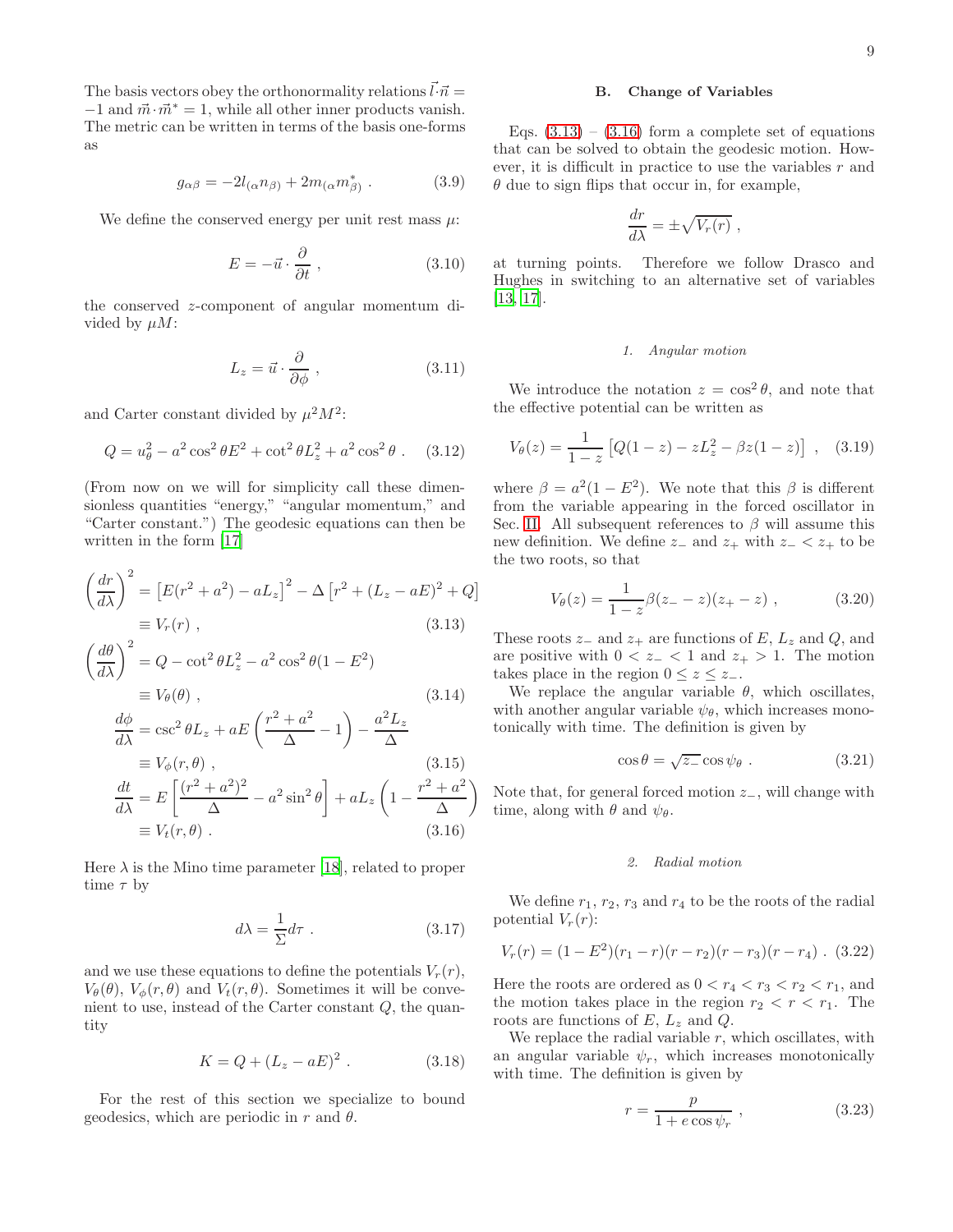The basis vectors obey the orthonormality relations $\vec{l}\cdot\vec{n} = -1$ and $\vec{m}\cdot\vec{m}^* = 1$, while all other inner products vanish. The metric can be written in terms of the basis one-forms as

$$g_{\alpha\beta} = -2l_{(\alpha}n_{\beta)} + 2m_{(\alpha}m^*_{\beta)} \ . \tag{3.9}$$

We define the conserved energy per unit rest mass $\mu$:

$$E = -\vec{u}\cdot\frac{\partial}{\partial t} \ , \tag{3.10}$$

the conserved $z$-component of angular momentum divided by $\mu M$:

$$L_z = \vec{u}\cdot\frac{\partial}{\partial\phi} \ , \tag{3.11}$$

and Carter constant divided by $\mu^2 M^2$:

$$Q = u_\theta^2 - a^2\cos^2\theta E^2 + \cot^2\theta L_z^2 + a^2\cos^2\theta \ . \tag{3.12}$$

(From now on we will for simplicity call these dimensionless quantities "energy," "angular momentum," and "Carter constant.") The geodesic equations can then be written in the form [17]

$$\begin{aligned}
\left(\frac{dr}{d\lambda}\right)^2 &= \left[E(r^2+a^2) - aL_z\right]^2 - \Delta\left[r^2 + (L_z - aE)^2 + Q\right] \\
&\equiv V_r(r) \ , \qquad (3.13)\\
\left(\frac{d\theta}{d\lambda}\right)^2 &= Q - \cot^2\theta L_z^2 - a^2\cos^2\theta(1-E^2) \\
&\equiv V_\theta(\theta) \ , \qquad (3.14)\\
\frac{d\phi}{d\lambda} &= \csc^2\theta L_z + aE\left(\frac{r^2+a^2}{\Delta} - 1\right) - \frac{a^2 L_z}{\Delta} \\
&\equiv V_\phi(r,\theta) \ , \qquad (3.15)\\
\frac{dt}{d\lambda} &= E\left[\frac{(r^2+a^2)^2}{\Delta} - a^2\sin^2\theta\right] + aL_z\left(1 - \frac{r^2+a^2}{\Delta}\right) \\
&\equiv V_t(r,\theta) \ . \qquad (3.16)
\end{aligned}$$

Here $\lambda$ is the Mino time parameter [18], related to proper time $\tau$ by

$$d\lambda = \frac{1}{\Sigma}d\tau \ . \tag{3.17}$$

and we use these equations to define the potentials $V_r(r)$, $V_\theta(\theta)$, $V_\phi(r,\theta)$ and $V_t(r,\theta)$. Sometimes it will be convenient to use, instead of the Carter constant $Q$, the quantity

$$K = Q + (L_z - aE)^2 \ . \tag{3.18}$$

For the rest of this section we specialize to bound geodesics, which are periodic in $r$ and $\theta$.

### B. Change of Variables

Eqs. (3.13) – (3.16) form a complete set of equations that can be solved to obtain the geodesic motion. However, it is difficult in practice to use the variables $r$ and $\theta$ due to sign flips that occur in, for example,

$$\frac{dr}{d\lambda} = \pm\sqrt{V_r(r)} \ ,$$

at turning points. Therefore we follow Drasco and Hughes in switching to an alternative set of variables [13, 17].

#### 1. Angular motion

We introduce the notation $z = \cos^2\theta$, and note that the effective potential can be written as

$$V_\theta(z) = \frac{1}{1-z}\left[Q(1-z) - zL_z^2 - \beta z(1-z)\right] \ , \tag{3.19}$$

where $\beta = a^2(1-E^2)$. We note that this $\beta$ is different from the variable appearing in the forced oscillator in Sec. II. All subsequent references to $\beta$ will assume this new definition. We define $z_-$ and $z_+$ with $z_- < z_+$ to be the two roots, so that

$$V_\theta(z) = \frac{1}{1-z}\beta(z_- - z)(z_+ - z) \ , \tag{3.20}$$

These roots $z_-$ and $z_+$ are functions of $E$, $L_z$ and $Q$, and are positive with $0 < z_- < 1$ and $z_+ > 1$. The motion takes place in the region $0 \le z \le z_-$.

We replace the angular variable $\theta$, which oscillates, with another angular variable $\psi_\theta$, which increases monotonically with time. The definition is given by

$$\cos\theta = \sqrt{z_-}\cos\psi_\theta \ . \tag{3.21}$$

Note that, for general forced motion $z_-$, will change with time, along with $\theta$ and $\psi_\theta$.

#### 2. Radial motion

We define $r_1$, $r_2$, $r_3$ and $r_4$ to be the roots of the radial potential $V_r(r)$:

$$V_r(r) = (1-E^2)(r_1 - r)(r - r_2)(r - r_3)(r - r_4) \ . \tag{3.22}$$

Here the roots are ordered as $0 < r_4 < r_3 < r_2 < r_1$, and the motion takes place in the region $r_2 < r < r_1$. The roots are functions of $E$, $L_z$ and $Q$.

We replace the radial variable $r$, which oscillates, with an angular variable $\psi_r$, which increases monotonically with time. The definition is given by

$$r = \frac{p}{1 + e\cos\psi_r} \ , \tag{3.23}$$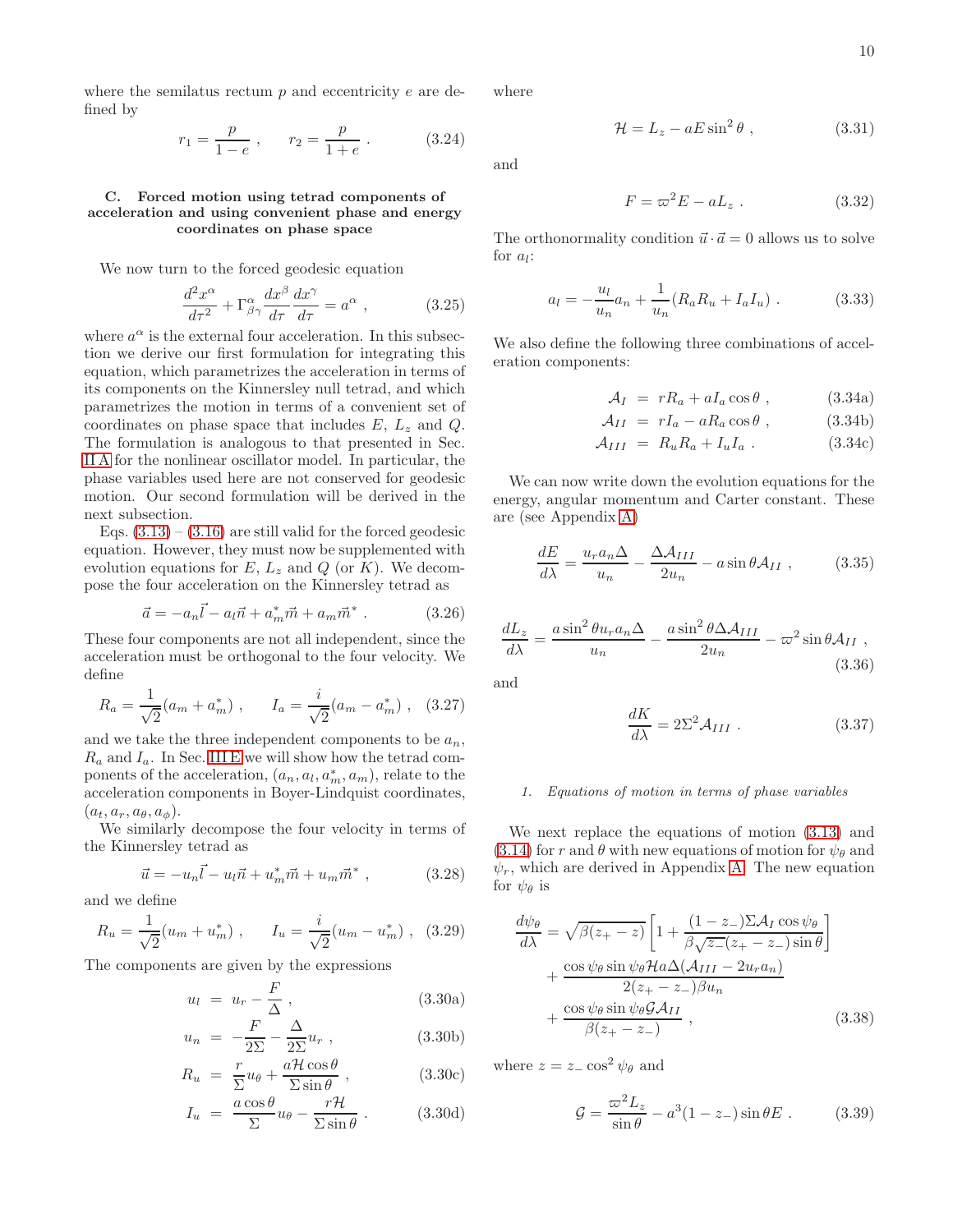where the semilatus rectum $p$ and eccentricity $e$ are defined by

$$r_1 = \frac{p}{1-e}\ , \qquad r_2 = \frac{p}{1+e}\ . \tag{3.24}$$

### C. Forced motion using tetrad components of acceleration and using convenient phase and energy coordinates on phase space

We now turn to the forced geodesic equation

$$\frac{d^2x^\alpha}{d\tau^2} + \Gamma^\alpha_{\beta\gamma}\frac{dx^\beta}{d\tau}\frac{dx^\gamma}{d\tau} = a^\alpha\ , \tag{3.25}$$

where $a^\alpha$ is the external four acceleration. In this subsection we derive our first formulation for integrating this equation, which parametrizes the acceleration in terms of its components on the Kinnersley null tetrad, and which parametrizes the motion in terms of a convenient set of coordinates on phase space that includes $E$, $L_z$ and $Q$. The formulation is analogous to that presented in Sec. II A for the nonlinear oscillator model. In particular, the phase variables used here are not conserved for geodesic motion. Our second formulation will be derived in the next subsection.

Eqs. (3.13) – (3.16) are still valid for the forced geodesic equation. However, they must now be supplemented with evolution equations for $E$, $L_z$ and $Q$ (or $K$). We decompose the four acceleration on the Kinnersley tetrad as

$$\vec{a} = -a_n\vec{l} - a_l\vec{n} + a_m^*\vec{m} + a_m\vec{m}^*\ . \tag{3.26}$$

These four components are not all independent, since the acceleration must be orthogonal to the four velocity. We define

$$R_a = \frac{1}{\sqrt{2}}(a_m + a_m^*)\ , \qquad I_a = \frac{i}{\sqrt{2}}(a_m - a_m^*)\ , \tag{3.27}$$

and we take the three independent components to be $a_n$, $R_a$ and $I_a$. In Sec. III E we will show how the tetrad components of the acceleration, $(a_n, a_l, a_m^*, a_m)$, relate to the acceleration components in Boyer-Lindquist coordinates, $(a_t, a_r, a_\theta, a_\phi)$.

We similarly decompose the four velocity in terms of the Kinnersley tetrad as

$$\vec{u} = -u_n\vec{l} - u_l\vec{n} + u_m^*\vec{m} + u_m\vec{m}^*\ , \tag{3.28}$$

and we define

$$R_u = \frac{1}{\sqrt{2}}(u_m + u_m^*)\ , \qquad I_u = \frac{i}{\sqrt{2}}(u_m - u_m^*)\ , \tag{3.29}$$

The components are given by the expressions

$$\begin{aligned}
u_l &= u_r - \frac{F}{\Delta}\ , &(3.30a)\\
u_n &= -\frac{F}{2\Sigma} - \frac{\Delta}{2\Sigma}u_r\ , &(3.30b)\\
R_u &= \frac{r}{\Sigma}u_\theta + \frac{a\mathcal{H}\cos\theta}{\Sigma\sin\theta}\ , &(3.30c)\\
I_u &= \frac{a\cos\theta}{\Sigma}u_\theta - \frac{r\mathcal{H}}{\Sigma\sin\theta}\ . &(3.30d)
\end{aligned}$$

where

$$\mathcal{H} = L_z - aE\sin^2\theta\ , \tag{3.31}$$

and

$$F = \varpi^2 E - aL_z\ . \tag{3.32}$$

The orthonormality condition $\vec{u}\cdot\vec{a} = 0$ allows us to solve for $a_l$:

$$a_l = -\frac{u_l}{u_n}a_n + \frac{1}{u_n}(R_aR_u + I_aI_u)\ . \tag{3.33}$$

We also define the following three combinations of acceleration components:

$$\begin{aligned}
\mathcal{A}_I &= rR_a + aI_a\cos\theta\ , &(3.34a)\\
\mathcal{A}_{II} &= rI_a - aR_a\cos\theta\ , &(3.34b)\\
\mathcal{A}_{III} &= R_uR_a + I_uI_a\ . &(3.34c)
\end{aligned}$$

We can now write down the evolution equations for the energy, angular momentum and Carter constant. These are (see Appendix A)

$$\frac{dE}{d\lambda} = \frac{u_ra_n\Delta}{u_n} - \frac{\Delta\mathcal{A}_{III}}{2u_n} - a\sin\theta\mathcal{A}_{II}\ , \tag{3.35}$$

$$\frac{dL_z}{d\lambda} = \frac{a\sin^2\theta u_ra_n\Delta}{u_n} - \frac{a\sin^2\theta\Delta\mathcal{A}_{III}}{2u_n} - \varpi^2\sin\theta\mathcal{A}_{II}\ , \tag{3.36}$$

and

$$\frac{dK}{d\lambda} = 2\Sigma^2\mathcal{A}_{III}\ . \tag{3.37}$$

#### 1. Equations of motion in terms of phase variables

We next replace the equations of motion (3.13) and (3.14) for $r$ and $\theta$ with new equations of motion for $\psi_\theta$ and $\psi_r$, which are derived in Appendix A. The new equation for $\psi_\theta$ is

$$\begin{aligned}
\frac{d\psi_\theta}{d\lambda} &= \sqrt{\beta(z_+ - z)}\left[1 + \frac{(1-z_-)\Sigma\mathcal{A}_I\cos\psi_\theta}{\beta\sqrt{z_-}(z_+ - z_-)\sin\theta}\right]\\
&+ \frac{\cos\psi_\theta\sin\psi_\theta\mathcal{H}a\Delta(\mathcal{A}_{III} - 2u_ra_n)}{2(z_+ - z_-)\beta u_n}\\
&+ \frac{\cos\psi_\theta\sin\psi_\theta\mathcal{G}\mathcal{A}_{II}}{\beta(z_+ - z_-)}\ ,
\end{aligned} \tag{3.38}$$

where $z = z_-\cos^2\psi_\theta$ and

$$\mathcal{G} = \frac{\varpi^2L_z}{\sin\theta} - a^3(1-z_-)\sin\theta E\ . \tag{3.39}$$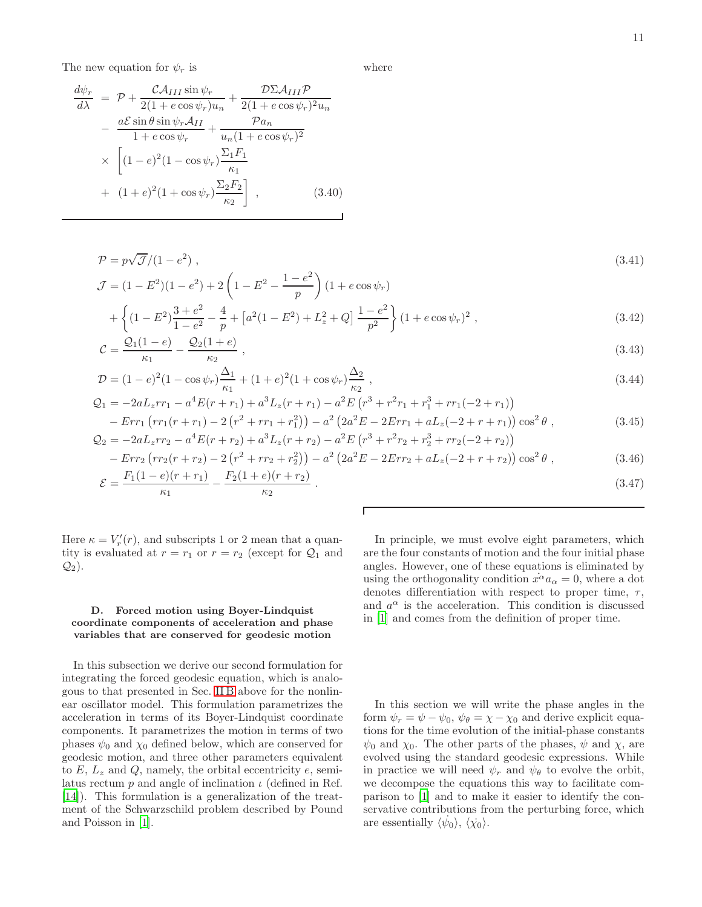The new equation for $\psi_r$ is

$$
\begin{aligned}
\frac{d\psi_r}{d\lambda} &= \mathcal{P} + \frac{\mathcal{C}\mathcal{A}_{III}\sin\psi_r}{2(1+e\cos\psi_r)u_n} + \frac{\mathcal{D}\Sigma\mathcal{A}_{III}\mathcal{P}}{2(1+e\cos\psi_r)^2 u_n} \\
&- \frac{a\mathcal{E}\sin\theta\sin\psi_r\mathcal{A}_{II}}{1+e\cos\psi_r} + \frac{\mathcal{P}a_n}{u_n(1+e\cos\psi_r)^2} \\
&\times \left[(1-e)^2(1-\cos\psi_r)\frac{\Sigma_1 F_1}{\kappa_1}\right. \\
&+ \left.(1+e)^2(1+\cos\psi_r)\frac{\Sigma_2 F_2}{\kappa_2}\right] , \qquad (3.40)
\end{aligned}
$$

where

$$
\mathcal{P} = p\sqrt{\mathcal{J}}/(1-e^2) , \qquad (3.41)
$$

$$
\begin{aligned}
\mathcal{J} &= (1-E^2)(1-e^2) + 2\left(1-E^2-\frac{1-e^2}{p}\right)(1+e\cos\psi_r) \\
&+ \left\{(1-E^2)\frac{3+e^2}{1-e^2} - \frac{4}{p} + \left[a^2(1-E^2)+L_z^2+Q\right]\frac{1-e^2}{p^2}\right\}(1+e\cos\psi_r)^2 , \qquad (3.42)
\end{aligned}
$$

$$
\mathcal{C} = \frac{\mathcal{Q}_1(1-e)}{\kappa_1} - \frac{\mathcal{Q}_2(1+e)}{\kappa_2} , \qquad (3.43)
$$

$$
\mathcal{D} = (1-e)^2(1-\cos\psi_r)\frac{\Delta_1}{\kappa_1} + (1+e)^2(1+\cos\psi_r)\frac{\Delta_2}{\kappa_2} , \qquad (3.44)
$$

$$
\begin{aligned}
\mathcal{Q}_1 &= -2aL_z r r_1 - a^4E(r+r_1) + a^3L_z(r+r_1) - a^2E\left(r^3+r^2r_1+r_1^3+rr_1(-2+r_1)\right) \\
&- Err_1\left(rr_1(r+r_1) - 2\left(r^2+rr_1+r_1^2\right)\right) - a^2\left(2a^2E - 2Err_1 + aL_z(-2+r+r_1)\right)\cos^2\theta , \qquad (3.45)
\end{aligned}
$$

$$
\begin{aligned}
\mathcal{Q}_2 &= -2aL_z r r_2 - a^4E(r+r_2) + a^3L_z(r+r_2) - a^2E\left(r^3+r^2r_2+r_2^3+rr_2(-2+r_2)\right) \\
&- Err_2\left(rr_2(r+r_2) - 2\left(r^2+rr_2+r_2^2\right)\right) - a^2\left(2a^2E - 2Err_2 + aL_z(-2+r+r_2)\right)\cos^2\theta , \qquad (3.46)
\end{aligned}
$$

$$
\mathcal{E} = \frac{F_1(1-e)(r+r_1)}{\kappa_1} - \frac{F_2(1+e)(r+r_2)}{\kappa_2} . \qquad (3.47)
$$

Here $\kappa = V_r'(r)$, and subscripts 1 or 2 mean that a quantity is evaluated at $r = r_1$ or $r = r_2$ (except for $\mathcal{Q}_1$ and $\mathcal{Q}_2$).

### D. Forced motion using Boyer-Lindquist coordinate components of acceleration and phase variables that are conserved for geodesic motion

In this subsection we derive our second formulation for integrating the forced geodesic equation, which is analogous to that presented in Sec. II B above for the nonlinear oscillator model. This formulation parametrizes the acceleration in terms of its Boyer-Lindquist coordinate components. It parametrizes the motion in terms of two phases $\psi_0$ and $\chi_0$ defined below, which are conserved for geodesic motion, and three other parameters equivalent to $E$, $L_z$ and $Q$, namely, the orbital eccentricity $e$, semilatus rectum $p$ and angle of inclination $\iota$ (defined in Ref. [14]). This formulation is a generalization of the treatment of the Schwarzschild problem described by Pound and Poisson in [1].

In principle, we must evolve eight parameters, which are the four constants of motion and the four initial phase angles. However, one of these equations is eliminated by using the orthogonality condition $\dot{x^\alpha} a_\alpha = 0$, where a dot denotes differentiation with respect to proper time, $\tau$, and $a^\alpha$ is the acceleration. This condition is discussed in [1] and comes from the definition of proper time.

In this section we will write the phase angles in the form $\psi_r = \psi - \psi_0$, $\psi_\theta = \chi - \chi_0$ and derive explicit equations for the time evolution of the initial-phase constants $\psi_0$ and $\chi_0$. The other parts of the phases, $\psi$ and $\chi$, are evolved using the standard geodesic expressions. While in practice we will need $\psi_r$ and $\psi_\theta$ to evolve the orbit, we decompose the equations this way to facilitate comparison to [1] and to make it easier to identify the conservative contributions from the perturbing force, which are essentially $\langle\dot{\psi_0}\rangle$, $\langle\dot{\chi_0}\rangle$.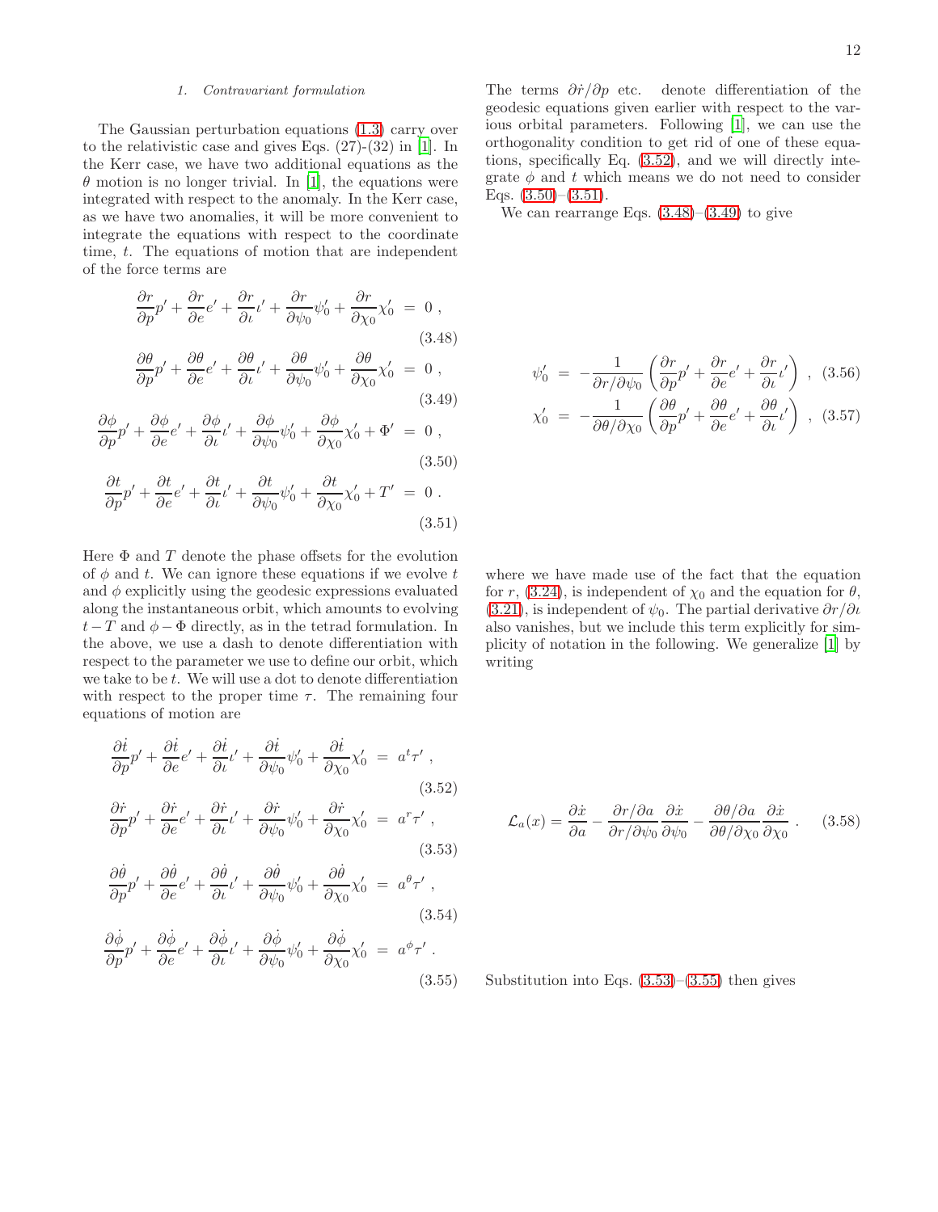### 1. Contravariant formulation

The Gaussian perturbation equations (1.3) carry over to the relativistic case and gives Eqs. (27)-(32) in [1]. In the Kerr case, we have two additional equations as the $\theta$ motion is no longer trivial. In [1], the equations were integrated with respect to the anomaly. In the Kerr case, as we have two anomalies, it will be more convenient to integrate the equations with respect to the coordinate time, $t$. The equations of motion that are independent of the force terms are

$$\frac{\partial r}{\partial p}p' + \frac{\partial r}{\partial e}e' + \frac{\partial r}{\partial \iota}\iota' + \frac{\partial r}{\partial \psi_0}\psi_0' + \frac{\partial r}{\partial \chi_0}\chi_0' = 0 \, , \tag{3.48}$$

$$\frac{\partial \theta}{\partial p}p' + \frac{\partial \theta}{\partial e}e' + \frac{\partial \theta}{\partial \iota}\iota' + \frac{\partial \theta}{\partial \psi_0}\psi_0' + \frac{\partial \theta}{\partial \chi_0}\chi_0' = 0 \, , \tag{3.49}$$

$$\frac{\partial \phi}{\partial p}p' + \frac{\partial \phi}{\partial e}e' + \frac{\partial \phi}{\partial \iota}\iota' + \frac{\partial \phi}{\partial \psi_0}\psi_0' + \frac{\partial \phi}{\partial \chi_0}\chi_0' + \Phi' = 0 \, , \tag{3.50}$$

$$\frac{\partial t}{\partial p}p' + \frac{\partial t}{\partial e}e' + \frac{\partial t}{\partial \iota}\iota' + \frac{\partial t}{\partial \psi_0}\psi_0' + \frac{\partial t}{\partial \chi_0}\chi_0' + T' = 0 \, . \tag{3.51}$$

Here $\Phi$ and $T$ denote the phase offsets for the evolution of $\phi$ and $t$. We can ignore these equations if we evolve $t$ and $\phi$ explicitly using the geodesic expressions evaluated along the instantaneous orbit, which amounts to evolving $t - T$ and $\phi - \Phi$ directly, as in the tetrad formulation. In the above, we use a dash to denote differentiation with respect to the parameter we use to define our orbit, which we take to be $t$. We will use a dot to denote differentiation with respect to the proper time $\tau$. The remaining four equations of motion are

$$\frac{\partial \dot{t}}{\partial p}p' + \frac{\partial \dot{t}}{\partial e}e' + \frac{\partial \dot{t}}{\partial \iota}\iota' + \frac{\partial \dot{t}}{\partial \psi_0}\psi_0' + \frac{\partial \dot{t}}{\partial \chi_0}\chi_0' = a^t \tau' \, , \tag{3.52}$$

$$\frac{\partial \dot{r}}{\partial p}p' + \frac{\partial \dot{r}}{\partial e}e' + \frac{\partial \dot{r}}{\partial \iota}\iota' + \frac{\partial \dot{r}}{\partial \psi_0}\psi_0' + \frac{\partial \dot{r}}{\partial \chi_0}\chi_0' = a^r \tau' \, , \tag{3.53}$$

$$\frac{\partial \dot{\theta}}{\partial p}p' + \frac{\partial \dot{\theta}}{\partial e}e' + \frac{\partial \dot{\theta}}{\partial \iota}\iota' + \frac{\partial \dot{\theta}}{\partial \psi_0}\psi_0' + \frac{\partial \dot{\theta}}{\partial \chi_0}\chi_0' = a^\theta \tau' \, , \tag{3.54}$$

$$\frac{\partial \dot{\phi}}{\partial p}p' + \frac{\partial \dot{\phi}}{\partial e}e' + \frac{\partial \dot{\phi}}{\partial \iota}\iota' + \frac{\partial \dot{\phi}}{\partial \psi_0}\psi_0' + \frac{\partial \dot{\phi}}{\partial \chi_0}\chi_0' = a^\phi \tau' \, . \tag{3.55}$$

The terms $\partial \dot{r}/\partial p$ etc. denote differentiation of the geodesic equations given earlier with respect to the various orbital parameters. Following [1], we can use the orthogonality condition to get rid of one of these equations, specifically Eq. (3.52), and we will directly integrate $\phi$ and $t$ which means we do not need to consider Eqs. (3.50)–(3.51).

We can rearrange Eqs. (3.48)–(3.49) to give

$$\psi_0' = -\frac{1}{\partial r/\partial \psi_0}\left(\frac{\partial r}{\partial p}p' + \frac{\partial r}{\partial e}e' + \frac{\partial r}{\partial \iota}\iota'\right) \, , \tag{3.56}$$

$$\chi_0' = -\frac{1}{\partial \theta/\partial \chi_0}\left(\frac{\partial \theta}{\partial p}p' + \frac{\partial \theta}{\partial e}e' + \frac{\partial \theta}{\partial \iota}\iota'\right) \, , \tag{3.57}$$

where we have made use of the fact that the equation for $r$, (3.24), is independent of $\chi_0$ and the equation for $\theta$, (3.21), is independent of $\psi_0$. The partial derivative $\partial r/\partial \iota$ also vanishes, but we include this term explicitly for simplicity of notation in the following. We generalize [1] by writing

$$\mathcal{L}_a(x) = \frac{\partial \dot{x}}{\partial a} - \frac{\partial r/\partial a}{\partial r/\partial \psi_0}\frac{\partial \dot{x}}{\partial \psi_0} - \frac{\partial \theta/\partial a}{\partial \theta/\partial \chi_0}\frac{\partial \dot{x}}{\partial \chi_0} \, . \tag{3.58}$$

Substitution into Eqs. (3.53)–(3.55) then gives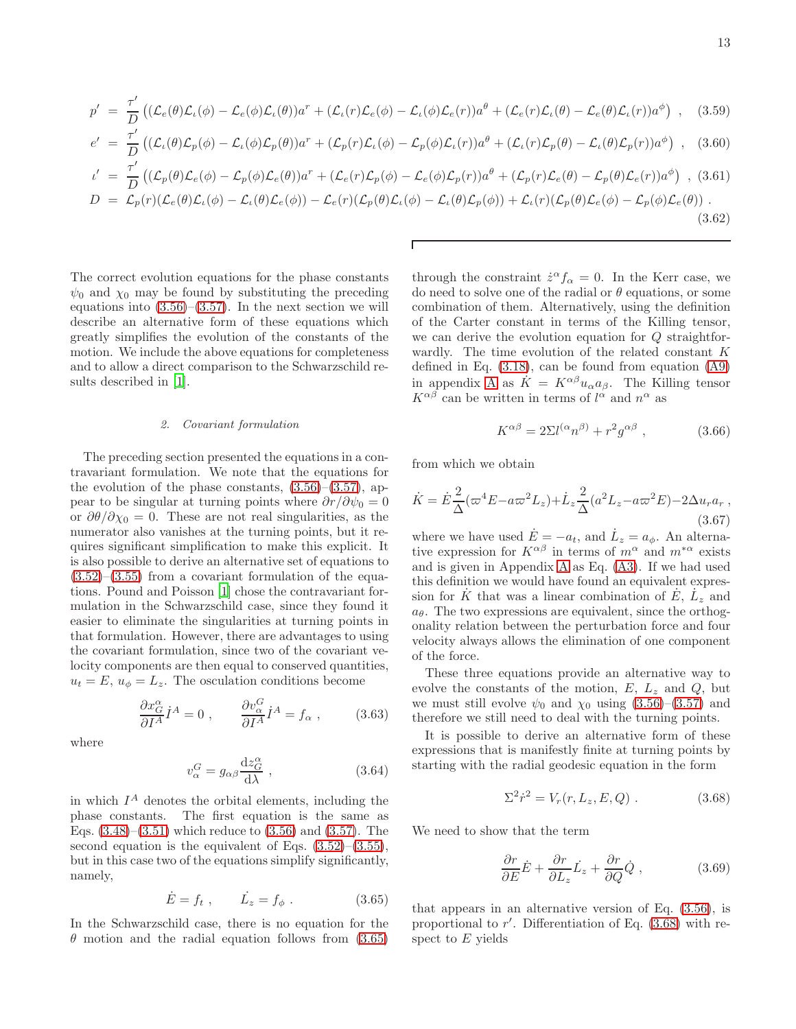$$p' = \frac{\tau'}{D}\left((\mathcal{L}_e(\theta)\mathcal{L}_\iota(\phi) - \mathcal{L}_e(\phi)\mathcal{L}_\iota(\theta))a^r + (\mathcal{L}_\iota(r)\mathcal{L}_e(\phi) - \mathcal{L}_\iota(\phi)\mathcal{L}_e(r))a^\theta + (\mathcal{L}_e(r)\mathcal{L}_\iota(\theta) - \mathcal{L}_e(\theta)\mathcal{L}_\iota(r))a^\phi\right) , \tag{3.59}$$

$$e' = \frac{\tau'}{D}\left((\mathcal{L}_\iota(\theta)\mathcal{L}_p(\phi) - \mathcal{L}_\iota(\phi)\mathcal{L}_p(\theta))a^r + (\mathcal{L}_p(r)\mathcal{L}_\iota(\phi) - \mathcal{L}_p(\phi)\mathcal{L}_\iota(r))a^\theta + (\mathcal{L}_\iota(r)\mathcal{L}_p(\theta) - \mathcal{L}_\iota(\theta)\mathcal{L}_p(r))a^\phi\right) , \tag{3.60}$$

$$\iota' = \frac{\tau'}{D}\left((\mathcal{L}_p(\theta)\mathcal{L}_e(\phi) - \mathcal{L}_p(\phi)\mathcal{L}_e(\theta))a^r + (\mathcal{L}_e(r)\mathcal{L}_p(\phi) - \mathcal{L}_e(\phi)\mathcal{L}_p(r))a^\theta + (\mathcal{L}_p(r)\mathcal{L}_e(\theta) - \mathcal{L}_p(\theta)\mathcal{L}_e(r))a^\phi\right) , \tag{3.61}$$

$$D = \mathcal{L}_p(r)(\mathcal{L}_e(\theta)\mathcal{L}_\iota(\phi) - \mathcal{L}_\iota(\theta)\mathcal{L}_e(\phi)) - \mathcal{L}_e(r)(\mathcal{L}_p(\theta)\mathcal{L}_\iota(\phi) - \mathcal{L}_\iota(\theta)\mathcal{L}_p(\phi)) + \mathcal{L}_\iota(r)(\mathcal{L}_p(\theta)\mathcal{L}_e(\phi) - \mathcal{L}_p(\phi)\mathcal{L}_e(\theta)) . \tag{3.62}$$

The correct evolution equations for the phase constants $\psi_0$ and $\chi_0$ may be found by substituting the preceding equations into (3.56)–(3.57). In the next section we will describe an alternative form of these equations which greatly simplifies the evolution of the constants of the motion. We include the above equations for completeness and to allow a direct comparison to the Schwarzschild results described in [1].

### 2. Covariant formulation

The preceding section presented the equations in a contravariant formulation. We note that the equations for the evolution of the phase constants, (3.56)–(3.57), appear to be singular at turning points where $\partial r/\partial\psi_0 = 0$ or $\partial\theta/\partial\chi_0 = 0$. These are not real singularities, as the numerator also vanishes at the turning points, but it requires significant simplification to make this explicit. It is also possible to derive an alternative set of equations to (3.52)–(3.55) from a covariant formulation of the equations. Pound and Poisson [1] chose the contravariant formulation in the Schwarzschild case, since they found it easier to eliminate the singularities at turning points in that formulation. However, there are advantages to using the covariant formulation, since two of the covariant velocity components are then equal to conserved quantities, $u_t = E$, $u_\phi = L_z$. The osculation conditions become

$$\frac{\partial x^\alpha_G}{\partial I^A}\dot{I}^A = 0 , \qquad \frac{\partial v^G_\alpha}{\partial I^A}\dot{I}^A = f_\alpha , \tag{3.63}$$

where

$$v^G_\alpha = g_{\alpha\beta}\frac{\mathrm{d}z^\alpha_G}{\mathrm{d}\lambda} , \tag{3.64}$$

in which $I^A$ denotes the orbital elements, including the phase constants. The first equation is the same as Eqs. (3.48)–(3.51) which reduce to (3.56) and (3.57). The second equation is the equivalent of Eqs. (3.52)–(3.55), but in this case two of the equations simplify significantly, namely,

$$\dot{E} = f_t , \qquad \dot{L_z} = f_\phi . \tag{3.65}$$

In the Schwarzschild case, there is no equation for the $\theta$ motion and the radial equation follows from (3.65) through the constraint $\dot{z}^\alpha f_\alpha = 0$. In the Kerr case, we do need to solve one of the radial or $\theta$ equations, or some combination of them. Alternatively, using the definition of the Carter constant in terms of the Killing tensor, we can derive the evolution equation for $Q$ straightforwardly. The time evolution of the related constant $K$ defined in Eq. (3.18), can be found from equation (A9) in appendix A as $\dot{K} = K^{\alpha\beta}u_\alpha a_\beta$. The Killing tensor $K^{\alpha\beta}$ can be written in terms of $l^\alpha$ and $n^\alpha$ as

$$K^{\alpha\beta} = 2\Sigma l^{(\alpha}n^{\beta)} + r^2 g^{\alpha\beta} , \tag{3.66}$$

from which we obtain

$$\dot{K} = \dot{E}\frac{2}{\Delta}(\varpi^4 E - a\varpi^2 L_z) + \dot{L}_z\frac{2}{\Delta}(a^2 L_z - a\varpi^2 E) - 2\Delta u_r a_r , \tag{3.67}$$

where we have used $\dot{E} = -a_t$, and $\dot{L}_z = a_\phi$. An alternative expression for $K^{\alpha\beta}$ in terms of $m^\alpha$ and $m^{*\alpha}$ exists and is given in Appendix A as Eq. (A3). If we had used this definition we would have found an equivalent expression for $\dot{K}$ that was a linear combination of $\dot{E}$, $\dot{L}_z$ and $a_\theta$. The two expressions are equivalent, since the orthogonality relation between the perturbation force and four velocity always allows the elimination of one component of the force.

These three equations provide an alternative way to evolve the constants of the motion, $E$, $L_z$ and $Q$, but we must still evolve $\psi_0$ and $\chi_0$ using (3.56)–(3.57) and therefore we still need to deal with the turning points.

It is possible to derive an alternative form of these expressions that is manifestly finite at turning points by starting with the radial geodesic equation in the form

$$\Sigma^2\dot{r}^2 = V_r(r, L_z, E, Q) . \tag{3.68}$$

We need to show that the term

$$\frac{\partial r}{\partial E}\dot{E} + \frac{\partial r}{\partial L_z}\dot{L}_z + \frac{\partial r}{\partial Q}\dot{Q} , \tag{3.69}$$

that appears in an alternative version of Eq. (3.56), is proportional to $r'$. Differentiation of Eq. (3.68) with respect to $E$ yields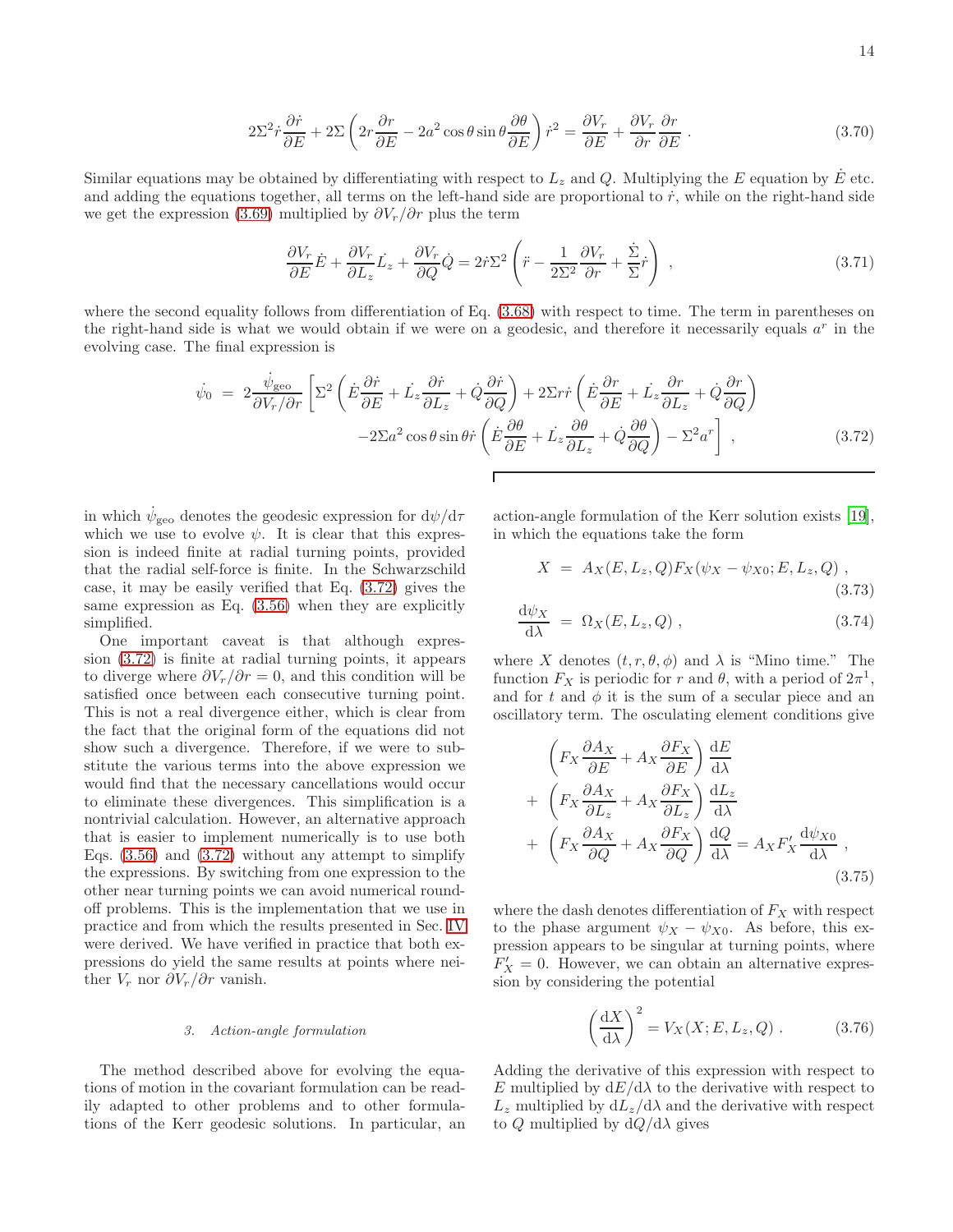$$
2\Sigma^2 \dot{r} \frac{\partial \dot{r}}{\partial E} + 2\Sigma \left( 2r \frac{\partial r}{\partial E} - 2a^2 \cos\theta \sin\theta \frac{\partial \theta}{\partial E} \right) \dot{r}^2 = \frac{\partial V_r}{\partial E} + \frac{\partial V_r}{\partial r} \frac{\partial r}{\partial E} \ . \tag{3.70}
$$

Similar equations may be obtained by differentiating with respect to $L_z$ and $Q$. Multiplying the $E$ equation by $\dot{E}$ etc. and adding the equations together, all terms on the left-hand side are proportional to $\dot{r}$, while on the right-hand side we get the expression (3.69) multiplied by $\partial V_r/\partial r$ plus the term

$$
\frac{\partial V_r}{\partial E}\dot{E} + \frac{\partial V_r}{\partial L_z}\dot{L_z} + \frac{\partial V_r}{\partial Q}\dot{Q} = 2\dot{r}\Sigma^2 \left( \ddot{r} - \frac{1}{2\Sigma^2}\frac{\partial V_r}{\partial r} + \frac{\dot{\Sigma}}{\Sigma}\dot{r} \right) \ , \tag{3.71}
$$

where the second equality follows from differentiation of Eq. (3.68) with respect to time. The term in parentheses on the right-hand side is what we would obtain if we were on a geodesic, and therefore it necessarily equals $a^r$ in the evolving case. The final expression is

$$
\begin{aligned}
\dot{\psi}_0 \ = \ & 2\frac{\dot{\psi}_{\rm geo}}{\partial V_r/\partial r} \left[ \Sigma^2 \left( \dot{E}\frac{\partial \dot{r}}{\partial E} + \dot{L_z}\frac{\partial \dot{r}}{\partial L_z} + \dot{Q}\frac{\partial \dot{r}}{\partial Q} \right) + 2\Sigma r \dot{r} \left( \dot{E}\frac{\partial r}{\partial E} + \dot{L_z}\frac{\partial r}{\partial L_z} + \dot{Q}\frac{\partial r}{\partial Q} \right) \right. \\
& \left. -2\Sigma a^2 \cos\theta \sin\theta \dot{r} \left( \dot{E}\frac{\partial \theta}{\partial E} + \dot{L_z}\frac{\partial \theta}{\partial L_z} + \dot{Q}\frac{\partial \theta}{\partial Q} \right) - \Sigma^2 a^r \right] \ ,
\end{aligned} \tag{3.72}
$$

in which $\dot{\psi}_{\rm geo}$ denotes the geodesic expression for $\mathrm{d}\psi/\mathrm{d}\tau$ which we use to evolve $\psi$. It is clear that this expression is indeed finite at radial turning points, provided that the radial self-force is finite. In the Schwarzschild case, it may be easily verified that Eq. (3.72) gives the same expression as Eq. (3.56) when they are explicitly simplified.

One important caveat is that although expression (3.72) is finite at radial turning points, it appears to diverge where $\partial V_r/\partial r = 0$, and this condition will be satisfied once between each consecutive turning point. This is not a real divergence either, which is clear from the fact that the original form of the equations did not show such a divergence. Therefore, if we were to substitute the various terms into the above expression we would find that the necessary cancellations would occur to eliminate these divergences. This simplification is a nontrivial calculation. However, an alternative approach that is easier to implement numerically is to use both Eqs. (3.56) and (3.72) without any attempt to simplify the expressions. By switching from one expression to the other near turning points we can avoid numerical round-off problems. This is the implementation that we use in practice and from which the results presented in Sec. IV were derived. We have verified in practice that both expressions do yield the same results at points where neither $V_r$ nor $\partial V_r/\partial r$ vanish.

#### 3. Action-angle formulation

The method described above for evolving the equations of motion in the covariant formulation can be readily adapted to other problems and to other formulations of the Kerr geodesic solutions. In particular, an action-angle formulation of the Kerr solution exists [19], in which the equations take the form

$$
X \ = \ A_X(E, L_z, Q) F_X(\psi_X - \psi_{X0}; E, L_z, Q) \ , \tag{3.73}
$$

$$
\frac{\mathrm{d}\psi_X}{\mathrm{d}\lambda} \ = \ \Omega_X(E, L_z, Q) \ , \tag{3.74}
$$

where $X$ denotes $(t, r, \theta, \phi)$ and $\lambda$ is "Mino time." The function $F_X$ is periodic for $r$ and $\theta$, with a period of $2\pi^1$, and for $t$ and $\phi$ it is the sum of a secular piece and an oscillatory term. The osculating element conditions give

$$
\begin{aligned}
& \left( F_X \frac{\partial A_X}{\partial E} + A_X \frac{\partial F_X}{\partial E} \right) \frac{\mathrm{d}E}{\mathrm{d}\lambda} \\
+ \ & \left( F_X \frac{\partial A_X}{\partial L_z} + A_X \frac{\partial F_X}{\partial L_z} \right) \frac{\mathrm{d}L_z}{\mathrm{d}\lambda} \\
+ \ & \left( F_X \frac{\partial A_X}{\partial Q} + A_X \frac{\partial F_X}{\partial Q} \right) \frac{\mathrm{d}Q}{\mathrm{d}\lambda} = A_X F_X' \frac{\mathrm{d}\psi_{X0}}{\mathrm{d}\lambda} \ ,
\end{aligned} \tag{3.75}
$$

where the dash denotes differentiation of $F_X$ with respect to the phase argument $\psi_X - \psi_{X0}$. As before, this expression appears to be singular at turning points, where $F_X' = 0$. However, we can obtain an alternative expression by considering the potential

$$
\left( \frac{\mathrm{d}X}{\mathrm{d}\lambda} \right)^2 = V_X(X; E, L_z, Q) \ . \tag{3.76}
$$

Adding the derivative of this expression with respect to $E$ multiplied by $\mathrm{d}E/\mathrm{d}\lambda$ to the derivative with respect to $L_z$ multiplied by $\mathrm{d}L_z/\mathrm{d}\lambda$ and the derivative with respect to $Q$ multiplied by $\mathrm{d}Q/\mathrm{d}\lambda$ gives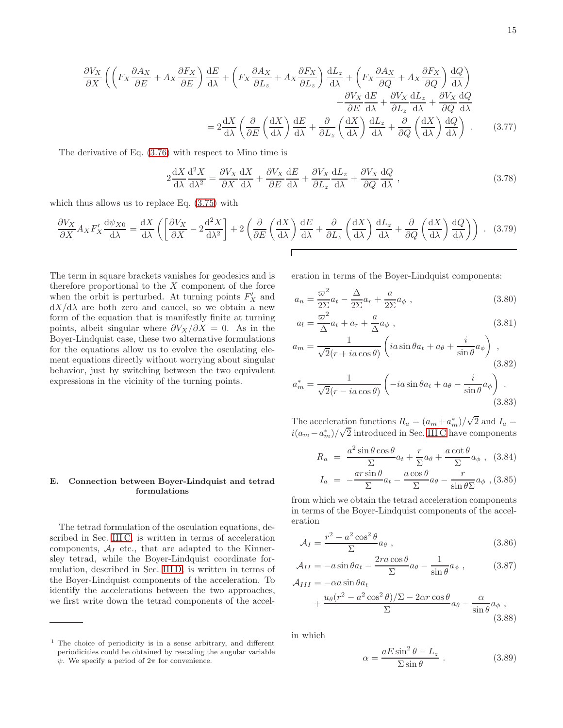$$
\frac{\partial V_X}{\partial X}\left(\left(F_X\frac{\partial A_X}{\partial E}+A_X\frac{\partial F_X}{\partial E}\right)\frac{\mathrm{d}E}{\mathrm{d}\lambda}+\left(F_X\frac{\partial A_X}{\partial L_z}+A_X\frac{\partial F_X}{\partial L_z}\right)\frac{\mathrm{d}L_z}{\mathrm{d}\lambda}+\left(F_X\frac{\partial A_X}{\partial Q}+A_X\frac{\partial F_X}{\partial Q}\right)\frac{\mathrm{d}Q}{\mathrm{d}\lambda}\right)
+\frac{\partial V_X}{\partial E}\frac{\mathrm{d}E}{\mathrm{d}\lambda}+\frac{\partial V_X}{\partial L_z}\frac{\mathrm{d}L_z}{\mathrm{d}\lambda}+\frac{\partial V_X}{\partial Q}\frac{\mathrm{d}Q}{\mathrm{d}\lambda}
=2\frac{\mathrm{d}X}{\mathrm{d}\lambda}\left(\frac{\partial}{\partial E}\left(\frac{\mathrm{d}X}{\mathrm{d}\lambda}\right)\frac{\mathrm{d}E}{\mathrm{d}\lambda}+\frac{\partial}{\partial L_z}\left(\frac{\mathrm{d}X}{\mathrm{d}\lambda}\right)\frac{\mathrm{d}L_z}{\mathrm{d}\lambda}+\frac{\partial}{\partial Q}\left(\frac{\mathrm{d}X}{\mathrm{d}\lambda}\right)\frac{\mathrm{d}Q}{\mathrm{d}\lambda}\right). \tag{3.77}
$$

The derivative of Eq. (3.76) with respect to Mino time is

$$
2\frac{\mathrm{d}X}{\mathrm{d}\lambda}\frac{\mathrm{d}^2X}{\mathrm{d}\lambda^2}=\frac{\partial V_X}{\partial X}\frac{\mathrm{d}X}{\mathrm{d}\lambda}+\frac{\partial V_X}{\partial E}\frac{\mathrm{d}E}{\mathrm{d}\lambda}+\frac{\partial V_X}{\partial L_z}\frac{\mathrm{d}L_z}{\mathrm{d}\lambda}+\frac{\partial V_X}{\partial Q}\frac{\mathrm{d}Q}{\mathrm{d}\lambda}\,, \tag{3.78}
$$

which thus allows us to replace Eq. (3.75) with

$$
\frac{\partial V_X}{\partial X}A_XF_X'\frac{\mathrm{d}\psi_{X0}}{\mathrm{d}\lambda}=\frac{\mathrm{d}X}{\mathrm{d}\lambda}\left(\left[\frac{\partial V_X}{\partial X}-2\frac{\mathrm{d}^2X}{\mathrm{d}\lambda^2}\right]+2\left(\frac{\partial}{\partial E}\left(\frac{\mathrm{d}X}{\mathrm{d}\lambda}\right)\frac{\mathrm{d}E}{\mathrm{d}\lambda}+\frac{\partial}{\partial L_z}\left(\frac{\mathrm{d}X}{\mathrm{d}\lambda}\right)\frac{\mathrm{d}L_z}{\mathrm{d}\lambda}+\frac{\partial}{\partial Q}\left(\frac{\mathrm{d}X}{\mathrm{d}\lambda}\right)\frac{\mathrm{d}Q}{\mathrm{d}\lambda}\right)\right). \tag{3.79}
$$

The term in square brackets vanishes for geodesics and is therefore proportional to the $X$ component of the force when the orbit is perturbed. At turning points $F_X'$ and $\mathrm{d}X/\mathrm{d}\lambda$ are both zero and cancel, so we obtain a new form of the equation that is manifestly finite at turning points, albeit singular where $\partial V_X/\partial X = 0$. As in the Boyer-Lindquist case, these two alternative formulations for the equations allow us to evolve the osculating element equations directly without worrying about singular behavior, just by switching between the two equivalent expressions in the vicinity of the turning points.

### E. Connection between Boyer-Lindquist and tetrad formulations

The tetrad formulation of the osculation equations, described in Sec. III C, is written in terms of acceleration components, $\mathcal{A}_I$ etc., that are adapted to the Kinnersley tetrad, while the Boyer-Lindquist coordinate formulation, described in Sec. III D, is written in terms of the Boyer-Lindquist components of the acceleration. To identify the accelerations between the two approaches, we first write down the tetrad components of the acceleration in terms of the Boyer-Lindquist components:

$$
a_n=\frac{\varpi^2}{2\Sigma}a_t-\frac{\Delta}{2\Sigma}a_r+\frac{a}{2\Sigma}a_\phi\,, \tag{3.80}
$$

$$
a_l=\frac{\varpi^2}{\Delta}a_t+a_r+\frac{a}{\Delta}a_\phi\,, \tag{3.81}
$$

$$
a_m=\frac{1}{\sqrt{2}(r+ia\cos\theta)}\left(ia\sin\theta a_t+a_\theta+\frac{i}{\sin\theta}a_\phi\right)\,, \tag{3.82}
$$

$$
a_m^*=\frac{1}{\sqrt{2}(r-ia\cos\theta)}\left(-ia\sin\theta a_t+a_\theta-\frac{i}{\sin\theta}a_\phi\right)\,. \tag{3.83}
$$

The acceleration functions $R_a=(a_m+a_m^*)/\sqrt{2}$ and $I_a=i(a_m-a_m^*)/\sqrt{2}$ introduced in Sec. III C have components

$$
R_a = \frac{a^2\sin\theta\cos\theta}{\Sigma}a_t+\frac{r}{\Sigma}a_\theta+\frac{a\cot\theta}{\Sigma}a_\phi\,, \tag{3.84}
$$

$$
I_a = -\frac{ar\sin\theta}{\Sigma}a_t-\frac{a\cos\theta}{\Sigma}a_\theta-\frac{r}{\sin\theta\Sigma}a_\phi\,, \tag{3.85}
$$

from which we obtain the tetrad acceleration components in terms of the Boyer-Lindquist components of the acceleration

$$
\mathcal{A}_I=\frac{r^2-a^2\cos^2\theta}{\Sigma}a_\theta\,, \tag{3.86}
$$

$$
\mathcal{A}_{II}=-a\sin\theta a_t-\frac{2ra\cos\theta}{\Sigma}a_\theta-\frac{1}{\sin\theta}a_\phi\,, \tag{3.87}
$$

$$
\mathcal{A}_{III}=-\alpha a\sin\theta a_t+\frac{u_\theta(r^2-a^2\cos^2\theta)/\Sigma-2\alpha r\cos\theta}{\Sigma}a_\theta-\frac{\alpha}{\sin\theta}a_\phi\,, \tag{3.88}
$$

in which

$$
\alpha=\frac{aE\sin^2\theta-L_z}{\Sigma\sin\theta}\,. \tag{3.89}
$$

---

[1] The choice of periodicity is in a sense arbitrary, and different periodicities could be obtained by rescaling the angular variable $\psi$. We specify a period of $2\pi$ for convenience.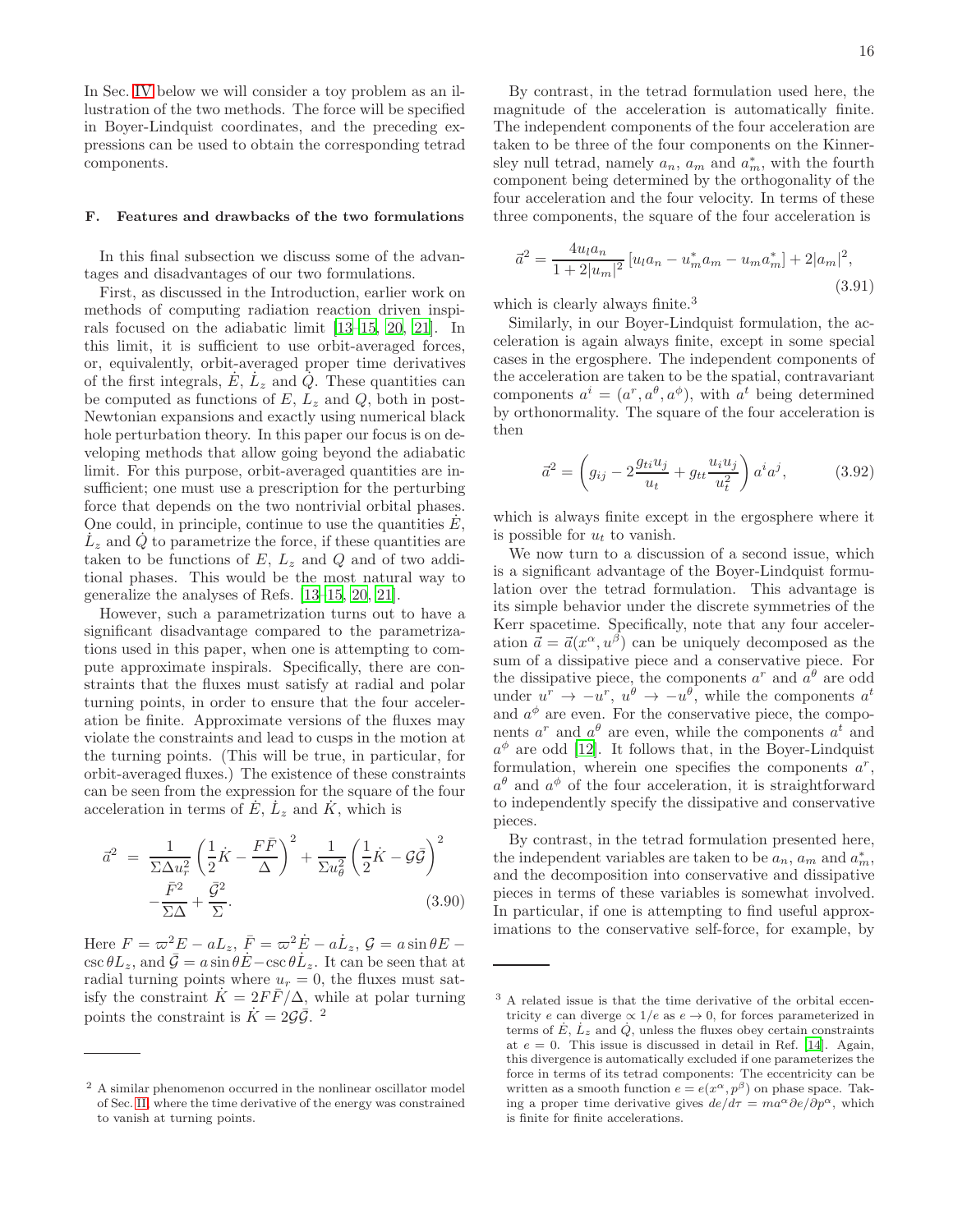In Sec. IV below we will consider a toy problem as an illustration of the two methods. The force will be specified in Boyer-Lindquist coordinates, and the preceding expressions can be used to obtain the corresponding tetrad components.

### F. Features and drawbacks of the two formulations

In this final subsection we discuss some of the advantages and disadvantages of our two formulations.

First, as discussed in the Introduction, earlier work on methods of computing radiation reaction driven inspirals focused on the adiabatic limit [13–15, 20, 21]. In this limit, it is sufficient to use orbit-averaged forces, or, equivalently, orbit-averaged proper time derivatives of the first integrals, $\dot{E}$, $\dot{L}_z$ and $\dot{Q}$. These quantities can be computed as functions of $E$, $L_z$ and $Q$, both in post-Newtonian expansions and exactly using numerical black hole perturbation theory. In this paper our focus is on developing methods that allow going beyond the adiabatic limit. For this purpose, orbit-averaged quantities are insufficient; one must use a prescription for the perturbing force that depends on the two nontrivial orbital phases. One could, in principle, continue to use the quantities $\dot{E}$, $\dot{L}_z$ and $\dot{Q}$ to parametrize the force, if these quantities are taken to be functions of $E$, $L_z$ and $Q$ and of two additional phases. This would be the most natural way to generalize the analyses of Refs. [13–15, 20, 21].

However, such a parametrization turns out to have a significant disadvantage compared to the parametrizations used in this paper, when one is attempting to compute approximate inspirals. Specifically, there are constraints that the fluxes must satisfy at radial and polar turning points, in order to ensure that the four acceleration be finite. Approximate versions of the fluxes may violate the constraints and lead to cusps in the motion at the turning points. (This will be true, in particular, for orbit-averaged fluxes.) The existence of these constraints can be seen from the expression for the square of the four acceleration in terms of $\dot{E}$, $\dot{L}_z$ and $\dot{K}$, which is

$$
\begin{aligned}
\vec{a}^2 \;=\; & \frac{1}{\Sigma\Delta u_r^2}\left(\frac{1}{2}\dot{K} - \frac{F\bar{F}}{\Delta}\right)^2 + \frac{1}{\Sigma u_\theta^2}\left(\frac{1}{2}\dot{K} - \mathcal{G}\bar{\mathcal{G}}\right)^2 \\
& - \frac{\bar{F}^2}{\Sigma\Delta} + \frac{\bar{\mathcal{G}}^2}{\Sigma}.
\end{aligned} \tag{3.90}
$$

Here $F = \varpi^2 E - aL_z$, $\bar{F} = \varpi^2\dot{E} - a\dot{L}_z$, $\mathcal{G} = a\sin\theta E - \csc\theta L_z$, and $\bar{\mathcal{G}} = a\sin\theta\dot{E} - \csc\theta\dot{L}_z$. It can be seen that at radial turning points where $u_r = 0$, the fluxes must satisfy the constraint $\dot{K} = 2F\bar{F}/\Delta$, while at polar turning points the constraint is $\dot{K} = 2\mathcal{G}\bar{\mathcal{G}}$. [2]

By contrast, in the tetrad formulation used here, the magnitude of the acceleration is automatically finite. The independent components of the four acceleration are taken to be three of the four components on the Kinnersley null tetrad, namely $a_n$, $a_m$ and $a_m^*$, with the fourth component being determined by the orthogonality of the four acceleration and the four velocity. In terms of these three components, the square of the four acceleration is

$$
\vec{a}^2 = \frac{4u_l a_n}{1 + 2|u_m|^2}\left[u_l a_n - u_m^* a_m - u_m a_m^*\right] + 2|a_m|^2, \tag{3.91}
$$

which is clearly always finite.[3]

Similarly, in our Boyer-Lindquist formulation, the acceleration is again always finite, except in some special cases in the ergosphere. The independent components of the acceleration are taken to be the spatial, contravariant components $a^i = (a^r, a^\theta, a^\phi)$, with $a^t$ being determined by orthonormality. The square of the four acceleration is then

$$
\vec{a}^2 = \left(g_{ij} - 2\frac{g_{ti}u_j}{u_t} + g_{tt}\frac{u_i u_j}{u_t^2}\right)a^i a^j, \tag{3.92}
$$

which is always finite except in the ergosphere where it is possible for $u_t$ to vanish.

We now turn to a discussion of a second issue, which is a significant advantage of the Boyer-Lindquist formulation over the tetrad formulation. This advantage is its simple behavior under the discrete symmetries of the Kerr spacetime. Specifically, note that any four acceleration $\vec{a} = \vec{a}(x^\alpha, u^\beta)$ can be uniquely decomposed as the sum of a dissipative piece and a conservative piece. For the dissipative piece, the components $a^r$ and $a^\theta$ are odd under $u^r \to -u^r$, $u^\theta \to -u^\theta$, while the components $a^t$ and $a^\phi$ are even. For the conservative piece, the components $a^r$ and $a^\theta$ are even, while the components $a^t$ and $a^\phi$ are odd [12]. It follows that, in the Boyer-Lindquist formulation, wherein one specifies the components $a^r$, $a^\theta$ and $a^\phi$ of the four acceleration, it is straightforward to independently specify the dissipative and conservative pieces.

By contrast, in the tetrad formulation presented here, the independent variables are taken to be $a_n$, $a_m$ and $a_m^*$, and the decomposition into conservative and dissipative pieces in terms of these variables is somewhat involved. In particular, if one is attempting to find useful approximations to the conservative self-force, for example, by

---

[2] A similar phenomenon occurred in the nonlinear oscillator model of Sec. III, where the time derivative of the energy was constrained to vanish at turning points.

[3] A related issue is that the time derivative of the orbital eccentricity $e$ can diverge $\propto 1/e$ as $e \to 0$, for forces parameterized in terms of $\dot{E}$, $\dot{L}_z$ and $\dot{Q}$, unless the fluxes obey certain constraints at $e = 0$. This issue is discussed in detail in Ref. [14]. Again, this divergence is automatically excluded if one parameterizes the force in terms of its tetrad components: The eccentricity can be written as a smooth function $e = e(x^\alpha, p^\beta)$ on phase space. Taking a proper time derivative gives $de/d\tau = ma^\alpha \partial e/\partial p^\alpha$, which is finite for finite accelerations.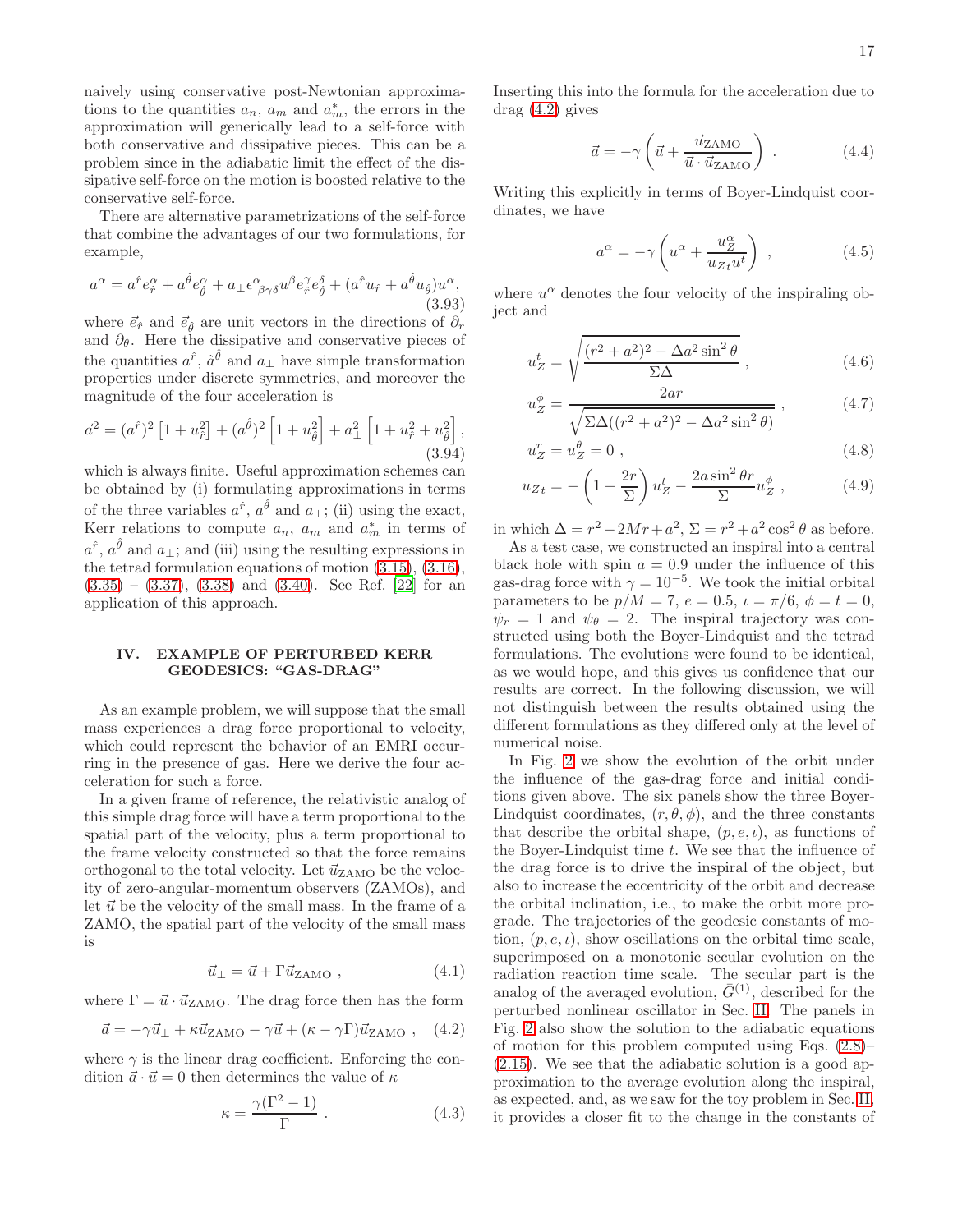naively using conservative post-Newtonian approximations to the quantities $a_n$, $a_m$ and $a_m^*$, the errors in the approximation will generically lead to a self-force with both conservative and dissipative pieces. This can be a problem since in the adiabatic limit the effect of the dissipative self-force on the motion is boosted relative to the conservative self-force.

There are alternative parametrizations of the self-force that combine the advantages of our two formulations, for example,

$$a^\alpha = a^{\hat{r}} e^\alpha_{\hat{r}} + a^{\hat{\theta}} e^\alpha_{\hat{\theta}} + a_\perp \epsilon^\alpha{}_{\beta\gamma\delta} u^\beta e^\gamma_{\hat{r}} e^\delta_{\hat{\theta}} + (a^{\hat{r}} u_{\hat{r}} + a^{\hat{\theta}} u_{\hat{\theta}}) u^\alpha, \tag{3.93}$$

where $\vec{e}_{\hat{r}}$ and $\vec{e}_{\hat{\theta}}$ are unit vectors in the directions of $\partial_r$ and $\partial_\theta$. Here the dissipative and conservative pieces of the quantities $a^{\hat{r}}$, $\hat{a}^{\hat{\theta}}$ and $a_\perp$ have simple transformation properties under discrete symmetries, and moreover the magnitude of the four acceleration is

$$\vec{a}^2 = (a^{\hat{r}})^2 \left[1 + u_{\hat{r}}^2\right] + (a^{\hat{\theta}})^2 \left[1 + u_{\hat{\theta}}^2\right] + a_\perp^2 \left[1 + u_{\hat{r}}^2 + u_{\hat{\theta}}^2\right], \tag{3.94}$$

which is always finite. Useful approximation schemes can be obtained by (i) formulating approximations in terms of the three variables $a^{\hat{r}}$, $a^{\hat{\theta}}$ and $a_\perp$; (ii) using the exact, Kerr relations to compute $a_n$, $a_m$ and $a_m^*$ in terms of $a^{\hat{r}}$, $a^{\hat{\theta}}$ and $a_\perp$; and (iii) using the resulting expressions in the tetrad formulation equations of motion (3.15), (3.16), (3.35) – (3.37), (3.38) and (3.40). See Ref. [22] for an application of this approach.

## IV. EXAMPLE OF PERTURBED KERR GEODESICS: "GAS-DRAG"

As an example problem, we will suppose that the small mass experiences a drag force proportional to velocity, which could represent the behavior of an EMRI occurring in the presence of gas. Here we derive the four acceleration for such a force.

In a given frame of reference, the relativistic analog of this simple drag force will have a term proportional to the spatial part of the velocity, plus a term proportional to the frame velocity constructed so that the force remains orthogonal to the total velocity. Let $\vec{u}_{\rm ZAMO}$ be the velocity of zero-angular-momentum observers (ZAMOs), and let $\vec{u}$ be the velocity of the small mass. In the frame of a ZAMO, the spatial part of the velocity of the small mass is

$$\vec{u}_\perp = \vec{u} + \Gamma \vec{u}_{\rm ZAMO} , \tag{4.1}$$

where $\Gamma = \vec{u} \cdot \vec{u}_{\rm ZAMO}$. The drag force then has the form

$$\vec{a} = -\gamma \vec{u}_\perp + \kappa \vec{u}_{\rm ZAMO} - \gamma \vec{u} + (\kappa - \gamma \Gamma) \vec{u}_{\rm ZAMO} , \tag{4.2}$$

where $\gamma$ is the linear drag coefficient. Enforcing the condition $\vec{a} \cdot \vec{u} = 0$ then determines the value of $\kappa$

$$\kappa = \frac{\gamma(\Gamma^2 - 1)}{\Gamma} . \tag{4.3}$$

Inserting this into the formula for the acceleration due to drag (4.2) gives

$$\vec{a} = -\gamma \left( \vec{u} + \frac{\vec{u}_{\rm ZAMO}}{\vec{u} \cdot \vec{u}_{\rm ZAMO}} \right) . \tag{4.4}$$

Writing this explicitly in terms of Boyer-Lindquist coordinates, we have

$$a^\alpha = -\gamma \left( u^\alpha + \frac{u_Z^\alpha}{u_{Zt} u^t} \right) , \tag{4.5}$$

where $u^\alpha$ denotes the four velocity of the inspiraling object and

$$u_Z^t = \sqrt{\frac{(r^2 + a^2)^2 - \Delta a^2 \sin^2 \theta}{\Sigma \Delta}} , \tag{4.6}$$

$$u_Z^\phi = \frac{2ar}{\sqrt{\Sigma \Delta ((r^2 + a^2)^2 - \Delta a^2 \sin^2 \theta)}} , \tag{4.7}$$

$$u_Z^r = u_Z^\theta = 0 , \tag{4.8}$$

$$u_{Zt} = -\left(1 - \frac{2r}{\Sigma}\right) u_Z^t - \frac{2a \sin^2 \theta r}{\Sigma} u_Z^\phi , \tag{4.9}$$

in which $\Delta = r^2 - 2Mr + a^2$, $\Sigma = r^2 + a^2 \cos^2 \theta$ as before.

As a test case, we constructed an inspiral into a central black hole with spin $a = 0.9$ under the influence of this gas-drag force with $\gamma = 10^{-5}$. We took the initial orbital parameters to be $p/M = 7$, $e = 0.5$, $\iota = \pi/6$, $\phi = t = 0$, $\psi_r = 1$ and $\psi_\theta = 2$. The inspiral trajectory was constructed using both the Boyer-Lindquist and the tetrad formulations. The evolutions were found to be identical, as we would hope, and this gives us confidence that our results are correct. In the following discussion, we will not distinguish between the results obtained using the different formulations as they differed only at the level of numerical noise.

In Fig. 2 we show the evolution of the orbit under the influence of the gas-drag force and initial conditions given above. The six panels show the three Boyer-Lindquist coordinates, $(r, \theta, \phi)$, and the three constants that describe the orbital shape, $(p, e, \iota)$, as functions of the Boyer-Lindquist time $t$. We see that the influence of the drag force is to drive the inspiral of the object, but also to increase the eccentricity of the orbit and decrease the orbital inclination, i.e., to make the orbit more prograde. The trajectories of the geodesic constants of motion, $(p, e, \iota)$, show oscillations on the orbital time scale, superimposed on a monotonic secular evolution on the radiation reaction time scale. The secular part is the analog of the averaged evolution, $\bar{G}^{(1)}$, described for the perturbed nonlinear oscillator in Sec. II. The panels in Fig. 2 also show the solution to the adiabatic equations of motion for this problem computed using Eqs. (2.8)–(2.15). We see that the adiabatic solution is a good approximation to the average evolution along the inspiral, as expected, and, as we saw for the toy problem in Sec. II, it provides a closer fit to the change in the constants of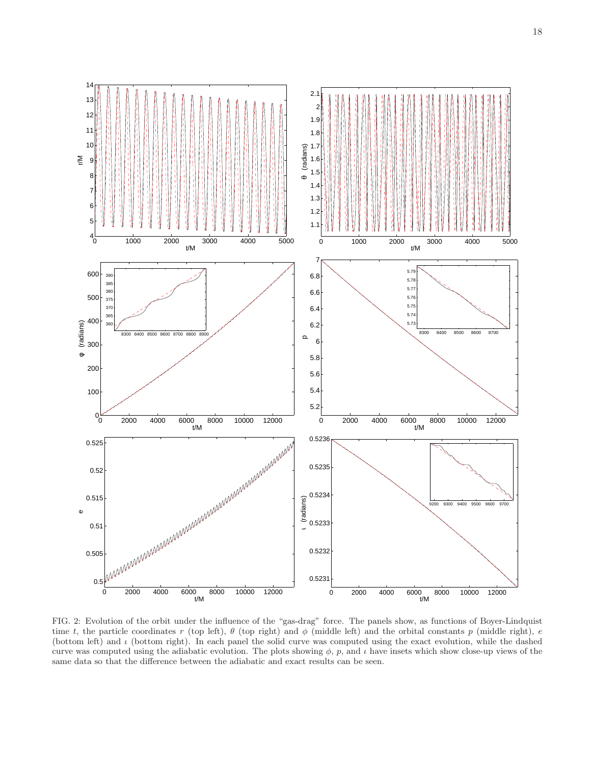FIG. 2: Evolution of the orbit under the influence of the "gas-drag" force. The panels show, as functions of Boyer-Lindquist time $t$, the particle coordinates $r$ (top left), $\theta$ (top right) and $\phi$ (middle left) and the orbital constants $p$ (middle right), $e$ (bottom left) and $\iota$ (bottom right). In each panel the solid curve was computed using the exact evolution, while the dashed curve was computed using the adiabatic evolution. The plots showing $\phi$, $p$, and $\iota$ have insets which show close-up views of the same data so that the difference between the adiabatic and exact results can be seen.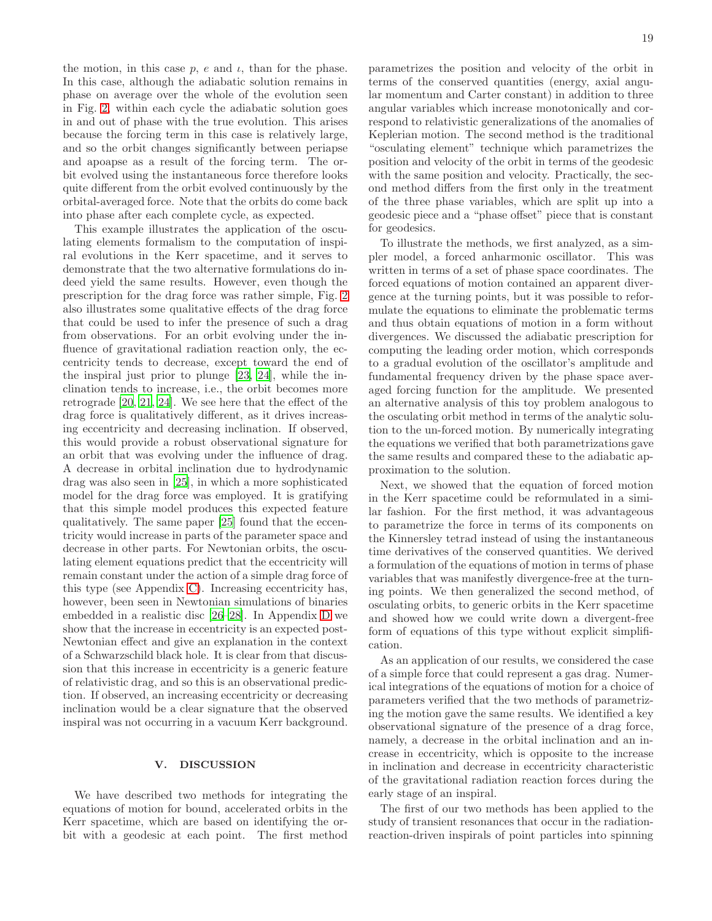the motion, in this case $p$, $e$ and $\iota$, than for the phase. In this case, although the adiabatic solution remains in phase on average over the whole of the evolution seen in Fig. 2, within each cycle the adiabatic solution goes in and out of phase with the true evolution. This arises because the forcing term in this case is relatively large, and so the orbit changes significantly between periapse and apoapse as a result of the forcing term. The orbit evolved using the instantaneous force therefore looks quite different from the orbit evolved continuously by the orbital-averaged force. Note that the orbits do come back into phase after each complete cycle, as expected.

This example illustrates the application of the osculating elements formalism to the computation of inspiral evolutions in the Kerr spacetime, and it serves to demonstrate that the two alternative formulations do indeed yield the same results. However, even though the prescription for the drag force was rather simple, Fig. 2 also illustrates some qualitative effects of the drag force that could be used to infer the presence of such a drag from observations. For an orbit evolving under the influence of gravitational radiation reaction only, the eccentricity tends to decrease, except toward the end of the inspiral just prior to plunge [23, 24], while the inclination tends to increase, i.e., the orbit becomes more retrograde [20, 21, 24]. We see here that the effect of the drag force is qualitatively different, as it drives increasing eccentricity and decreasing inclination. If observed, this would provide a robust observational signature for an orbit that was evolving under the influence of drag. A decrease in orbital inclination due to hydrodynamic drag was also seen in [25], in which a more sophisticated model for the drag force was employed. It is gratifying that this simple model produces this expected feature qualitatively. The same paper [25] found that the eccentricity would increase in parts of the parameter space and decrease in other parts. For Newtonian orbits, the osculating element equations predict that the eccentricity will remain constant under the action of a simple drag force of this type (see Appendix C). Increasing eccentricity has, however, been seen in Newtonian simulations of binaries embedded in a realistic disc [26–28]. In Appendix D we show that the increase in eccentricity is an expected post-Newtonian effect and give an explanation in the context of a Schwarzschild black hole. It is clear from that discussion that this increase in eccentricity is a generic feature of relativistic drag, and so this is an observational prediction. If observed, an increasing eccentricity or decreasing inclination would be a clear signature that the observed inspiral was not occurring in a vacuum Kerr background.

## V. DISCUSSION

We have described two methods for integrating the equations of motion for bound, accelerated orbits in the Kerr spacetime, which are based on identifying the orbit with a geodesic at each point. The first method parametrizes the position and velocity of the orbit in terms of the conserved quantities (energy, axial angular momentum and Carter constant) in addition to three angular variables which increase monotonically and correspond to relativistic generalizations of the anomalies of Keplerian motion. The second method is the traditional "osculating element" technique which parametrizes the position and velocity of the orbit in terms of the geodesic with the same position and velocity. Practically, the second method differs from the first only in the treatment of the three phase variables, which are split up into a geodesic piece and a "phase offset" piece that is constant for geodesics.

To illustrate the methods, we first analyzed, as a simpler model, a forced anharmonic oscillator. This was written in terms of a set of phase space coordinates. The forced equations of motion contained an apparent divergence at the turning points, but it was possible to reformulate the equations to eliminate the problematic terms and thus obtain equations of motion in a form without divergences. We discussed the adiabatic prescription for computing the leading order motion, which corresponds to a gradual evolution of the oscillator's amplitude and fundamental frequency driven by the phase space averaged forcing function for the amplitude. We presented an alternative analysis of this toy problem analogous to the osculating orbit method in terms of the analytic solution to the un-forced motion. By numerically integrating the equations we verified that both parametrizations gave the same results and compared these to the adiabatic approximation to the solution.

Next, we showed that the equation of forced motion in the Kerr spacetime could be reformulated in a similar fashion. For the first method, it was advantageous to parametrize the force in terms of its components on the Kinnersley tetrad instead of using the instantaneous time derivatives of the conserved quantities. We derived a formulation of the equations of motion in terms of phase variables that was manifestly divergence-free at the turning points. We then generalized the second method, of osculating orbits, to generic orbits in the Kerr spacetime and showed how we could write down a divergent-free form of equations of this type without explicit simplification.

As an application of our results, we considered the case of a simple force that could represent a gas drag. Numerical integrations of the equations of motion for a choice of parameters verified that the two methods of parametrizing the motion gave the same results. We identified a key observational signature of the presence of a drag force, namely, a decrease in the orbital inclination and an increase in eccentricity, which is opposite to the increase in inclination and decrease in eccentricity characteristic of the gravitational radiation reaction forces during the early stage of an inspiral.

The first of our two methods has been applied to the study of transient resonances that occur in the radiation-reaction-driven inspirals of point particles into spinning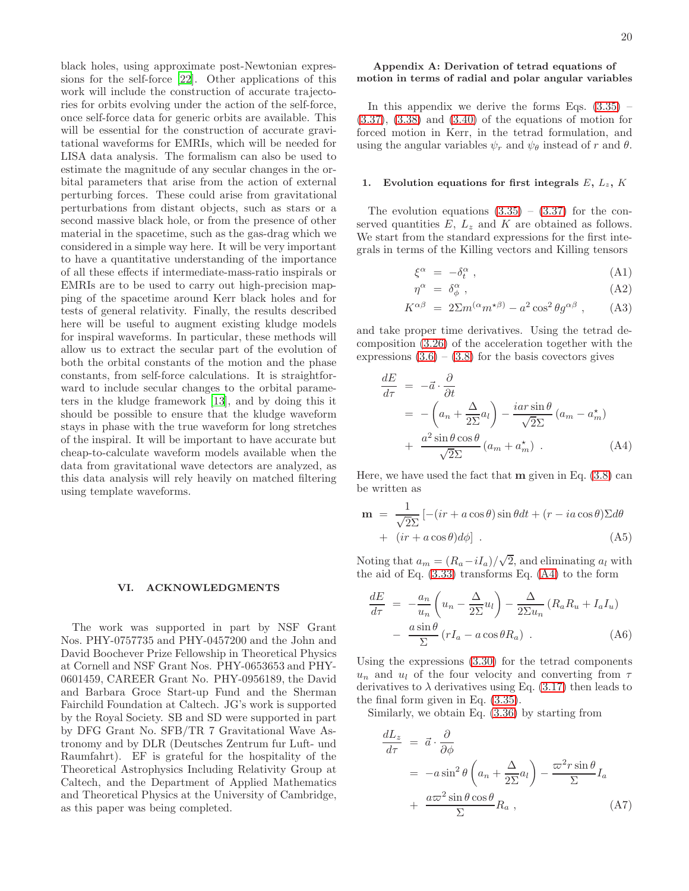black holes, using approximate post-Newtonian expressions for the self-force [22]. Other applications of this work will include the construction of accurate trajectories for orbits evolving under the action of the self-force, once self-force data for generic orbits are available. This will be essential for the construction of accurate gravitational waveforms for EMRIs, which will be needed for LISA data analysis. The formalism can also be used to estimate the magnitude of any secular changes in the orbital parameters that arise from the action of external perturbing forces. These could arise from gravitational perturbations from distant objects, such as stars or a second massive black hole, or from the presence of other material in the spacetime, such as the gas-drag which we considered in a simple way here. It will be very important to have a quantitative understanding of the importance of all these effects if intermediate-mass-ratio inspirals or EMRIs are to be used to carry out high-precision mapping of the spacetime around Kerr black holes and for tests of general relativity. Finally, the results described here will be useful to augment existing kludge models for inspiral waveforms. In particular, these methods will allow us to extract the secular part of the evolution of both the orbital constants of the motion and the phase constants, from self-force calculations. It is straightforward to include secular changes to the orbital parameters in the kludge framework [13], and by doing this it should be possible to ensure that the kludge waveform stays in phase with the true waveform for long stretches of the inspiral. It will be important to have accurate but cheap-to-calculate waveform models available when the data from gravitational wave detectors are analyzed, as this data analysis will rely heavily on matched filtering using template waveforms.

## VI. ACKNOWLEDGMENTS

The work was supported in part by NSF Grant Nos. PHY-0757735 and PHY-0457200 and the John and David Boochever Prize Fellowship in Theoretical Physics at Cornell and NSF Grant Nos. PHY-0653653 and PHY-0601459, CAREER Grant No. PHY-0956189, the David and Barbara Groce Start-up Fund and the Sherman Fairchild Foundation at Caltech. JG's work is supported by the Royal Society. SB and SD were supported in part by DFG Grant No. SFB/TR 7 Gravitational Wave Astronomy and by DLR (Deutsches Zentrum fur Luft- und Raumfahrt). EF is grateful for the hospitality of the Theoretical Astrophysics Including Relativity Group at Caltech, and the Department of Applied Mathematics and Theoretical Physics at the University of Cambridge, as this paper was being completed.

## Appendix A: Derivation of tetrad equations of motion in terms of radial and polar angular variables

In this appendix we derive the forms Eqs. (3.35) – (3.37), (3.38) and (3.40) of the equations of motion for forced motion in Kerr, in the tetrad formulation, and using the angular variables $\psi_r$ and $\psi_\theta$ instead of $r$ and $\theta$.

### 1. Evolution equations for first integrals $E$, $L_z$, $K$

The evolution equations (3.35) – (3.37) for the conserved quantities $E$, $L_z$ and $K$ are obtained as follows. We start from the standard expressions for the first integrals in terms of the Killing vectors and Killing tensors

$$\xi^\alpha = -\delta^\alpha_t \,, \tag{A1}$$

$$\eta^\alpha = \delta^\alpha_\phi \,, \tag{A2}$$

$$K^{\alpha\beta} = 2\Sigma m^{(\alpha} m^{\star\beta)} - a^2\cos^2\theta g^{\alpha\beta} \,, \tag{A3}$$

and take proper time derivatives. Using the tetrad decomposition (3.26) of the acceleration together with the expressions (3.6) – (3.8) for the basis covectors gives

$$\begin{aligned}
\frac{dE}{d\tau} &= -\vec{a}\cdot\frac{\partial}{\partial t} \\
&= -\left(a_n + \frac{\Delta}{2\Sigma}a_l\right) - \frac{iar\sin\theta}{\sqrt{2}\Sigma}\left(a_m - a_m^\star\right) \\
&+ \frac{a^2\sin\theta\cos\theta}{\sqrt{2}\Sigma}\left(a_m + a_m^\star\right) \,.
\end{aligned} \tag{A4}$$

Here, we have used the fact that $\mathbf{m}$ given in Eq. (3.8) can be written as

$$\begin{aligned}
\mathbf{m} &= \frac{1}{\sqrt{2}\Sigma}\left[-(ir + a\cos\theta)\sin\theta dt + (r - ia\cos\theta)\Sigma d\theta\right. \\
&+ \left.(ir + a\cos\theta)d\phi\right] \,.
\end{aligned} \tag{A5}$$

Noting that $a_m = (R_a - iI_a)/\sqrt{2}$, and eliminating $a_l$ with the aid of Eq. (3.33) transforms Eq. (A4) to the form

$$\begin{aligned}
\frac{dE}{d\tau} &= -\frac{a_n}{u_n}\left(u_n - \frac{\Delta}{2\Sigma}u_l\right) - \frac{\Delta}{2\Sigma u_n}\left(R_a R_u + I_a I_u\right) \\
&- \frac{a\sin\theta}{\Sigma}\left(rI_a - a\cos\theta R_a\right) \,.
\end{aligned} \tag{A6}$$

Using the expressions (3.30) for the tetrad components $u_n$ and $u_l$ of the four velocity and converting from $\tau$ derivatives to $\lambda$ derivatives using Eq. (3.17) then leads to the final form given in Eq. (3.35).

Similarly, we obtain Eq. (3.36) by starting from

$$\begin{aligned}
\frac{dL_z}{d\tau} &= \vec{a}\cdot\frac{\partial}{\partial\phi} \\
&= -a\sin^2\theta\left(a_n + \frac{\Delta}{2\Sigma}a_l\right) - \frac{\varpi^2 r\sin\theta}{\Sigma}I_a \\
&+ \frac{a\varpi^2\sin\theta\cos\theta}{\Sigma}R_a \,,
\end{aligned} \tag{A7}$$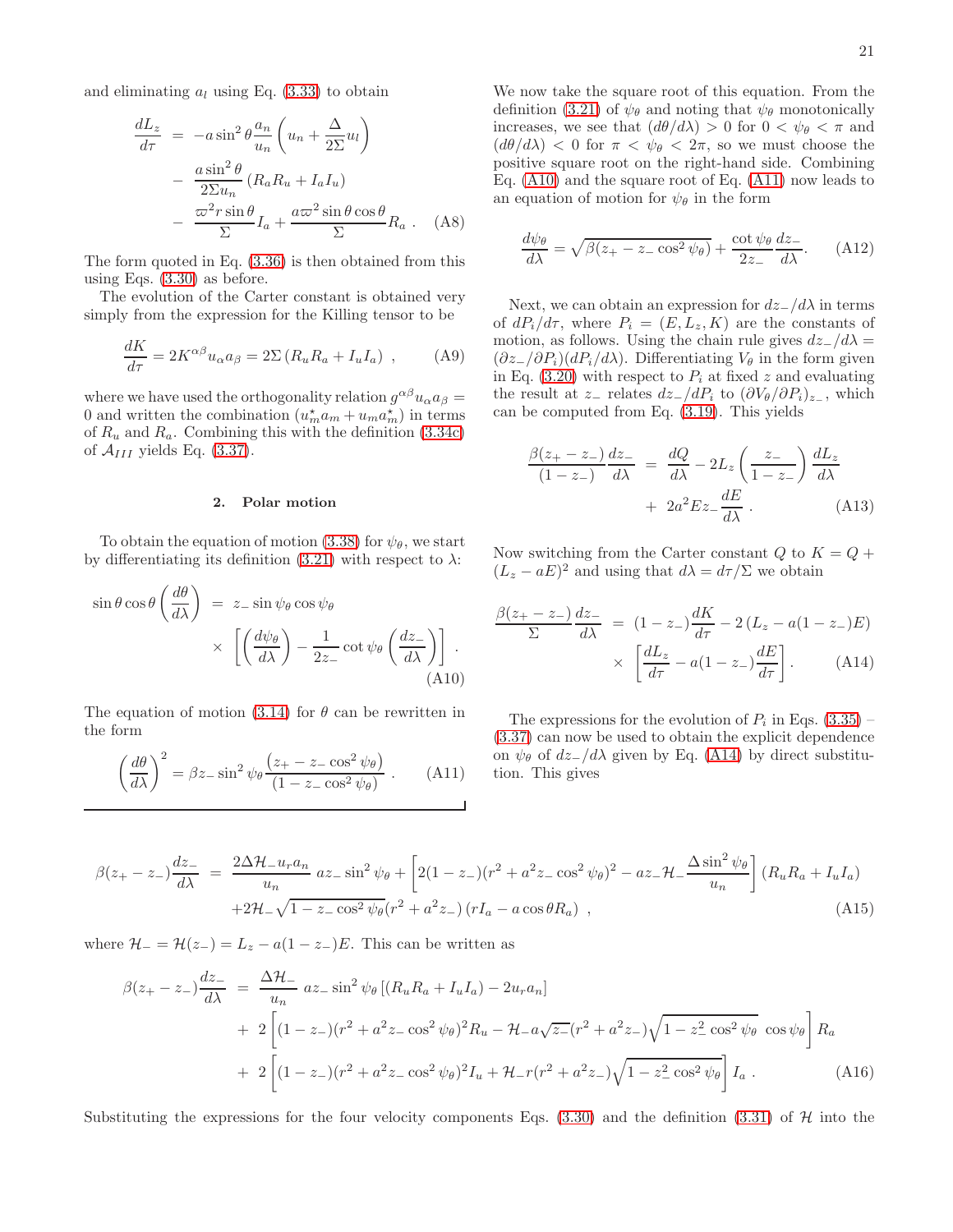and eliminating $a_l$ using Eq. (3.33) to obtain

$$
\begin{aligned}
\frac{dL_z}{d\tau} &= -a\sin^2\theta \frac{a_n}{u_n}\left(u_n + \frac{\Delta}{2\Sigma}u_l\right) \\
&- \frac{a\sin^2\theta}{2\Sigma u_n}\left(R_a R_u + I_a I_u\right) \\
&- \frac{\varpi^2 r\sin\theta}{\Sigma} I_a + \frac{a\varpi^2 \sin\theta\cos\theta}{\Sigma} R_a \ . \quad \text{(A8)}
\end{aligned}
$$

The form quoted in Eq. (3.36) is then obtained from this using Eqs. (3.30) as before.

The evolution of the Carter constant is obtained very simply from the expression for the Killing tensor to be

$$
\frac{dK}{d\tau} = 2K^{\alpha\beta}u_\alpha a_\beta = 2\Sigma\left(R_u R_a + I_u I_a\right) \ , \quad \text{(A9)}
$$

where we have used the orthogonality relation $g^{\alpha\beta}u_\alpha a_\beta = 0$ and written the combination $(u^\star_m a_m + u_m a^\star_m)$ in terms of $R_u$ and $R_a$. Combining this with the definition (3.34c) of $\mathcal{A}_{III}$ yields Eq. (3.37).

### 2. Polar motion

To obtain the equation of motion (3.38) for $\psi_\theta$, we start by differentiating its definition (3.21) with respect to $\lambda$:

$$
\begin{aligned}
\sin\theta\cos\theta\left(\frac{d\theta}{d\lambda}\right) &= z_-\sin\psi_\theta\cos\psi_\theta \\
&\times \left[\left(\frac{d\psi_\theta}{d\lambda}\right) - \frac{1}{2z_-}\cot\psi_\theta\left(\frac{dz_-}{d\lambda}\right)\right] . \quad \text{(A10)}
\end{aligned}
$$

The equation of motion (3.14) for $\theta$ can be rewritten in the form

$$
\left(\frac{d\theta}{d\lambda}\right)^2 = \beta z_- \sin^2\psi_\theta \frac{\left(z_+ - z_-\cos^2\psi_\theta\right)}{\left(1 - z_-\cos^2\psi_\theta\right)} \ . \quad \text{(A11)}
$$

We now take the square root of this equation. From the definition (3.21) of $\psi_\theta$ and noting that $\psi_\theta$ monotonically increases, we see that $(d\theta/d\lambda) > 0$ for $0 < \psi_\theta < \pi$ and $(d\theta/d\lambda) < 0$ for $\pi < \psi_\theta < 2\pi$, so we must choose the positive square root on the right-hand side. Combining Eq. (A10) and the square root of Eq. (A11) now leads to an equation of motion for $\psi_\theta$ in the form

$$
\frac{d\psi_\theta}{d\lambda} = \sqrt{\beta(z_+ - z_-\cos^2\psi_\theta)} + \frac{\cot\psi_\theta}{2z_-}\frac{dz_-}{d\lambda} . \quad \text{(A12)}
$$

Next, we can obtain an expression for $dz_-/d\lambda$ in terms of $dP_i/d\tau$, where $P_i = (E, L_z, K)$ are the constants of motion, as follows. Using the chain rule gives $dz_-/d\lambda = (\partial z_-/\partial P_i)(dP_i/d\lambda)$. Differentiating $V_\theta$ in the form given in Eq. (3.20) with respect to $P_i$ at fixed $z$ and evaluating the result at $z_-$ relates $dz_-/dP_i$ to $(\partial V_\theta/\partial P_i)_{z_-}$, which can be computed from Eq. (3.19). This yields

$$
\begin{aligned}
\frac{\beta(z_+ - z_-)}{(1 - z_-)}\frac{dz_-}{d\lambda} &= \frac{dQ}{d\lambda} - 2L_z\left(\frac{z_-}{1 - z_-}\right)\frac{dL_z}{d\lambda} \\
&+ 2a^2 E z_- \frac{dE}{d\lambda} \ . \quad \text{(A13)}
\end{aligned}
$$

Now switching from the Carter constant $Q$ to $K = Q + (L_z - aE)^2$ and using that $d\lambda = d\tau/\Sigma$ we obtain

$$
\begin{aligned}
\frac{\beta(z_+ - z_-)}{\Sigma}\frac{dz_-}{d\lambda} &= (1 - z_-)\frac{dK}{d\tau} - 2\left(L_z - a(1 - z_-)E\right) \\
&\times \left[\frac{dL_z}{d\tau} - a(1 - z_-)\frac{dE}{d\tau}\right] . \quad \text{(A14)}
\end{aligned}
$$

The expressions for the evolution of $P_i$ in Eqs. (3.35) – (3.37) can now be used to obtain the explicit dependence on $\psi_\theta$ of $dz_-/d\lambda$ given by Eq. (A14) by direct substitution. This gives

$$
\begin{aligned}
\beta(z_+ - z_-)\frac{dz_-}{d\lambda} &= \frac{2\Delta\mathcal{H}_- u_r a_n}{u_n}\, a z_- \sin^2\psi_\theta + \left[2(1 - z_-)(r^2 + a^2 z_-\cos^2\psi_\theta)^2 - a z_- \mathcal{H}_- \frac{\Delta\sin^2\psi_\theta}{u_n}\right]\left(R_u R_a + I_u I_a\right) \\
&+ 2\mathcal{H}_- \sqrt{1 - z_-\cos^2\psi_\theta}(r^2 + a^2 z_-)\left(r I_a - a\cos\theta R_a\right) \ , \quad \text{(A15)}
\end{aligned}
$$

where $\mathcal{H}_- = \mathcal{H}(z_-) = L_z - a(1 - z_-)E$. This can be written as

$$
\begin{aligned}
\beta(z_+ - z_-)\frac{dz_-}{d\lambda} &= \frac{\Delta\mathcal{H}_-}{u_n}\, a z_- \sin^2\psi_\theta\left[(R_u R_a + I_u I_a) - 2u_r a_n\right] \\
&+ 2\left[(1 - z_-)(r^2 + a^2 z_-\cos^2\psi_\theta)^2 R_u - \mathcal{H}_- a\sqrt{z_-}(r^2 + a^2 z_-)\sqrt{1 - z_-^2\cos^2\psi_\theta}\,\cos\psi_\theta\right] R_a \\
&+ 2\left[(1 - z_-)(r^2 + a^2 z_-\cos^2\psi_\theta)^2 I_u + \mathcal{H}_- r(r^2 + a^2 z_-)\sqrt{1 - z_-^2\cos^2\psi_\theta}\right] I_a \ . \quad \text{(A16)}
\end{aligned}
$$

Substituting the expressions for the four velocity components Eqs. (3.30) and the definition (3.31) of $\mathcal{H}$ into the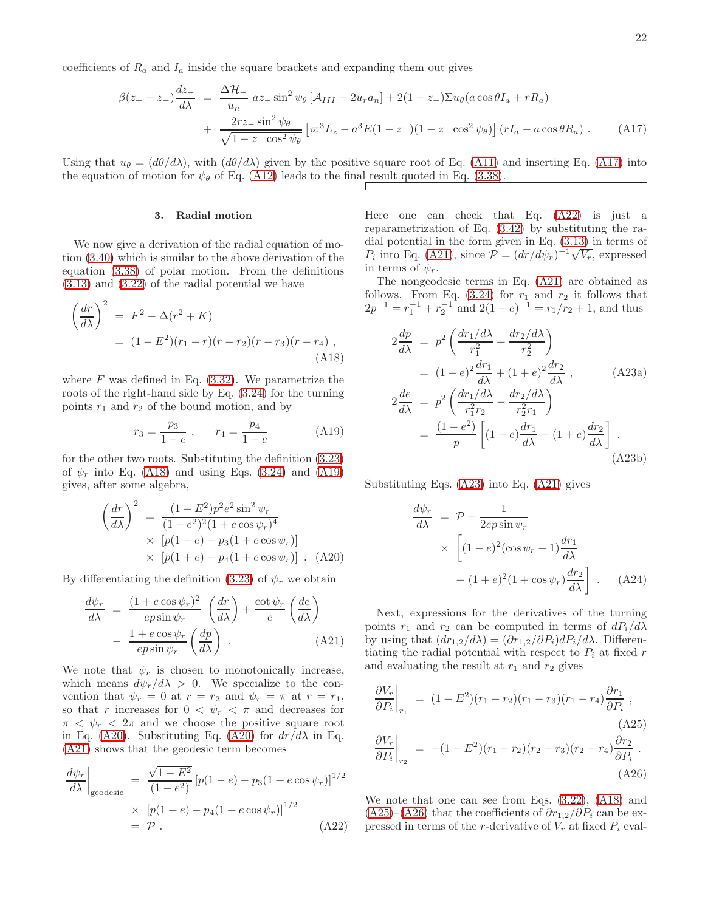coefficients of $R_a$ and $I_a$ inside the square brackets and expanding them out gives

$$
\begin{aligned}
\beta(z_+ - z_-)\frac{dz_-}{d\lambda} &= \frac{\Delta \mathcal{H}_-}{u_n}\; a z_- \sin^2\psi_\theta \left[\mathcal{A}_{III} - 2u_r a_n\right] + 2(1-z_-)\Sigma u_\theta (a\cos\theta I_a + rR_a) \\
&+ \frac{2rz_-\sin^2\psi_\theta}{\sqrt{1-z_-\cos^2\psi_\theta}}\left[\varpi^3 L_z - a^3E(1-z_-)(1-z_-\cos^2\psi_\theta)\right](rI_a - a\cos\theta R_a)\;. \qquad \text{(A17)}
\end{aligned}
$$

Using that $u_\theta = (d\theta/d\lambda)$, with $(d\theta/d\lambda)$ given by the positive square root of Eq. (A11) and inserting Eq. (A17) into the equation of motion for $\psi_\theta$ of Eq. (A12) leads to the final result quoted in Eq. (3.38).

### 3. Radial motion

We now give a derivation of the radial equation of motion (3.40) which is similar to the above derivation of the equation (3.38) of polar motion. From the definitions (3.13) and (3.22) of the radial potential we have

$$
\begin{aligned}
\left(\frac{dr}{d\lambda}\right)^2 &= F^2 - \Delta(r^2+K) \\
&= (1-E^2)(r_1-r)(r-r_2)(r-r_3)(r-r_4)\;, \qquad \text{(A18)}
\end{aligned}
$$

where $F$ was defined in Eq. (3.32). We parametrize the roots of the right-hand side by Eq. (3.24) for the turning points $r_1$ and $r_2$ of the bound motion, and by

$$
r_3 = \frac{p_3}{1-e}\;, \qquad r_4 = \frac{p_4}{1+e} \qquad \text{(A19)}
$$

for the other two roots. Substituting the definition (3.23) of $\psi_r$ into Eq. (A18) and using Eqs. (3.24) and (A19) gives, after some algebra,

$$
\begin{aligned}
\left(\frac{dr}{d\lambda}\right)^2 &= \frac{(1-E^2)p^2e^2\sin^2\psi_r}{(1-e^2)^2(1+e\cos\psi_r)^4} \\
&\times \left[p(1-e) - p_3(1+e\cos\psi_r)\right] \\
&\times \left[p(1+e) - p_4(1+e\cos\psi_r)\right]\;. \qquad \text{(A20)}
\end{aligned}
$$

By differentiating the definition (3.23) of $\psi_r$ we obtain

$$
\begin{aligned}
\frac{d\psi_r}{d\lambda} &= \frac{(1+e\cos\psi_r)^2}{ep\sin\psi_r}\left(\frac{dr}{d\lambda}\right) + \frac{\cot\psi_r}{e}\left(\frac{de}{d\lambda}\right) \\
&- \frac{1+e\cos\psi_r}{ep\sin\psi_r}\left(\frac{dp}{d\lambda}\right)\;. \qquad \text{(A21)}
\end{aligned}
$$

We note that $\psi_r$ is chosen to monotonically increase, which means $d\psi_r/d\lambda > 0$. We specialize to the convention that $\psi_r = 0$ at $r = r_2$ and $\psi_r = \pi$ at $r = r_1$, so that $r$ increases for $0 < \psi_r < \pi$ and decreases for $\pi < \psi_r < 2\pi$ and we choose the positive square root in Eq. (A20). Substituting Eq. (A20) for $dr/d\lambda$ in Eq. (A21) shows that the geodesic term becomes

$$
\begin{aligned}
\left.\frac{d\psi_r}{d\lambda}\right|_{\text{geodesic}} &= \frac{\sqrt{1-E^2}}{(1-e^2)}\left[p(1-e) - p_3(1+e\cos\psi_r)\right]^{1/2} \\
&\times \left[p(1+e) - p_4(1+e\cos\psi_r)\right]^{1/2} \\
&= \mathcal{P}\;. \qquad \text{(A22)}
\end{aligned}
$$

Here one can check that Eq. (A22) is just a reparametrization of Eq. (3.42) by substituting the radial potential in the form given in Eq. (3.13) in terms of $P_i$ into Eq. (A21), since $\mathcal{P} = (dr/d\psi_r)^{-1}\sqrt{V_r}$, expressed in terms of $\psi_r$.

The nongeodesic terms in Eq. (A21) are obtained as follows. From Eq. (3.24) for $r_1$ and $r_2$ it follows that $2p^{-1} = r_1^{-1} + r_2^{-1}$ and $2(1-e)^{-1} = r_1/r_2 + 1$, and thus

$$
\begin{aligned}
2\frac{dp}{d\lambda} &= p^2\left(\frac{dr_1/d\lambda}{r_1^2} + \frac{dr_2/d\lambda}{r_2^2}\right) \\
&= (1-e)^2\frac{dr_1}{d\lambda} + (1+e)^2\frac{dr_2}{d\lambda}\;, \qquad \text{(A23a)} \\
2\frac{de}{d\lambda} &= p^2\left(\frac{dr_1/d\lambda}{r_1^2 r_2} - \frac{dr_2/d\lambda}{r_2^2 r_1}\right) \\
&= \frac{(1-e^2)}{p}\left[(1-e)\frac{dr_1}{d\lambda} - (1+e)\frac{dr_2}{d\lambda}\right]\;. \qquad \text{(A23b)}
\end{aligned}
$$

Substituting Eqs. (A23) into Eq. (A21) gives

$$
\begin{aligned}
\frac{d\psi_r}{d\lambda} &= \mathcal{P} + \frac{1}{2ep\sin\psi_r} \\
&\times \left[(1-e)^2(\cos\psi_r - 1)\frac{dr_1}{d\lambda}\right. \\
&\left. - (1+e)^2(1+\cos\psi_r)\frac{dr_2}{d\lambda}\right]\;. \qquad \text{(A24)}
\end{aligned}
$$

Next, expressions for the derivatives of the turning points $r_1$ and $r_2$ can be computed in terms of $dP_i/d\lambda$ by using that $(dr_{1,2}/d\lambda) = (\partial r_{1,2}/\partial P_i)dP_i/d\lambda$. Differentiating the radial potential with respect to $P_i$ at fixed $r$ and evaluating the result at $r_1$ and $r_2$ gives

$$
\left.\frac{\partial V_r}{\partial P_i}\right|_{r_1} = (1-E^2)(r_1-r_2)(r_1-r_3)(r_1-r_4)\frac{\partial r_1}{\partial P_i}\;, \qquad \text{(A25)}
$$

$$
\left.\frac{\partial V_r}{\partial P_i}\right|_{r_2} = -(1-E^2)(r_1-r_2)(r_2-r_3)(r_2-r_4)\frac{\partial r_2}{\partial P_i}\;. \qquad \text{(A26)}
$$

We note that one can see from Eqs. (3.22), (A18) and (A25)–(A26) that the coefficients of $\partial r_{1,2}/\partial P_i$ can be expressed in terms of the $r$-derivative of $V_r$ at fixed $P_i$ eval-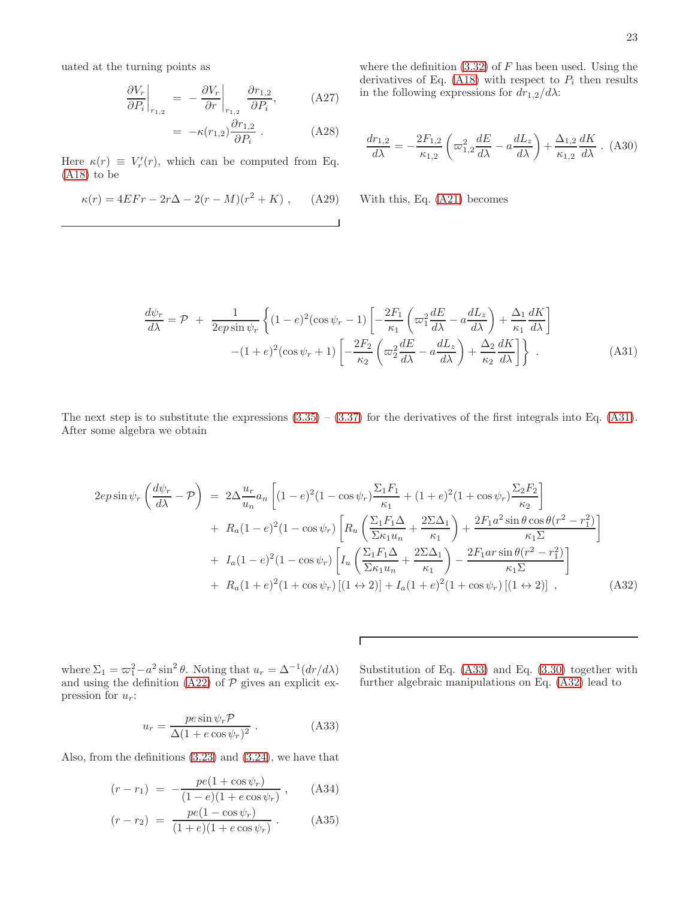uated at the turning points as

$$
\begin{aligned}
\left.\frac{\partial V_r}{\partial P_i}\right|_{r_{1,2}} &= -\left.\frac{\partial V_r}{\partial r}\right|_{r_{1,2}} \frac{\partial r_{1,2}}{\partial P_i}, &\text{(A27)}\\
&= -\kappa(r_{1,2})\frac{\partial r_{1,2}}{\partial P_i}\,. &\text{(A28)}
\end{aligned}
$$

Here $\kappa(r) \equiv V_r'(r)$, which can be computed from Eq. (A18) to be

$$
\kappa(r) = 4EFr - 2r\Delta - 2(r-M)(r^2+K)\ , \qquad \text{(A29)}
$$

where the definition (3.32) of $F$ has been used. Using the derivatives of Eq. (A18) with respect to $P_i$ then results in the following expressions for $dr_{1,2}/d\lambda$:

$$
\frac{dr_{1,2}}{d\lambda} = -\frac{2F_{1,2}}{\kappa_{1,2}}\left(\varpi_{1,2}^2\frac{dE}{d\lambda} - a\frac{dL_z}{d\lambda}\right) + \frac{\Delta_{1,2}}{\kappa_{1,2}}\frac{dK}{d\lambda}\ . \qquad \text{(A30)}
$$

With this, Eq. (A21) becomes

$$
\begin{aligned}
\frac{d\psi_r}{d\lambda} = \mathcal{P} \ +\ \frac{1}{2ep\sin\psi_r}\Bigg\{&(1-e)^2(\cos\psi_r - 1)\left[-\frac{2F_1}{\kappa_1}\left(\varpi_1^2\frac{dE}{d\lambda} - a\frac{dL_z}{d\lambda}\right) + \frac{\Delta_1}{\kappa_1}\frac{dK}{d\lambda}\right]\\
&-(1+e)^2(\cos\psi_r + 1)\left[-\frac{2F_2}{\kappa_2}\left(\varpi_2^2\frac{dE}{d\lambda} - a\frac{dL_z}{d\lambda}\right) + \frac{\Delta_2}{\kappa_2}\frac{dK}{d\lambda}\right]\Bigg\}\ . \qquad \text{(A31)}
\end{aligned}
$$

The next step is to substitute the expressions (3.35) – (3.37) for the derivatives of the first integrals into Eq. (A31). After some algebra we obtain

$$
\begin{aligned}
2ep\sin\psi_r\left(\frac{d\psi_r}{d\lambda} - \mathcal{P}\right) \ =\ & 2\Delta\frac{u_r}{u_n}a_n\left[(1-e)^2(1-\cos\psi_r)\frac{\Sigma_1F_1}{\kappa_1} + (1+e)^2(1+\cos\psi_r)\frac{\Sigma_2F_2}{\kappa_2}\right]\\
&+\ R_a(1-e)^2(1-\cos\psi_r)\left[R_u\left(\frac{\Sigma_1F_1\Delta}{\Sigma\kappa_1u_n} + \frac{2\Sigma\Delta_1}{\kappa_1}\right) + \frac{2F_1a^2\sin\theta\cos\theta(r^2-r_1^2)}{\kappa_1\Sigma}\right]\\
&+\ I_a(1-e)^2(1-\cos\psi_r)\left[I_u\left(\frac{\Sigma_1F_1\Delta}{\Sigma\kappa_1u_n} + \frac{2\Sigma\Delta_1}{\kappa_1}\right) - \frac{2F_1ar\sin\theta(r^2-r_1^2)}{\kappa_1\Sigma}\right]\\
&+\ R_a(1+e)^2(1+\cos\psi_r)\left[(1\leftrightarrow 2)\right] + I_a(1+e)^2(1+\cos\psi_r)\left[(1\leftrightarrow 2)\right]\ , \qquad \text{(A32)}
\end{aligned}
$$

where $\Sigma_1 = \varpi_1^2 - a^2\sin^2\theta$. Noting that $u_r = \Delta^{-1}(dr/d\lambda)$ and using the definition (A22) of $\mathcal{P}$ gives an explicit expression for $u_r$:

$$
u_r = \frac{pe\sin\psi_r\mathcal{P}}{\Delta(1+e\cos\psi_r)^2}\ . \qquad \text{(A33)}
$$

Also, from the definitions (3.23) and (3.24), we have that

$$
\begin{aligned}
(r-r_1) &= -\frac{pe(1+\cos\psi_r)}{(1-e)(1+e\cos\psi_r)}\ , &\text{(A34)}\\
(r-r_2) &= \frac{pe(1-\cos\psi_r)}{(1+e)(1+e\cos\psi_r)}\ . &\text{(A35)}
\end{aligned}
$$

Substitution of Eq. (A33) and Eq. (3.30) together with further algebraic manipulations on Eq. (A32) lead to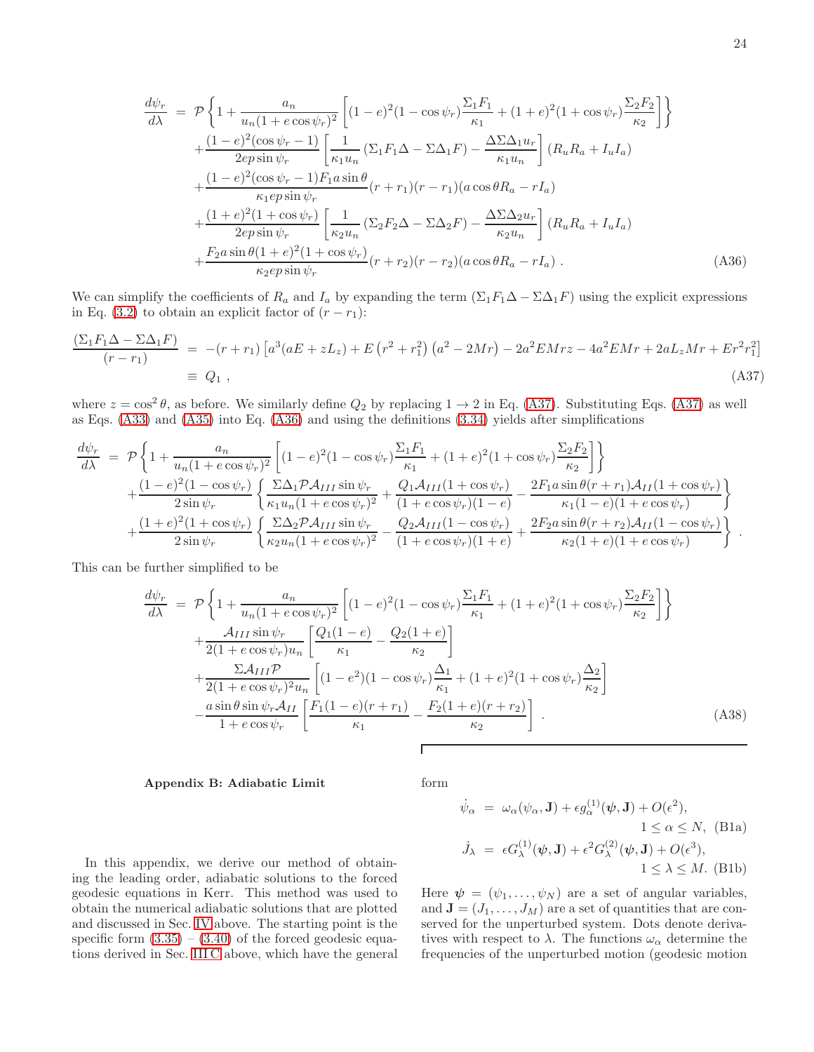$$
\begin{aligned}
\frac{d\psi_r}{d\lambda} \;=\; & \mathcal{P}\left\{1+\frac{a_n}{u_n(1+e\cos\psi_r)^2}\left[(1-e)^2(1-\cos\psi_r)\frac{\Sigma_1 F_1}{\kappa_1}+(1+e)^2(1+\cos\psi_r)\frac{\Sigma_2 F_2}{\kappa_2}\right]\right\} \\
& +\frac{(1-e)^2(\cos\psi_r-1)}{2ep\sin\psi_r}\left[\frac{1}{\kappa_1 u_n}\left(\Sigma_1 F_1\Delta-\Sigma\Delta_1 F\right)-\frac{\Delta\Sigma\Delta_1 u_r}{\kappa_1 u_n}\right](R_u R_a+I_u I_a) \\
& +\frac{(1-e)^2(\cos\psi_r-1)F_1 a\sin\theta}{\kappa_1 ep\sin\psi_r}(r+r_1)(r-r_1)(a\cos\theta R_a-rI_a) \\
& +\frac{(1+e)^2(1+\cos\psi_r)}{2ep\sin\psi_r}\left[\frac{1}{\kappa_2 u_n}\left(\Sigma_2 F_2\Delta-\Sigma\Delta_2 F\right)-\frac{\Delta\Sigma\Delta_2 u_r}{\kappa_2 u_n}\right](R_u R_a+I_u I_a) \\
& +\frac{F_2 a\sin\theta(1+e)^2(1+\cos\psi_r)}{\kappa_2 ep\sin\psi_r}(r+r_2)(r-r_2)(a\cos\theta R_a-rI_a)\,. \qquad \text{(A36)}
\end{aligned}
$$

We can simplify the coefficients of $R_a$ and $I_a$ by expanding the term $(\Sigma_1 F_1\Delta-\Sigma\Delta_1 F)$ using the explicit expressions in Eq. (3.2) to obtain an explicit factor of $(r-r_1)$:

$$
\begin{aligned}
\frac{(\Sigma_1 F_1\Delta-\Sigma\Delta_1 F)}{(r-r_1)} \;=\; & -(r+r_1)\left[a^3(aE+zL_z)+E\left(r^2+r_1^2\right)\left(a^2-2Mr\right)-2a^2EMrz-4a^2EMr+2aL_zMr+Er^2r_1^2\right] \\
\equiv\; & Q_1\,, \qquad \text{(A37)}
\end{aligned}
$$

where $z=\cos^2\theta$, as before. We similarly define $Q_2$ by replacing $1\to 2$ in Eq. (A37). Substituting Eqs. (A37) as well as Eqs. (A33) and (A35) into Eq. (A36) and using the definitions (3.34) yields after simplifications

$$
\begin{aligned}
\frac{d\psi_r}{d\lambda} \;=\; & \mathcal{P}\left\{1+\frac{a_n}{u_n(1+e\cos\psi_r)^2}\left[(1-e)^2(1-\cos\psi_r)\frac{\Sigma_1 F_1}{\kappa_1}+(1+e)^2(1+\cos\psi_r)\frac{\Sigma_2 F_2}{\kappa_2}\right]\right\} \\
& +\frac{(1-e)^2(1-\cos\psi_r)}{2\sin\psi_r}\left\{\frac{\Sigma\Delta_1\mathcal{P}\mathcal{A}_{III}\sin\psi_r}{\kappa_1 u_n(1+e\cos\psi_r)^2}+\frac{Q_1\mathcal{A}_{III}(1+\cos\psi_r)}{(1+e\cos\psi_r)(1-e)}-\frac{2F_1 a\sin\theta(r+r_1)\mathcal{A}_{II}(1+\cos\psi_r)}{\kappa_1(1-e)(1+e\cos\psi_r)}\right\} \\
& +\frac{(1+e)^2(1+\cos\psi_r)}{2\sin\psi_r}\left\{\frac{\Sigma\Delta_2\mathcal{P}\mathcal{A}_{III}\sin\psi_r}{\kappa_2 u_n(1+e\cos\psi_r)^2}-\frac{Q_2\mathcal{A}_{III}(1-\cos\psi_r)}{(1+e\cos\psi_r)(1+e)}+\frac{2F_2 a\sin\theta(r+r_2)\mathcal{A}_{II}(1-\cos\psi_r)}{\kappa_2(1+e)(1+e\cos\psi_r)}\right\}\,.
\end{aligned}
$$

This can be further simplified to be

$$
\begin{aligned}
\frac{d\psi_r}{d\lambda} \;=\; & \mathcal{P}\left\{1+\frac{a_n}{u_n(1+e\cos\psi_r)^2}\left[(1-e)^2(1-\cos\psi_r)\frac{\Sigma_1 F_1}{\kappa_1}+(1+e)^2(1+\cos\psi_r)\frac{\Sigma_2 F_2}{\kappa_2}\right]\right\} \\
& +\frac{\mathcal{A}_{III}\sin\psi_r}{2(1+e\cos\psi_r)u_n}\left[\frac{Q_1(1-e)}{\kappa_1}-\frac{Q_2(1+e)}{\kappa_2}\right] \\
& +\frac{\Sigma\mathcal{A}_{III}\mathcal{P}}{2(1+e\cos\psi_r)^2u_n}\left[(1-e^2)(1-\cos\psi_r)\frac{\Delta_1}{\kappa_1}+(1+e)^2(1+\cos\psi_r)\frac{\Delta_2}{\kappa_2}\right] \\
& -\frac{a\sin\theta\sin\psi_r\mathcal{A}_{II}}{1+e\cos\psi_r}\left[\frac{F_1(1-e)(r+r_1)}{\kappa_1}-\frac{F_2(1+e)(r+r_2)}{\kappa_2}\right]\,. \qquad \text{(A38)}
\end{aligned}
$$

### Appendix B: Adiabatic Limit

In this appendix, we derive our method of obtaining the leading order, adiabatic solutions to the forced geodesic equations in Kerr. This method was used to obtain the numerical adiabatic solutions that are plotted and discussed in Sec. IV above. The starting point is the specific form (3.35) – (3.40) of the forced geodesic equations derived in Sec. III C above, which have the general form

$$
\dot{\psi}_\alpha \;=\; \omega_\alpha(\psi_\alpha,\mathbf{J})+\epsilon g^{(1)}_\alpha(\boldsymbol{\psi},\mathbf{J})+O(\epsilon^2), \qquad 1\le\alpha\le N, \quad \text{(B1a)}
$$

$$
\dot{J}_\lambda \;=\; \epsilon G^{(1)}_\lambda(\boldsymbol{\psi},\mathbf{J})+\epsilon^2 G^{(2)}_\lambda(\boldsymbol{\psi},\mathbf{J})+O(\epsilon^3), \qquad 1\le\lambda\le M. \quad \text{(B1b)}
$$

Here $\boldsymbol{\psi}=(\psi_1,\ldots,\psi_N)$ are a set of angular variables, and $\mathbf{J}=(J_1,\ldots,J_M)$ are a set of quantities that are conserved for the unperturbed system. Dots denote derivatives with respect to $\lambda$. The functions $\omega_\alpha$ determine the frequencies of the unperturbed motion (geodesic motion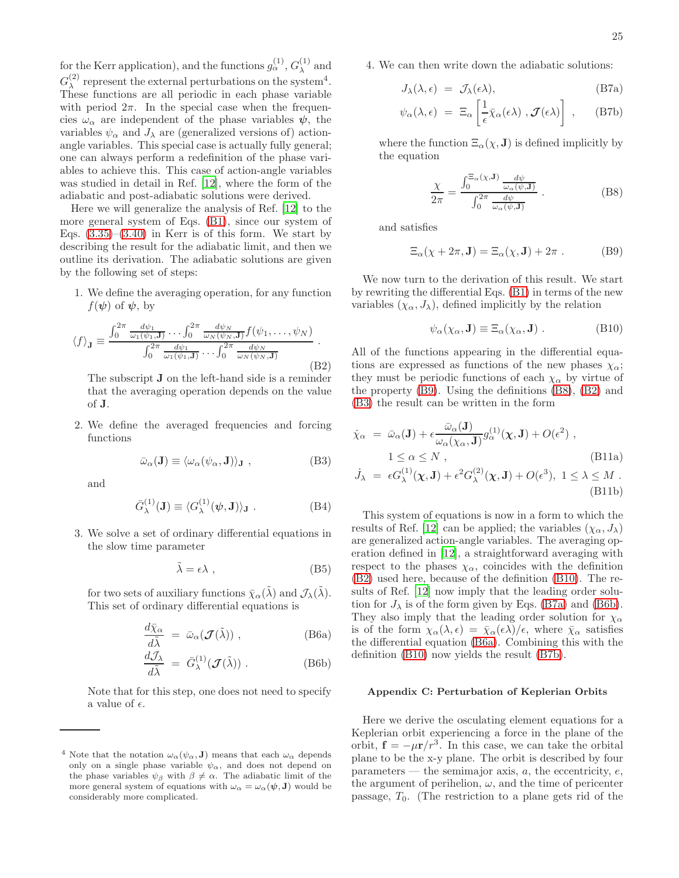for the Kerr application), and the functions $g_\alpha^{(1)}$, $G_\lambda^{(1)}$ and $G_\lambda^{(2)}$ represent the external perturbations on the system[4]. These functions are all periodic in each phase variable with period $2\pi$. In the special case when the frequencies $\omega_\alpha$ are independent of the phase variables $\boldsymbol{\psi}$, the variables $\psi_\alpha$ and $J_\lambda$ are (generalized versions of) action-angle variables. This special case is actually fully general; one can always perform a redefinition of the phase variables to achieve this. This case of action-angle variables was studied in detail in Ref. [12], where the form of the adiabatic and post-adiabatic solutions were derived.

Here we will generalize the analysis of Ref. [12] to the more general system of Eqs. (B1), since our system of Eqs. (3.35)–(3.40) in Kerr is of this form. We start by describing the result for the adiabatic limit, and then we outline its derivation. The adiabatic solutions are given by the following set of steps:

1. We define the averaging operation, for any function $f(\boldsymbol{\psi})$ of $\boldsymbol{\psi}$, by

$$\langle f \rangle_{\mathbf{J}} \equiv \frac{\int_0^{2\pi} \frac{d\psi_1}{\omega_1(\psi_1,\mathbf{J})} \dots \int_0^{2\pi} \frac{d\psi_N}{\omega_N(\psi_N,\mathbf{J})} f(\psi_1,\dots,\psi_N)}{\int_0^{2\pi} \frac{d\psi_1}{\omega_1(\psi_1,\mathbf{J})} \dots \int_0^{2\pi} \frac{d\psi_N}{\omega_N(\psi_N,\mathbf{J})}} . \tag{B2}$$

   The subscript $\mathbf{J}$ on the left-hand side is a reminder that the averaging operation depends on the value of $\mathbf{J}$.

2. We define the averaged frequencies and forcing functions

$$\bar{\omega}_\alpha(\mathbf{J}) \equiv \langle \omega_\alpha(\psi_\alpha, \mathbf{J}) \rangle_{\mathbf{J}} , \tag{B3}$$

   and

$$\bar{G}_\lambda^{(1)}(\mathbf{J}) \equiv \langle G_\lambda^{(1)}(\boldsymbol{\psi}, \mathbf{J}) \rangle_{\mathbf{J}} . \tag{B4}$$

3. We solve a set of ordinary differential equations in the slow time parameter

$$\tilde{\lambda} = \epsilon \lambda , \tag{B5}$$

   for two sets of auxiliary functions $\bar{\chi}_\alpha(\tilde{\lambda})$ and $\mathcal{J}_\lambda(\tilde{\lambda})$. This set of ordinary differential equations is

$$\frac{d\bar{\chi}_\alpha}{d\tilde{\lambda}} = \bar{\omega}_\alpha(\boldsymbol{\mathcal{J}}(\tilde{\lambda})) , \tag{B6a}$$

$$\frac{d\mathcal{J}_\lambda}{d\tilde{\lambda}} = \bar{G}_\lambda^{(1)}(\boldsymbol{\mathcal{J}}(\tilde{\lambda})) . \tag{B6b}$$

   Note that for this step, one does not need to specify a value of $\epsilon$.

4. We can then write down the adiabatic solutions:

$$J_\lambda(\lambda, \epsilon) = \mathcal{J}_\lambda(\epsilon\lambda), \tag{B7a}$$

$$\psi_\alpha(\lambda, \epsilon) = \Xi_\alpha\left[\frac{1}{\epsilon}\bar{\chi}_\alpha(\epsilon\lambda) , \boldsymbol{\mathcal{J}}(\epsilon\lambda)\right] , \tag{B7b}$$

   where the function $\Xi_\alpha(\chi, \mathbf{J})$ is defined implicitly by the equation

$$\frac{\chi}{2\pi} = \frac{\int_0^{\Xi_\alpha(\chi,\mathbf{J})} \frac{d\psi}{\omega_\alpha(\psi,\mathbf{J})}}{\int_0^{2\pi} \frac{d\psi}{\omega_\alpha(\psi,\mathbf{J})}} . \tag{B8}$$

   and satisfies

$$\Xi_\alpha(\chi + 2\pi, \mathbf{J}) = \Xi_\alpha(\chi, \mathbf{J}) + 2\pi . \tag{B9}$$

We now turn to the derivation of this result. We start by rewriting the differential Eqs. (B1) in terms of the new variables $(\chi_\alpha, J_\lambda)$, defined implicitly by the relation

$$\psi_\alpha(\chi_\alpha, \mathbf{J}) \equiv \Xi_\alpha(\chi_\alpha, \mathbf{J}) . \tag{B10}$$

All of the functions appearing in the differential equations are expressed as functions of the new phases $\chi_\alpha$; they must be periodic functions of each $\chi_\alpha$ by virtue of the property (B9). Using the definitions (B8), (B2) and (B3) the result can be written in the form

$$\dot{\chi}_\alpha = \bar{\omega}_\alpha(\mathbf{J}) + \epsilon \frac{\bar{\omega}_\alpha(\mathbf{J})}{\omega_\alpha(\chi_\alpha, \mathbf{J})} g_\alpha^{(1)}(\boldsymbol{\chi}, \mathbf{J}) + O(\epsilon^2) , \quad 1 \le \alpha \le N , \tag{B11a}$$

$$\dot{J}_\lambda = \epsilon G_\lambda^{(1)}(\boldsymbol{\chi}, \mathbf{J}) + \epsilon^2 G_\lambda^{(2)}(\boldsymbol{\chi}, \mathbf{J}) + O(\epsilon^3), \; 1 \le \lambda \le M . \tag{B11b}$$

This system of equations is now in a form to which the results of Ref. [12] can be applied; the variables $(\chi_\alpha, J_\lambda)$ are generalized action-angle variables. The averaging operation defined in [12], a straightforward averaging with respect to the phases $\chi_\alpha$, coincides with the definition (B2) used here, because of the definition (B10). The results of Ref. [12] now imply that the leading order solution for $J_\lambda$ is of the form given by Eqs. (B7a) and (B6b). They also imply that the leading order solution for $\chi_\alpha$ is of the form $\chi_\alpha(\lambda, \epsilon) = \bar{\chi}_\alpha(\epsilon\lambda)/\epsilon$, where $\bar{\chi}_\alpha$ satisfies the differential equation (B6a). Combining this with the definition (B10) now yields the result (B7b).

## Appendix C: Perturbation of Keplerian Orbits

Here we derive the osculating element equations for a Keplerian orbit experiencing a force in the plane of the orbit, $\mathbf{f} = -\mu\mathbf{r}/r^3$. In this case, we can take the orbital plane to be the x-y plane. The orbit is described by four parameters — the semimajor axis, $a$, the eccentricity, $e$, the argument of perihelion, $\omega$, and the time of pericenter passage, $T_0$. (The restriction to a plane gets rid of the

[4] Note that the notation $\omega_\alpha(\psi_\alpha, \mathbf{J})$ means that each $\omega_\alpha$ depends only on a single phase variable $\psi_\alpha$, and does not depend on the phase variables $\psi_\beta$ with $\beta \neq \alpha$. The adiabatic limit of the more general system of equations with $\omega_\alpha = \omega_\alpha(\boldsymbol{\psi}, \mathbf{J})$ would be considerably more complicated.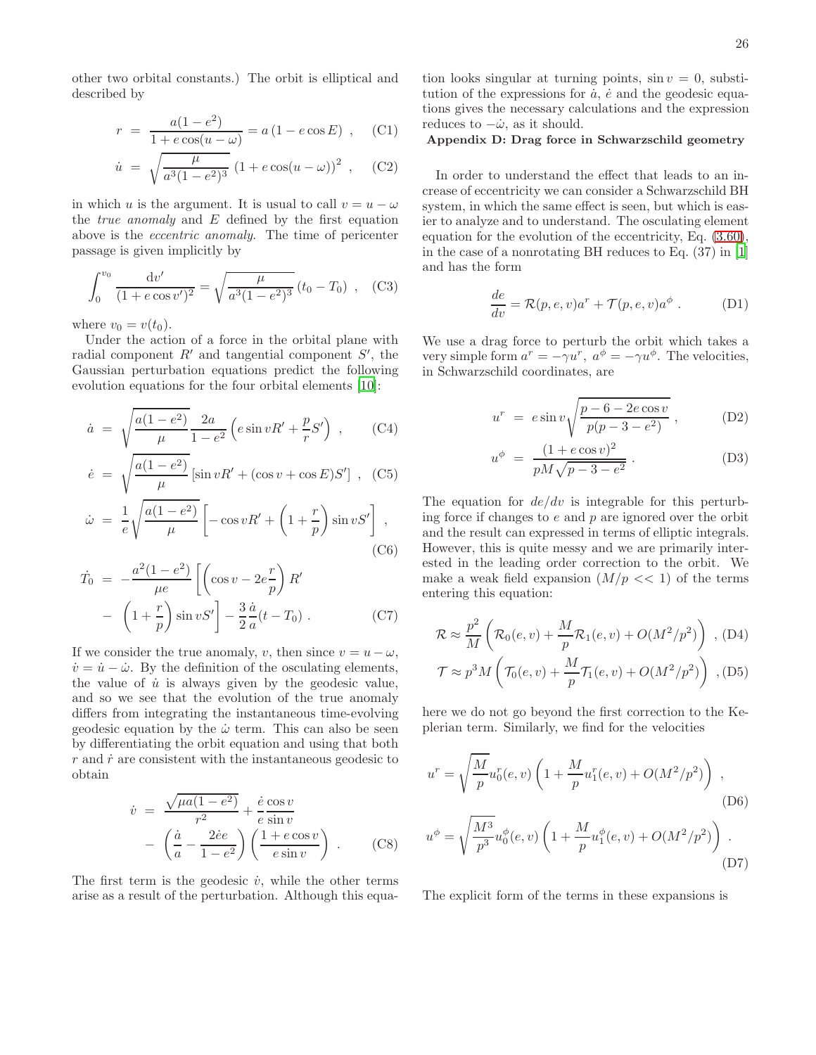other two orbital constants.) The orbit is elliptical and described by

$$r = \frac{a(1-e^2)}{1+e\cos(u-\omega)} = a\left(1-e\cos E\right) \ , \quad \text{(C1)}$$

$$\dot{u} = \sqrt{\frac{\mu}{a^3(1-e^2)^3}}\left(1+e\cos(u-\omega)\right)^2 \ , \quad \text{(C2)}$$

in which $u$ is the argument. It is usual to call $v = u - \omega$ the *true anomaly* and $E$ defined by the first equation above is the *eccentric anomaly*. The time of pericenter passage is given implicitly by

$$\int_0^{v_0} \frac{\mathrm{d}v'}{(1+e\cos v')^2} = \sqrt{\frac{\mu}{a^3(1-e^2)^3}}\,(t_0 - T_0) \ , \quad \text{(C3)}$$

where $v_0 = v(t_0)$.

Under the action of a force in the orbital plane with radial component $R'$ and tangential component $S'$, the Gaussian perturbation equations predict the following evolution equations for the four orbital elements [10]:

$$\dot{a} = \sqrt{\frac{a(1-e^2)}{\mu}}\frac{2a}{1-e^2}\left(e\sin v R' + \frac{p}{r}S'\right) \ , \quad \text{(C4)}$$

$$\dot{e} = \sqrt{\frac{a(1-e^2)}{\mu}}\left[\sin v R' + (\cos v + \cos E)S'\right] \ , \quad \text{(C5)}$$

$$\dot{\omega} = \frac{1}{e}\sqrt{\frac{a(1-e^2)}{\mu}}\left[-\cos v R' + \left(1+\frac{r}{p}\right)\sin v S'\right] \ , \quad \text{(C6)}$$

$$\dot{T_0} = -\frac{a^2(1-e^2)}{\mu e}\left[\left(\cos v - 2e\frac{r}{p}\right)R' - \left(1+\frac{r}{p}\right)\sin v S'\right] - \frac{3}{2}\frac{\dot{a}}{a}(t-T_0) \ . \quad \text{(C7)}$$

If we consider the true anomaly, $v$, then since $v = u - \omega$, $\dot{v} = \dot{u} - \dot{\omega}$. By the definition of the osculating elements, the value of $\dot{u}$ is always given by the geodesic value, and so we see that the evolution of the true anomaly differs from integrating the instantaneous time-evolving geodesic equation by the $\dot{\omega}$ term. This can also be seen by differentiating the orbit equation and using that both $r$ and $\dot{r}$ are consistent with the instantaneous geodesic to obtain

$$\dot{v} = \frac{\sqrt{\mu a(1-e^2)}}{r^2} + \frac{\dot{e}}{e}\frac{\cos v}{\sin v} - \left(\frac{\dot{a}}{a} - \frac{2\dot{e}e}{1-e^2}\right)\left(\frac{1+e\cos v}{e\sin v}\right) \ . \quad \text{(C8)}$$

The first term is the geodesic $\dot{v}$, while the other terms arise as a result of the perturbation. Although this equation looks singular at turning points, $\sin v = 0$, substitution of the expressions for $\dot{a}$, $\dot{e}$ and the geodesic equations gives the necessary calculations and the expression reduces to $-\dot{\omega}$, as it should.

## Appendix D: Drag force in Schwarzschild geometry

In order to understand the effect that leads to an increase of eccentricity we can consider a Schwarzschild BH system, in which the same effect is seen, but which is easier to analyze and to understand. The osculating element equation for the evolution of the eccentricity, Eq. (3.60), in the case of a nonrotating BH reduces to Eq. (37) in [1] and has the form

$$\frac{de}{dv} = \mathcal{R}(p,e,v)a^r + \mathcal{T}(p,e,v)a^\phi \ . \quad \text{(D1)}$$

We use a drag force to perturb the orbit which takes a very simple form $a^r = -\gamma u^r, \ a^\phi = -\gamma u^\phi$. The velocities, in Schwarzschild coordinates, are

$$u^r = e\sin v\sqrt{\frac{p-6-2e\cos v}{p(p-3-e^2)}} \ , \quad \text{(D2)}$$

$$u^\phi = \frac{(1+e\cos v)^2}{pM\sqrt{p-3-e^2}} \ . \quad \text{(D3)}$$

The equation for $de/dv$ is integrable for this perturbing force if changes to $e$ and $p$ are ignored over the orbit and the result can expressed in terms of elliptic integrals. However, this is quite messy and we are primarily interested in the leading order correction to the orbit. We make a weak field expansion ($M/p << 1$) of the terms entering this equation:

$$\mathcal{R} \approx \frac{p^2}{M}\left(\mathcal{R}_0(e,v) + \frac{M}{p}\mathcal{R}_1(e,v) + O(M^2/p^2)\right) \ , \quad \text{(D4)}$$

$$\mathcal{T} \approx p^3 M\left(\mathcal{T}_0(e,v) + \frac{M}{p}\mathcal{T}_1(e,v) + O(M^2/p^2)\right) \ , \quad \text{(D5)}$$

here we do not go beyond the first correction to the Keplerian term. Similarly, we find for the velocities

$$u^r = \sqrt{\frac{M}{p}}u_0^r(e,v)\left(1 + \frac{M}{p}u_1^r(e,v) + O(M^2/p^2)\right) \ , \quad \text{(D6)}$$

$$u^\phi = \sqrt{\frac{M^3}{p^3}}u_0^\phi(e,v)\left(1 + \frac{M}{p}u_1^\phi(e,v) + O(M^2/p^2)\right) \ . \quad \text{(D7)}$$

The explicit form of the terms in these expansions is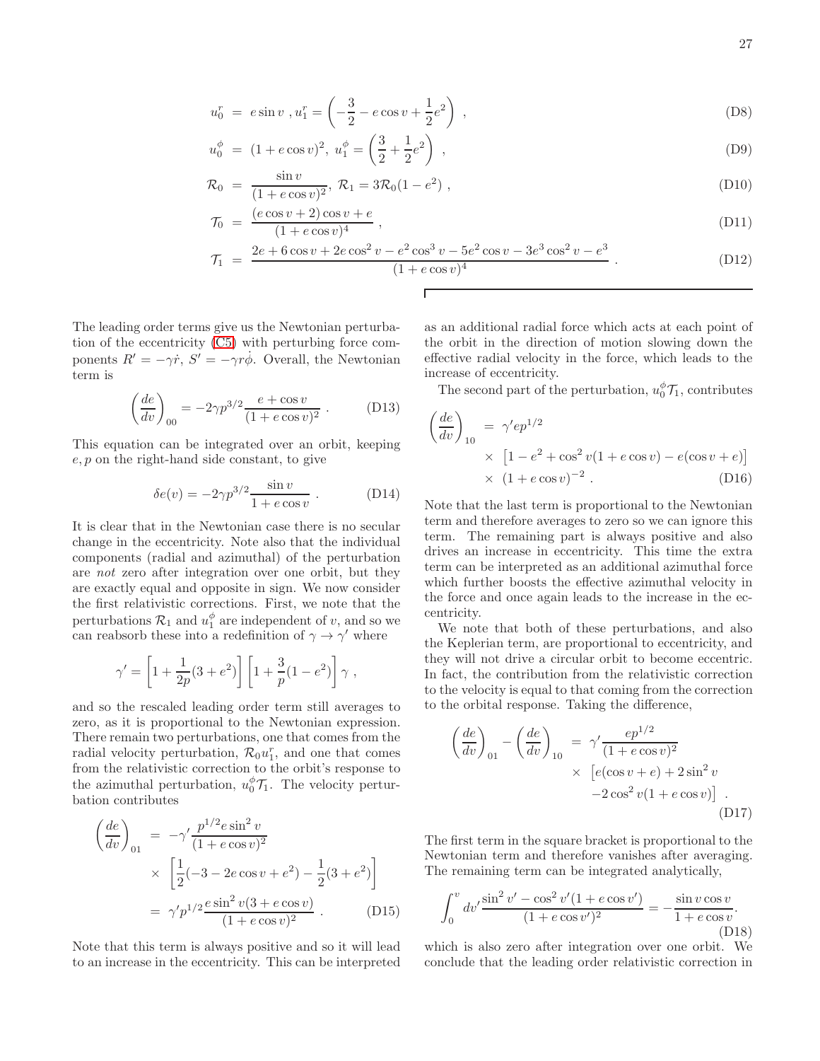$$u_0^r = e\sin v \ , u_1^r = \left(-\frac{3}{2} - e\cos v + \frac{1}{2}e^2\right) \ , \tag{D8}$$

$$u_0^\phi = (1+e\cos v)^2, \ u_1^\phi = \left(\frac{3}{2} + \frac{1}{2}e^2\right) \ , \tag{D9}$$

$$\mathcal{R}_0 = \frac{\sin v}{(1+e\cos v)^2}, \ \mathcal{R}_1 = 3\mathcal{R}_0(1-e^2) \ , \tag{D10}$$

$$\mathcal{T}_0 = \frac{(e\cos v + 2)\cos v + e}{(1+e\cos v)^4} \ , \tag{D11}$$

$$\mathcal{T}_1 = \frac{2e + 6\cos v + 2e\cos^2 v - e^2\cos^3 v - 5e^2\cos v - 3e^3\cos^2 v - e^3}{(1+e\cos v)^4} \ . \tag{D12}$$

The leading order terms give us the Newtonian perturbation of the eccentricity (C5) with perturbing force components $R' = -\gamma\dot{r}$, $S' = -\gamma r\dot{\phi}$. Overall, the Newtonian term is

$$\left(\frac{de}{dv}\right)_{00} = -2\gamma p^{3/2}\frac{e+\cos v}{(1+e\cos v)^2} \ . \tag{D13}$$

This equation can be integrated over an orbit, keeping $e, p$ on the right-hand side constant, to give

$$\delta e(v) = -2\gamma p^{3/2}\frac{\sin v}{1+e\cos v} \ . \tag{D14}$$

It is clear that in the Newtonian case there is no secular change in the eccentricity. Note also that the individual components (radial and azimuthal) of the perturbation are *not* zero after integration over one orbit, but they are exactly equal and opposite in sign. We now consider the first relativistic corrections. First, we note that the perturbations $\mathcal{R}_1$ and $u_1^\phi$ are independent of $v$, and so we can reabsorb these into a redefinition of $\gamma \to \gamma'$ where

$$\gamma' = \left[1 + \frac{1}{2p}(3+e^2)\right]\left[1 + \frac{3}{p}(1-e^2)\right]\gamma \ ,$$

and so the rescaled leading order term still averages to zero, as it is proportional to the Newtonian expression. There remain two perturbations, one that comes from the radial velocity perturbation, $\mathcal{R}_0 u_1^r$, and one that comes from the relativistic correction to the orbit's response to the azimuthal perturbation, $u_0^\phi \mathcal{T}_1$. The velocity perturbation contributes

$$\begin{aligned}\left(\frac{de}{dv}\right)_{01} &= -\gamma'\frac{p^{1/2}e\sin^2 v}{(1+e\cos v)^2} \\ &\times \left[\frac{1}{2}(-3 - 2e\cos v + e^2) - \frac{1}{2}(3+e^2)\right] \\ &= \gamma' p^{1/2}\frac{e\sin^2 v(3+e\cos v)}{(1+e\cos v)^2} \ .\end{aligned} \tag{D15}$$

Note that this term is always positive and so it will lead to an increase in the eccentricity. This can be interpreted as an additional radial force which acts at each point of the orbit in the direction of motion slowing down the effective radial velocity in the force, which leads to the increase of eccentricity.

The second part of the perturbation, $u_0^\phi \mathcal{T}_1$, contributes

$$\begin{aligned}\left(\frac{de}{dv}\right)_{10} &= \gamma' e p^{1/2} \\ &\times \left[1 - e^2 + \cos^2 v(1+e\cos v) - e(\cos v + e)\right] \\ &\times (1+e\cos v)^{-2} \ .\end{aligned} \tag{D16}$$

Note that the last term is proportional to the Newtonian term and therefore averages to zero so we can ignore this term. The remaining part is always positive and also drives an increase in eccentricity. This time the extra term can be interpreted as an additional azimuthal force which further boosts the effective azimuthal velocity in the force and once again leads to the increase in the eccentricity.

We note that both of these perturbations, and also the Keplerian term, are proportional to eccentricity, and they will not drive a circular orbit to become eccentric. In fact, the contribution from the relativistic correction to the velocity is equal to that coming from the correction to the orbital response. Taking the difference,

$$\begin{aligned}\left(\frac{de}{dv}\right)_{01} - \left(\frac{de}{dv}\right)_{10} &= \gamma'\frac{ep^{1/2}}{(1+e\cos v)^2} \\ &\times \left[e(\cos v + e) + 2\sin^2 v \right. \\ &\left. -2\cos^2 v(1+e\cos v)\right] \ .\end{aligned} \tag{D17}$$

The first term in the square bracket is proportional to the Newtonian term and therefore vanishes after averaging. The remaining term can be integrated analytically,

$$\int_0^v dv' \frac{\sin^2 v' - \cos^2 v'(1+e\cos v')}{(1+e\cos v')^2} = -\frac{\sin v\cos v}{1+e\cos v}. \tag{D18}$$

which is also zero after integration over one orbit. We conclude that the leading order relativistic correction in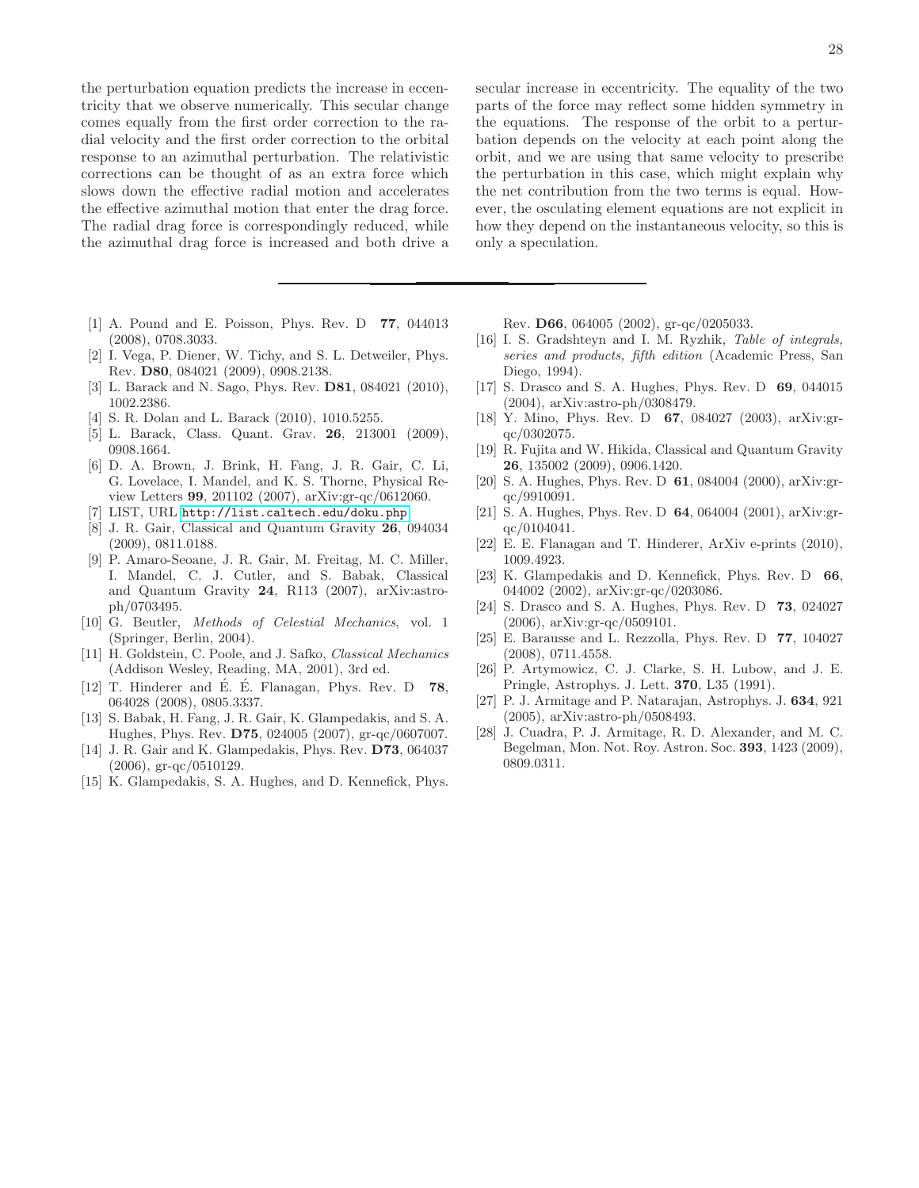the perturbation equation predicts the increase in eccentricity that we observe numerically. This secular change comes equally from the first order correction to the radial velocity and the first order correction to the orbital response to an azimuthal perturbation. The relativistic corrections can be thought of as an extra force which slows down the effective radial motion and accelerates the effective azimuthal motion that enter the drag force. The radial drag force is correspondingly reduced, while the azimuthal drag force is increased and both drive a secular increase in eccentricity. The equality of the two parts of the force may reflect some hidden symmetry in the equations. The response of the orbit to a perturbation depends on the velocity at each point along the orbit, and we are using that same velocity to prescribe the perturbation in this case, which might explain why the net contribution from the two terms is equal. However, the osculating element equations are not explicit in how they depend on the instantaneous velocity, so this is only a speculation.

---

[1] A. Pound and E. Poisson, Phys. Rev. D **77**, 044013 (2008), 0708.3033.

[2] I. Vega, P. Diener, W. Tichy, and S. L. Detweiler, Phys. Rev. **D80**, 084021 (2009), 0908.2138.

[3] L. Barack and N. Sago, Phys. Rev. **D81**, 084021 (2010), 1002.2386.

[4] S. R. Dolan and L. Barack (2010), 1010.5255.

[5] L. Barack, Class. Quant. Grav. **26**, 213001 (2009), 0908.1664.

[6] D. A. Brown, J. Brink, H. Fang, J. R. Gair, C. Li, G. Lovelace, I. Mandel, and K. S. Thorne, Physical Review Letters **99**, 201102 (2007), arXiv:gr-qc/0612060.

[7] LIST, URL http://list.caltech.edu/doku.php.

[8] J. R. Gair, Classical and Quantum Gravity **26**, 094034 (2009), 0811.0188.

[9] P. Amaro-Seoane, J. R. Gair, M. Freitag, M. C. Miller, I. Mandel, C. J. Cutler, and S. Babak, Classical and Quantum Gravity **24**, R113 (2007), arXiv:astro-ph/0703495.

[10] G. Beutler, *Methods of Celestial Mechanics*, vol. 1 (Springer, Berlin, 2004).

[11] H. Goldstein, C. Poole, and J. Safko, *Classical Mechanics* (Addison Wesley, Reading, MA, 2001), 3rd ed.

[12] T. Hinderer and É. É. Flanagan, Phys. Rev. D **78**, 064028 (2008), 0805.3337.

[13] S. Babak, H. Fang, J. R. Gair, K. Glampedakis, and S. A. Hughes, Phys. Rev. **D75**, 024005 (2007), gr-qc/0607007.

[14] J. R. Gair and K. Glampedakis, Phys. Rev. **D73**, 064037 (2006), gr-qc/0510129.

[15] K. Glampedakis, S. A. Hughes, and D. Kennefick, Phys. Rev. **D66**, 064005 (2002), gr-qc/0205033.

[16] I. S. Gradshteyn and I. M. Ryzhik, *Table of integrals, series and products, fifth edition* (Academic Press, San Diego, 1994).

[17] S. Drasco and S. A. Hughes, Phys. Rev. D **69**, 044015 (2004), arXiv:astro-ph/0308479.

[18] Y. Mino, Phys. Rev. D **67**, 084027 (2003), arXiv:gr-qc/0302075.

[19] R. Fujita and W. Hikida, Classical and Quantum Gravity **26**, 135002 (2009), 0906.1420.

[20] S. A. Hughes, Phys. Rev. D **61**, 084004 (2000), arXiv:gr-qc/9910091.

[21] S. A. Hughes, Phys. Rev. D **64**, 064004 (2001), arXiv:gr-qc/0104041.

[22] E. E. Flanagan and T. Hinderer, ArXiv e-prints (2010), 1009.4923.

[23] K. Glampedakis and D. Kennefick, Phys. Rev. D **66**, 044002 (2002), arXiv:gr-qc/0203086.

[24] S. Drasco and S. A. Hughes, Phys. Rev. D **73**, 024027 (2006), arXiv:gr-qc/0509101.

[25] E. Barausse and L. Rezzolla, Phys. Rev. D **77**, 104027 (2008), 0711.4558.

[26] P. Artymowicz, C. J. Clarke, S. H. Lubow, and J. E. Pringle, Astrophys. J. Lett. **370**, L35 (1991).

[27] P. J. Armitage and P. Natarajan, Astrophys. J. **634**, 921 (2005), arXiv:astro-ph/0508493.

[28] J. Cuadra, P. J. Armitage, R. D. Alexander, and M. C. Begelman, Mon. Not. Roy. Astron. Soc. **393**, 1423 (2009), 0809.0311.